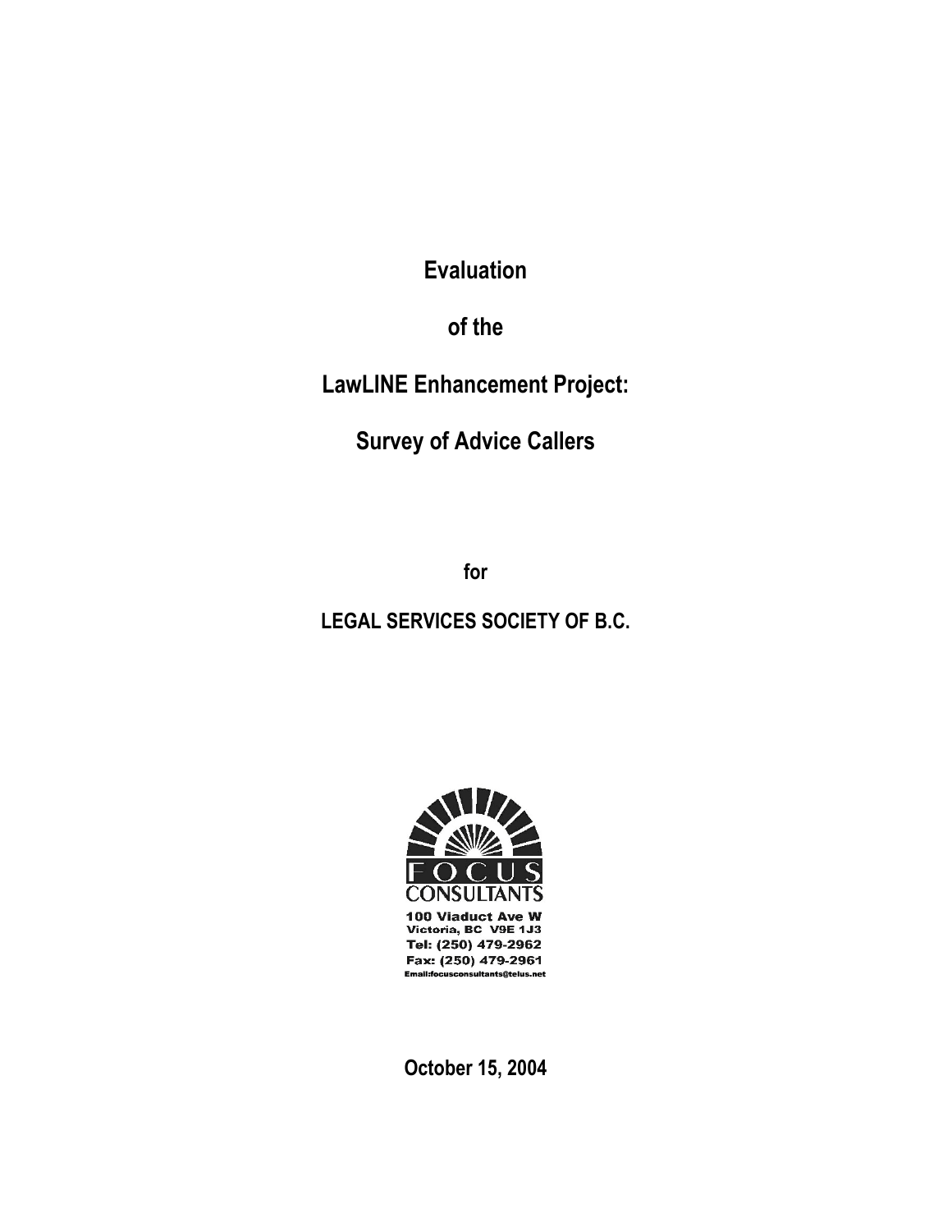# Evaluation

# of the

# LawLINE Enhancement Project:

# Survey of Advice Callers

**for**

**LEGAL SERVICES SOCIETY OF B.C.**

FOCUS CONSULTANTS
100 Viaduct Ave W
Victoria, BC V9E 1J3
Tel: (250) 479-2962
Fax: (250) 479-2961
Email:focusconsultants@telus.net

**October 15, 2004**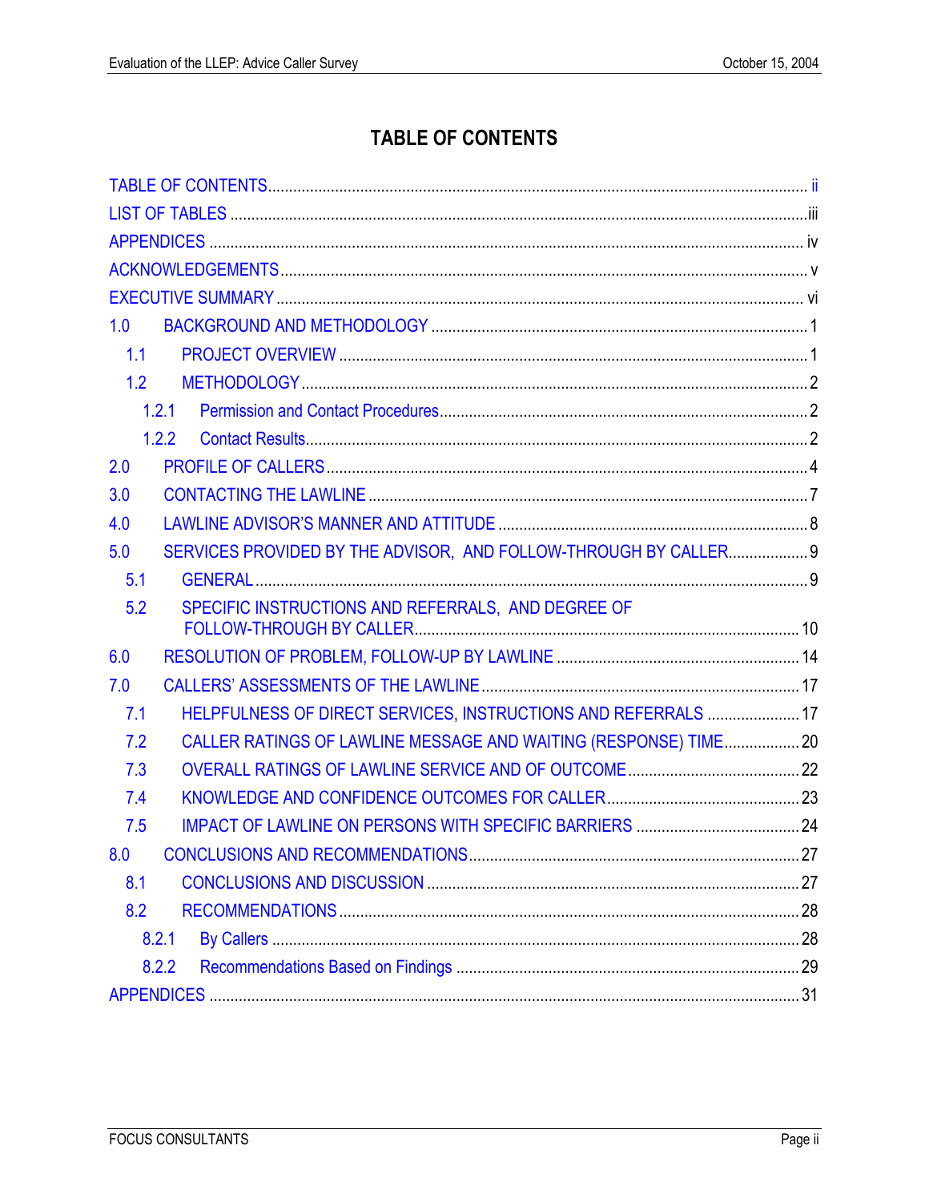# TABLE OF CONTENTS

TABLE OF CONTENTS ..... ii
LIST OF TABLES ..... iii
APPENDICES ..... iv
ACKNOWLEDGEMENTS ..... v
EXECUTIVE SUMMARY ..... vi
1.0 BACKGROUND AND METHODOLOGY ..... 1
- 1.1 PROJECT OVERVIEW ..... 1
- 1.2 METHODOLOGY ..... 2
  - 1.2.1 Permission and Contact Procedures ..... 2
  - 1.2.2 Contact Results ..... 2

2.0 PROFILE OF CALLERS ..... 4
3.0 CONTACTING THE LAWLINE ..... 7
4.0 LAWLINE ADVISOR'S MANNER AND ATTITUDE ..... 8
5.0 SERVICES PROVIDED BY THE ADVISOR, AND FOLLOW-THROUGH BY CALLER ..... 9
- 5.1 GENERAL ..... 9
- 5.2 SPECIFIC INSTRUCTIONS AND REFERRALS, AND DEGREE OF FOLLOW-THROUGH BY CALLER ..... 10

6.0 RESOLUTION OF PROBLEM, FOLLOW-UP BY LAWLINE ..... 14
7.0 CALLERS' ASSESSMENTS OF THE LAWLINE ..... 17
- 7.1 HELPFULNESS OF DIRECT SERVICES, INSTRUCTIONS AND REFERRALS ..... 17
- 7.2 CALLER RATINGS OF LAWLINE MESSAGE AND WAITING (RESPONSE) TIME ..... 20
- 7.3 OVERALL RATINGS OF LAWLINE SERVICE AND OF OUTCOME ..... 22
- 7.4 KNOWLEDGE AND CONFIDENCE OUTCOMES FOR CALLER ..... 23
- 7.5 IMPACT OF LAWLINE ON PERSONS WITH SPECIFIC BARRIERS ..... 24

8.0 CONCLUSIONS AND RECOMMENDATIONS ..... 27
- 8.1 CONCLUSIONS AND DISCUSSION ..... 27
- 8.2 RECOMMENDATIONS ..... 28
  - 8.2.1 By Callers ..... 28
  - 8.2.2 Recommendations Based on Findings ..... 29

APPENDICES ..... 31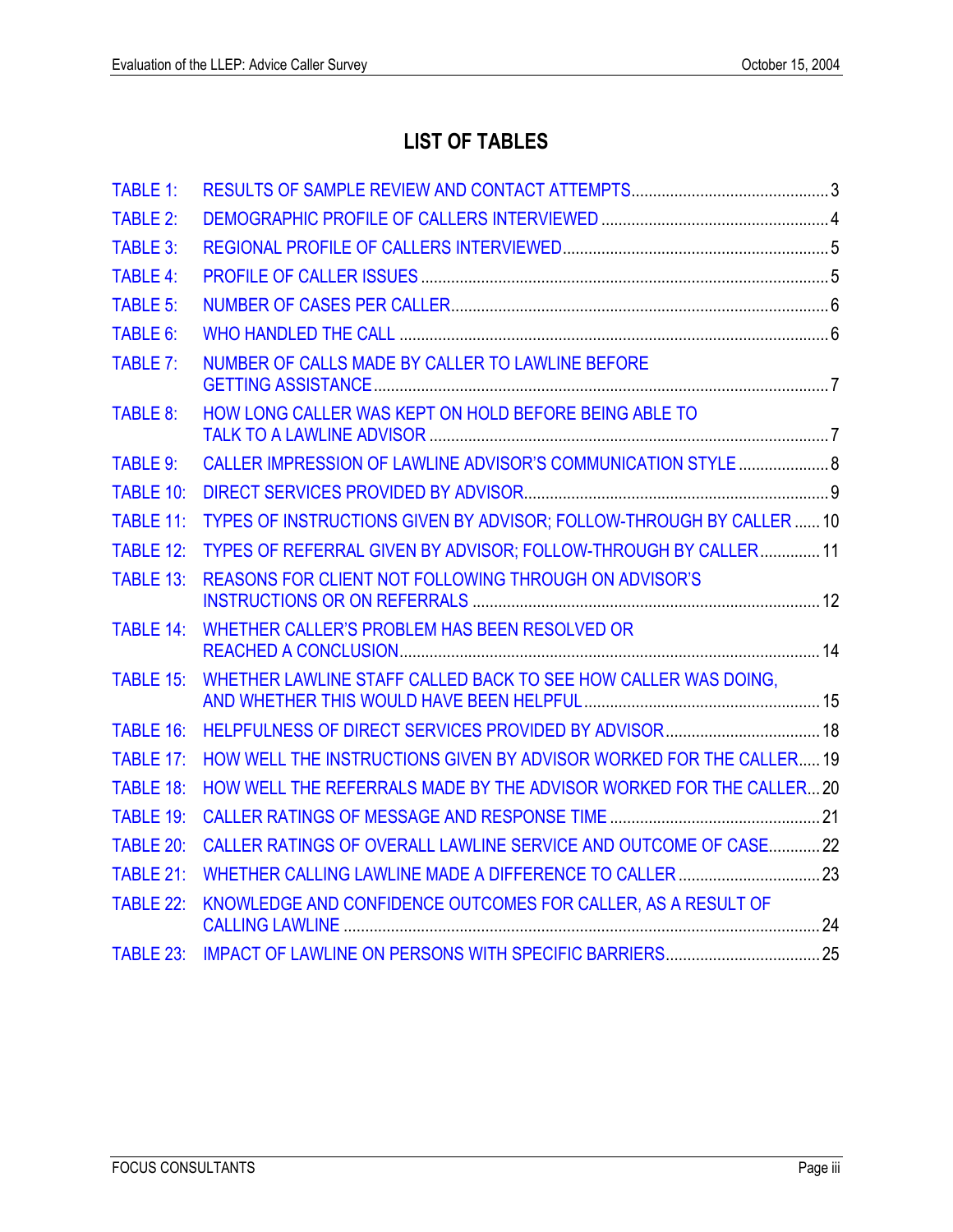# LIST OF TABLES

TABLE 1: RESULTS OF SAMPLE REVIEW AND CONTACT ATTEMPTS ........ 3
TABLE 2: DEMOGRAPHIC PROFILE OF CALLERS INTERVIEWED ........ 4
TABLE 3: REGIONAL PROFILE OF CALLERS INTERVIEWED ........ 5
TABLE 4: PROFILE OF CALLER ISSUES ........ 5
TABLE 5: NUMBER OF CASES PER CALLER ........ 6
TABLE 6: WHO HANDLED THE CALL ........ 6
TABLE 7: NUMBER OF CALLS MADE BY CALLER TO LAWLINE BEFORE GETTING ASSISTANCE ........ 7
TABLE 8: HOW LONG CALLER WAS KEPT ON HOLD BEFORE BEING ABLE TO TALK TO A LAWLINE ADVISOR ........ 7
TABLE 9: CALLER IMPRESSION OF LAWLINE ADVISOR'S COMMUNICATION STYLE ........ 8
TABLE 10: DIRECT SERVICES PROVIDED BY ADVISOR ........ 9
TABLE 11: TYPES OF INSTRUCTIONS GIVEN BY ADVISOR; FOLLOW-THROUGH BY CALLER ........ 10
TABLE 12: TYPES OF REFERRAL GIVEN BY ADVISOR; FOLLOW-THROUGH BY CALLER ........ 11
TABLE 13: REASONS FOR CLIENT NOT FOLLOWING THROUGH ON ADVISOR'S INSTRUCTIONS OR ON REFERRALS ........ 12
TABLE 14: WHETHER CALLER'S PROBLEM HAS BEEN RESOLVED OR REACHED A CONCLUSION ........ 14
TABLE 15: WHETHER LAWLINE STAFF CALLED BACK TO SEE HOW CALLER WAS DOING, AND WHETHER THIS WOULD HAVE BEEN HELPFUL ........ 15
TABLE 16: HELPFULNESS OF DIRECT SERVICES PROVIDED BY ADVISOR ........ 18
TABLE 17: HOW WELL THE INSTRUCTIONS GIVEN BY ADVISOR WORKED FOR THE CALLER ........ 19
TABLE 18: HOW WELL THE REFERRALS MADE BY THE ADVISOR WORKED FOR THE CALLER ........ 20
TABLE 19: CALLER RATINGS OF MESSAGE AND RESPONSE TIME ........ 21
TABLE 20: CALLER RATINGS OF OVERALL LAWLINE SERVICE AND OUTCOME OF CASE ........ 22
TABLE 21: WHETHER CALLING LAWLINE MADE A DIFFERENCE TO CALLER ........ 23
TABLE 22: KNOWLEDGE AND CONFIDENCE OUTCOMES FOR CALLER, AS A RESULT OF CALLING LAWLINE ........ 24
TABLE 23: IMPACT OF LAWLINE ON PERSONS WITH SPECIFIC BARRIERS ........ 25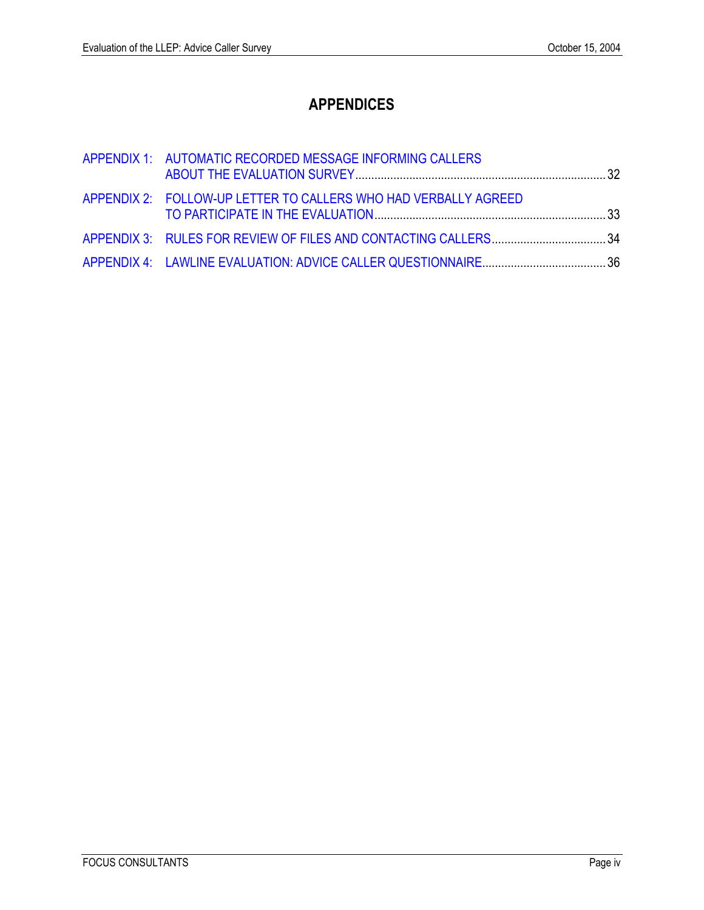# APPENDICES

APPENDIX 1: AUTOMATIC RECORDED MESSAGE INFORMING CALLERS ABOUT THE EVALUATION SURVEY .......... 32

APPENDIX 2: FOLLOW-UP LETTER TO CALLERS WHO HAD VERBALLY AGREED TO PARTICIPATE IN THE EVALUATION .......... 33

APPENDIX 3: RULES FOR REVIEW OF FILES AND CONTACTING CALLERS .......... 34

APPENDIX 4: LAWLINE EVALUATION: ADVICE CALLER QUESTIONNAIRE .......... 36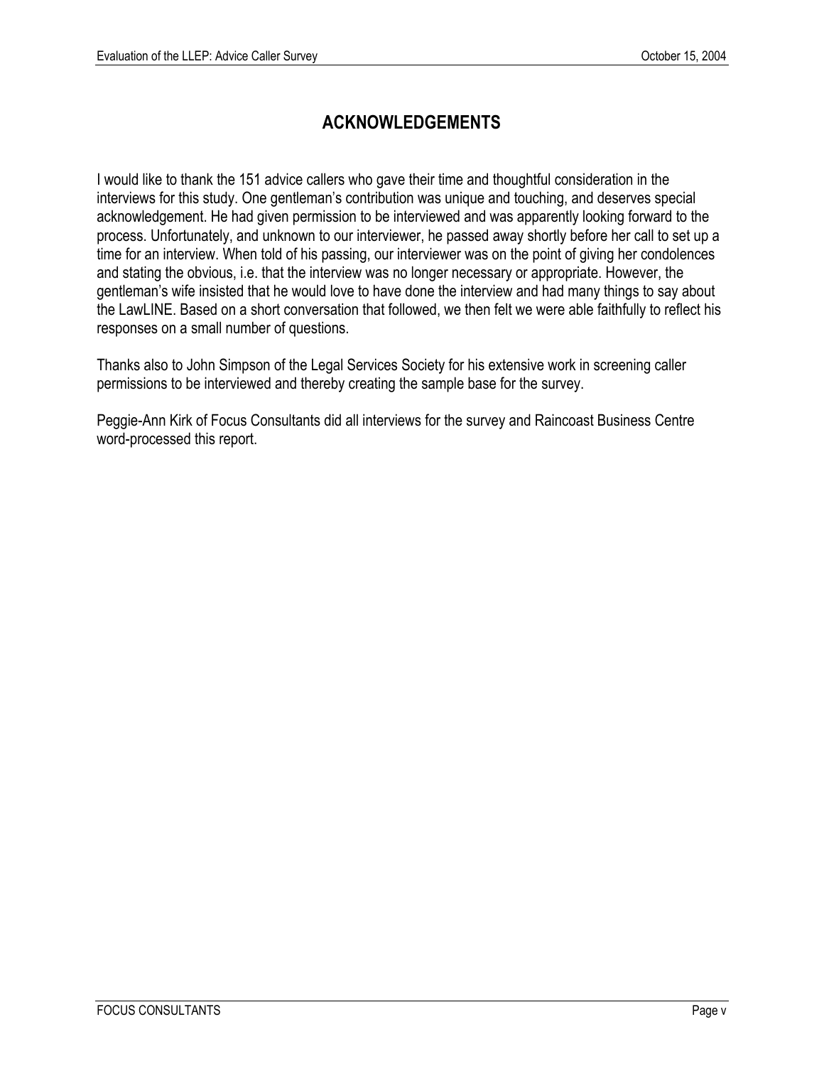# ACKNOWLEDGEMENTS

I would like to thank the 151 advice callers who gave their time and thoughtful consideration in the interviews for this study. One gentleman's contribution was unique and touching, and deserves special acknowledgement. He had given permission to be interviewed and was apparently looking forward to the process. Unfortunately, and unknown to our interviewer, he passed away shortly before her call to set up a time for an interview. When told of his passing, our interviewer was on the point of giving her condolences and stating the obvious, i.e. that the interview was no longer necessary or appropriate. However, the gentleman's wife insisted that he would love to have done the interview and had many things to say about the LawLINE. Based on a short conversation that followed, we then felt we were able faithfully to reflect his responses on a small number of questions.

Thanks also to John Simpson of the Legal Services Society for his extensive work in screening caller permissions to be interviewed and thereby creating the sample base for the survey.

Peggie-Ann Kirk of Focus Consultants did all interviews for the survey and Raincoast Business Centre word-processed this report.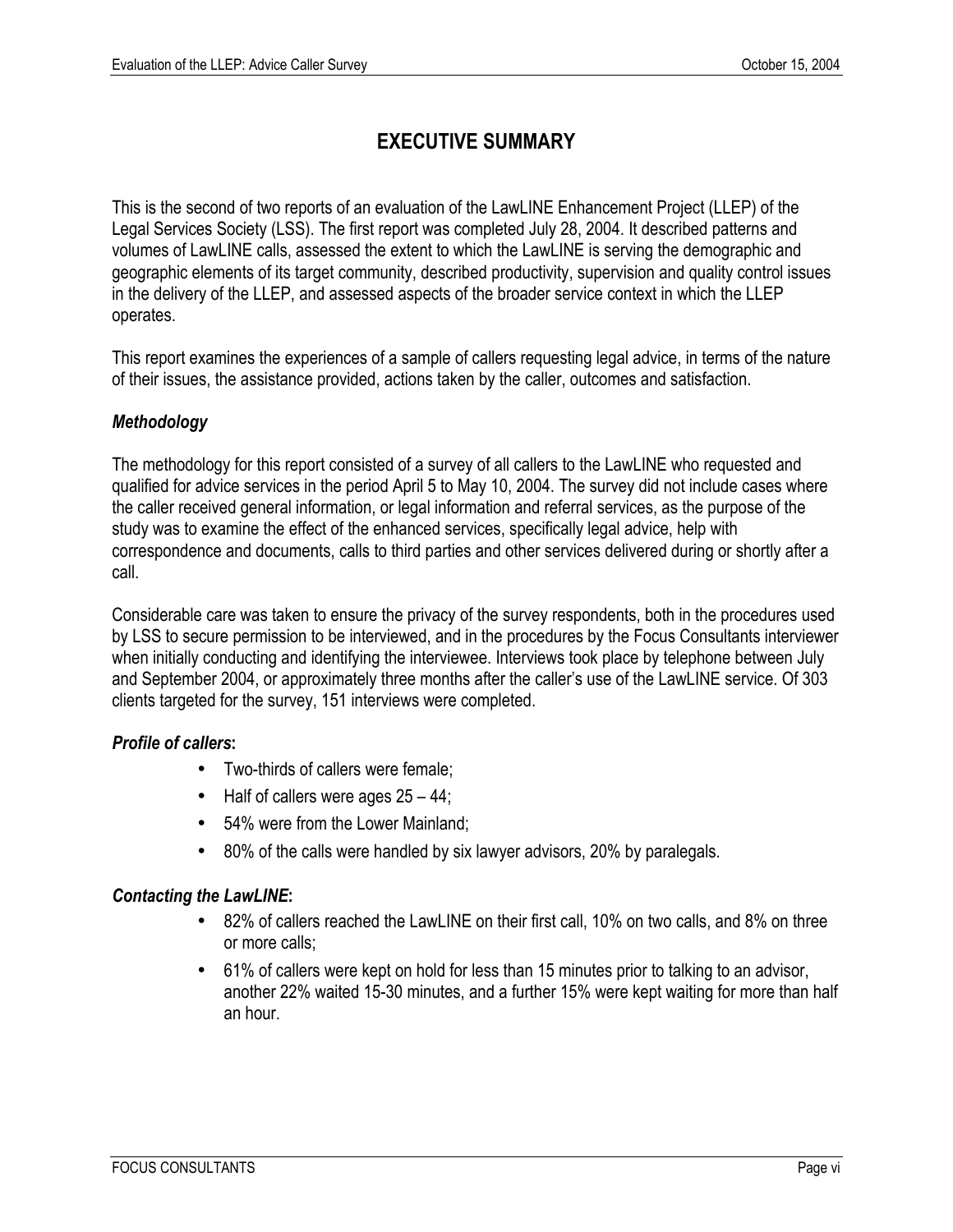# EXECUTIVE SUMMARY

This is the second of two reports of an evaluation of the LawLINE Enhancement Project (LLEP) of the Legal Services Society (LSS). The first report was completed July 28, 2004. It described patterns and volumes of LawLINE calls, assessed the extent to which the LawLINE is serving the demographic and geographic elements of its target community, described productivity, supervision and quality control issues in the delivery of the LLEP, and assessed aspects of the broader service context in which the LLEP operates.

This report examines the experiences of a sample of callers requesting legal advice, in terms of the nature of their issues, the assistance provided, actions taken by the caller, outcomes and satisfaction.

### *Methodology*

The methodology for this report consisted of a survey of all callers to the LawLINE who requested and qualified for advice services in the period April 5 to May 10, 2004. The survey did not include cases where the caller received general information, or legal information and referral services, as the purpose of the study was to examine the effect of the enhanced services, specifically legal advice, help with correspondence and documents, calls to third parties and other services delivered during or shortly after a call.

Considerable care was taken to ensure the privacy of the survey respondents, both in the procedures used by LSS to secure permission to be interviewed, and in the procedures by the Focus Consultants interviewer when initially conducting and identifying the interviewee. Interviews took place by telephone between July and September 2004, or approximately three months after the caller's use of the LawLINE service. Of 303 clients targeted for the survey, 151 interviews were completed.

### *Profile of callers***:**

- Two-thirds of callers were female;
- Half of callers were ages 25 – 44;
- 54% were from the Lower Mainland;
- 80% of the calls were handled by six lawyer advisors, 20% by paralegals.

### *Contacting the LawLINE***:**

- 82% of callers reached the LawLINE on their first call, 10% on two calls, and 8% on three or more calls;
- 61% of callers were kept on hold for less than 15 minutes prior to talking to an advisor, another 22% waited 15-30 minutes, and a further 15% were kept waiting for more than half an hour.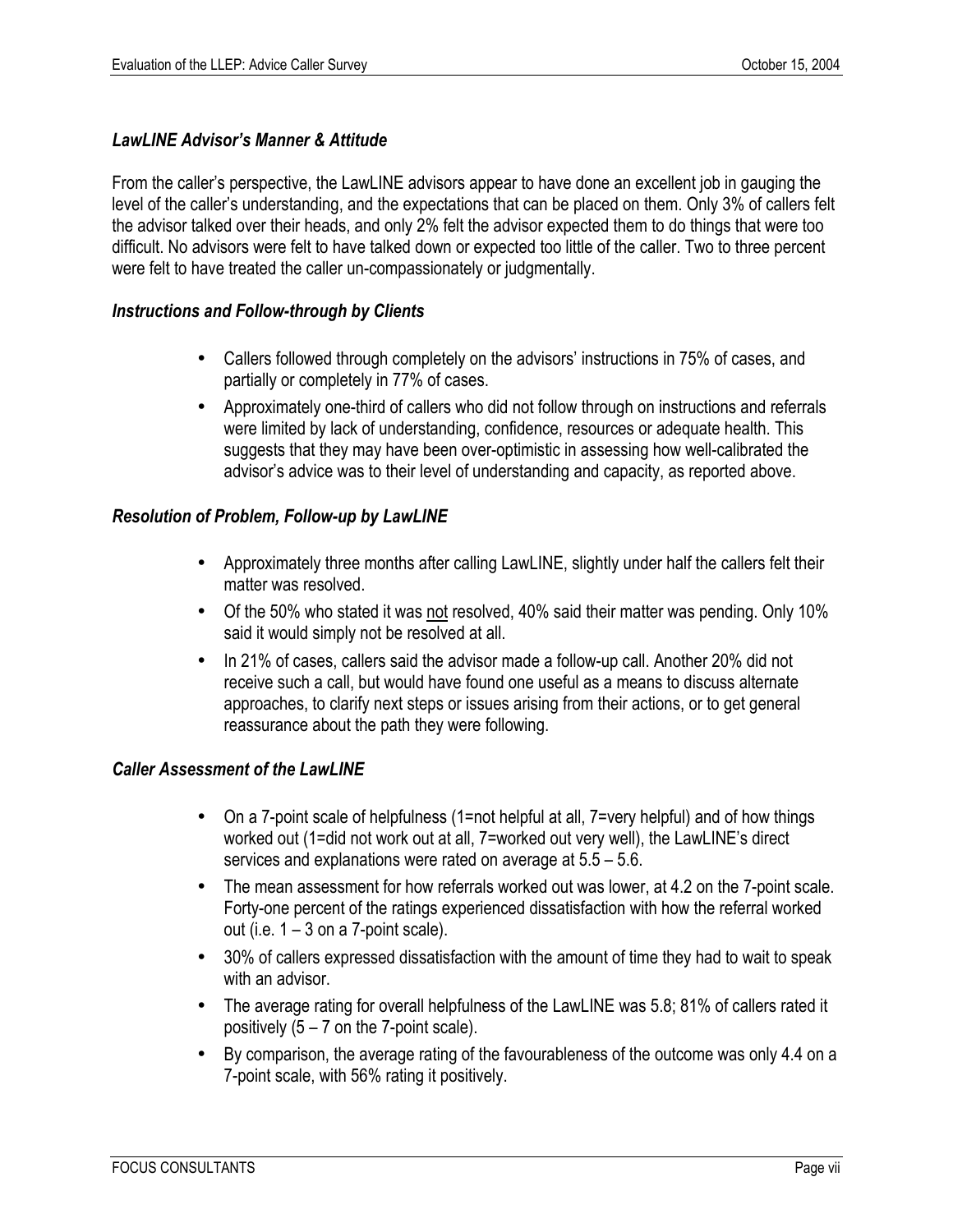### *LawLINE Advisor's Manner & Attitude*

From the caller's perspective, the LawLINE advisors appear to have done an excellent job in gauging the level of the caller's understanding, and the expectations that can be placed on them. Only 3% of callers felt the advisor talked over their heads, and only 2% felt the advisor expected them to do things that were too difficult. No advisors were felt to have talked down or expected too little of the caller. Two to three percent were felt to have treated the caller un-compassionately or judgmentally.

### *Instructions and Follow-through by Clients*

- Callers followed through completely on the advisors' instructions in 75% of cases, and partially or completely in 77% of cases.
- Approximately one-third of callers who did not follow through on instructions and referrals were limited by lack of understanding, confidence, resources or adequate health. This suggests that they may have been over-optimistic in assessing how well-calibrated the advisor's advice was to their level of understanding and capacity, as reported above.

### *Resolution of Problem, Follow-up by LawLINE*

- Approximately three months after calling LawLINE, slightly under half the callers felt their matter was resolved.
- Of the 50% who stated it was <u>not</u> resolved, 40% said their matter was pending. Only 10% said it would simply not be resolved at all.
- In 21% of cases, callers said the advisor made a follow-up call. Another 20% did not receive such a call, but would have found one useful as a means to discuss alternate approaches, to clarify next steps or issues arising from their actions, or to get general reassurance about the path they were following.

### *Caller Assessment of the LawLINE*

- On a 7-point scale of helpfulness (1=not helpful at all, 7=very helpful) and of how things worked out (1=did not work out at all, 7=worked out very well), the LawLINE's direct services and explanations were rated on average at 5.5 – 5.6.
- The mean assessment for how referrals worked out was lower, at 4.2 on the 7-point scale. Forty-one percent of the ratings experienced dissatisfaction with how the referral worked out (i.e. 1 – 3 on a 7-point scale).
- 30% of callers expressed dissatisfaction with the amount of time they had to wait to speak with an advisor.
- The average rating for overall helpfulness of the LawLINE was 5.8; 81% of callers rated it positively (5 – 7 on the 7-point scale).
- By comparison, the average rating of the favourableness of the outcome was only 4.4 on a 7-point scale, with 56% rating it positively.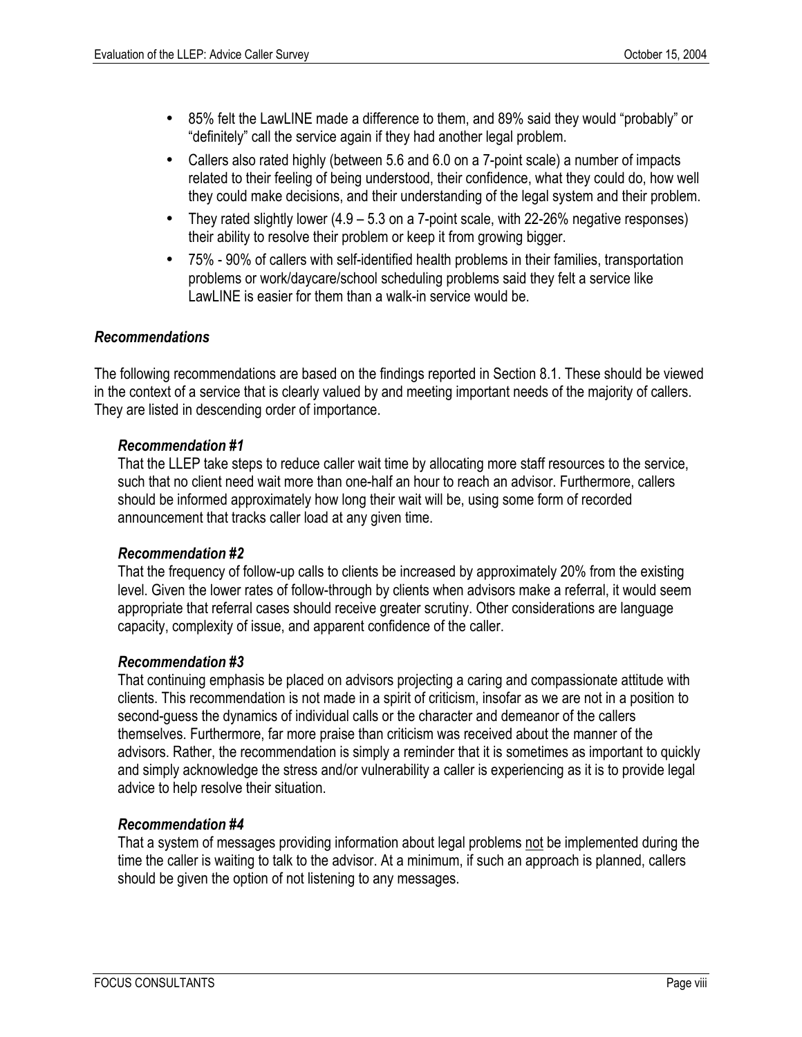- 85% felt the LawLINE made a difference to them, and 89% said they would "probably" or "definitely" call the service again if they had another legal problem.
- Callers also rated highly (between 5.6 and 6.0 on a 7-point scale) a number of impacts related to their feeling of being understood, their confidence, what they could do, how well they could make decisions, and their understanding of the legal system and their problem.
- They rated slightly lower (4.9 – 5.3 on a 7-point scale, with 22-26% negative responses) their ability to resolve their problem or keep it from growing bigger.
- 75% - 90% of callers with self-identified health problems in their families, transportation problems or work/daycare/school scheduling problems said they felt a service like LawLINE is easier for them than a walk-in service would be.

### *Recommendations*

The following recommendations are based on the findings reported in Section 8.1. These should be viewed in the context of a service that is clearly valued by and meeting important needs of the majority of callers. They are listed in descending order of importance.

#### *Recommendation #1*

That the LLEP take steps to reduce caller wait time by allocating more staff resources to the service, such that no client need wait more than one-half an hour to reach an advisor. Furthermore, callers should be informed approximately how long their wait will be, using some form of recorded announcement that tracks caller load at any given time.

#### *Recommendation #2*

That the frequency of follow-up calls to clients be increased by approximately 20% from the existing level. Given the lower rates of follow-through by clients when advisors make a referral, it would seem appropriate that referral cases should receive greater scrutiny. Other considerations are language capacity, complexity of issue, and apparent confidence of the caller.

#### *Recommendation #3*

That continuing emphasis be placed on advisors projecting a caring and compassionate attitude with clients. This recommendation is not made in a spirit of criticism, insofar as we are not in a position to second-guess the dynamics of individual calls or the character and demeanor of the callers themselves. Furthermore, far more praise than criticism was received about the manner of the advisors. Rather, the recommendation is simply a reminder that it is sometimes as important to quickly and simply acknowledge the stress and/or vulnerability a caller is experiencing as it is to provide legal advice to help resolve their situation.

#### *Recommendation #4*

That a system of messages providing information about legal problems not be implemented during the time the caller is waiting to talk to the advisor. At a minimum, if such an approach is planned, callers should be given the option of not listening to any messages.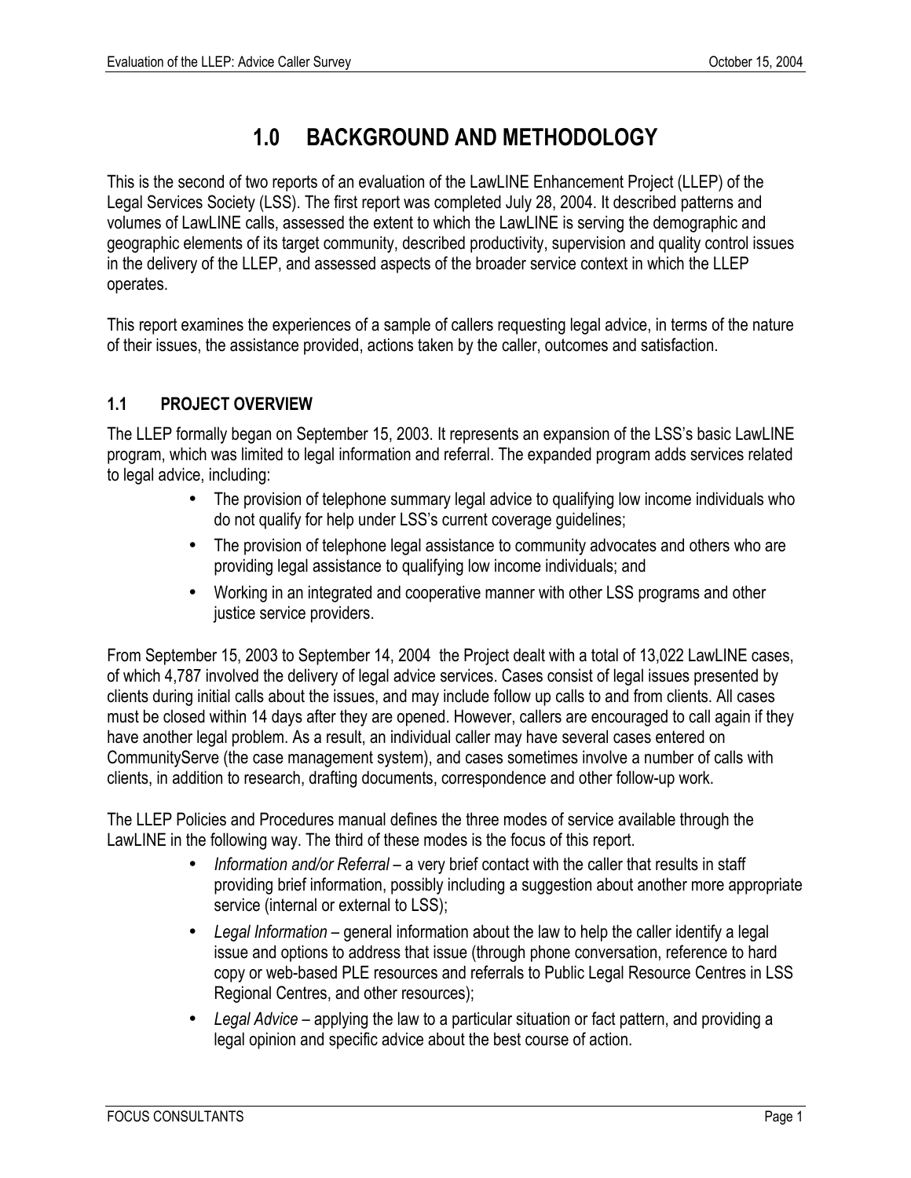# 1.0 BACKGROUND AND METHODOLOGY

This is the second of two reports of an evaluation of the LawLINE Enhancement Project (LLEP) of the Legal Services Society (LSS). The first report was completed July 28, 2004. It described patterns and volumes of LawLINE calls, assessed the extent to which the LawLINE is serving the demographic and geographic elements of its target community, described productivity, supervision and quality control issues in the delivery of the LLEP, and assessed aspects of the broader service context in which the LLEP operates.

This report examines the experiences of a sample of callers requesting legal advice, in terms of the nature of their issues, the assistance provided, actions taken by the caller, outcomes and satisfaction.

## 1.1 PROJECT OVERVIEW

The LLEP formally began on September 15, 2003. It represents an expansion of the LSS's basic LawLINE program, which was limited to legal information and referral. The expanded program adds services related to legal advice, including:

- The provision of telephone summary legal advice to qualifying low income individuals who do not qualify for help under LSS's current coverage guidelines;
- The provision of telephone legal assistance to community advocates and others who are providing legal assistance to qualifying low income individuals; and
- Working in an integrated and cooperative manner with other LSS programs and other justice service providers.

From September 15, 2003 to September 14, 2004 the Project dealt with a total of 13,022 LawLINE cases, of which 4,787 involved the delivery of legal advice services. Cases consist of legal issues presented by clients during initial calls about the issues, and may include follow up calls to and from clients. All cases must be closed within 14 days after they are opened. However, callers are encouraged to call again if they have another legal problem. As a result, an individual caller may have several cases entered on CommunityServe (the case management system), and cases sometimes involve a number of calls with clients, in addition to research, drafting documents, correspondence and other follow-up work.

The LLEP Policies and Procedures manual defines the three modes of service available through the LawLINE in the following way. The third of these modes is the focus of this report.

- *Information and/or Referral* – a very brief contact with the caller that results in staff providing brief information, possibly including a suggestion about another more appropriate service (internal or external to LSS);
- *Legal Information* – general information about the law to help the caller identify a legal issue and options to address that issue (through phone conversation, reference to hard copy or web-based PLE resources and referrals to Public Legal Resource Centres in LSS Regional Centres, and other resources);
- *Legal Advice* – applying the law to a particular situation or fact pattern, and providing a legal opinion and specific advice about the best course of action.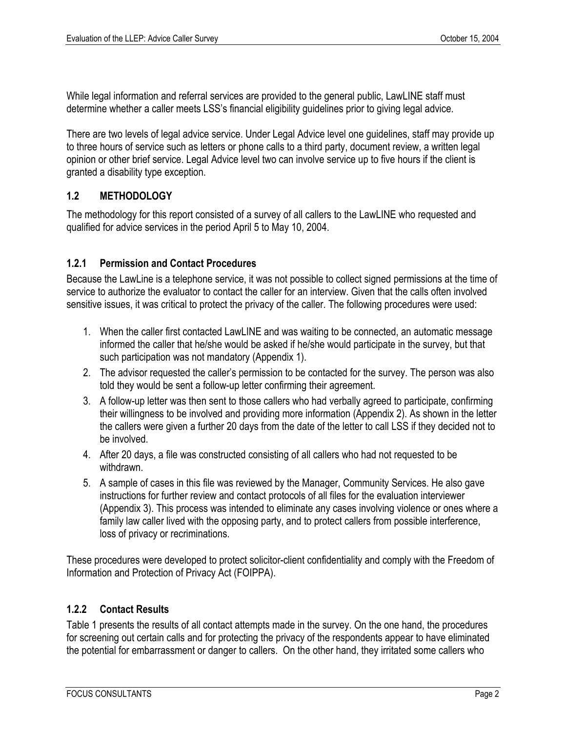While legal information and referral services are provided to the general public, LawLINE staff must determine whether a caller meets LSS's financial eligibility guidelines prior to giving legal advice.

There are two levels of legal advice service. Under Legal Advice level one guidelines, staff may provide up to three hours of service such as letters or phone calls to a third party, document review, a written legal opinion or other brief service. Legal Advice level two can involve service up to five hours if the client is granted a disability type exception.

### 1.2 METHODOLOGY

The methodology for this report consisted of a survey of all callers to the LawLINE who requested and qualified for advice services in the period April 5 to May 10, 2004.

#### 1.2.1 Permission and Contact Procedures

Because the LawLine is a telephone service, it was not possible to collect signed permissions at the time of service to authorize the evaluator to contact the caller for an interview. Given that the calls often involved sensitive issues, it was critical to protect the privacy of the caller. The following procedures were used:

1. When the caller first contacted LawLINE and was waiting to be connected, an automatic message informed the caller that he/she would be asked if he/she would participate in the survey, but that such participation was not mandatory (Appendix 1).
2. The advisor requested the caller's permission to be contacted for the survey. The person was also told they would be sent a follow-up letter confirming their agreement.
3. A follow-up letter was then sent to those callers who had verbally agreed to participate, confirming their willingness to be involved and providing more information (Appendix 2). As shown in the letter the callers were given a further 20 days from the date of the letter to call LSS if they decided not to be involved.
4. After 20 days, a file was constructed consisting of all callers who had not requested to be withdrawn.
5. A sample of cases in this file was reviewed by the Manager, Community Services. He also gave instructions for further review and contact protocols of all files for the evaluation interviewer (Appendix 3). This process was intended to eliminate any cases involving violence or ones where a family law caller lived with the opposing party, and to protect callers from possible interference, loss of privacy or recriminations.

These procedures were developed to protect solicitor-client confidentiality and comply with the Freedom of Information and Protection of Privacy Act (FOIPPA).

#### 1.2.2 Contact Results

Table 1 presents the results of all contact attempts made in the survey. On the one hand, the procedures for screening out certain calls and for protecting the privacy of the respondents appear to have eliminated the potential for embarrassment or danger to callers. On the other hand, they irritated some callers who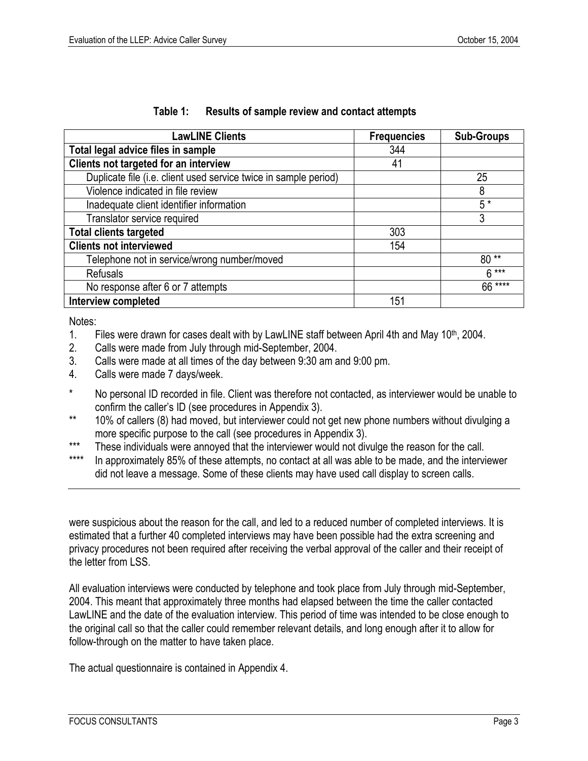**Table 1: Results of sample review and contact attempts**

| LawLINE Clients | Frequencies | Sub-Groups |
|---|---|---|
| **Total legal advice files in sample** | 344 | |
| **Clients not targeted for an interview** | 41 | |
| Duplicate file (i.e. client used service twice in sample period) | | 25 |
| Violence indicated in file review | | 8 |
| Inadequate client identifier information | | 5 * |
| Translator service required | | 3 |
| **Total clients targeted** | 303 | |
| **Clients not interviewed** | 154 | |
| Telephone not in service/wrong number/moved | | 80 ** |
| Refusals | | 6 *** |
| No response after 6 or 7 attempts | | 66 **** |
| **Interview completed** | 151 | |

Notes:

1. Files were drawn for cases dealt with by LawLINE staff between April 4th and May 10th, 2004.
2. Calls were made from July through mid-September, 2004.
3. Calls were made at all times of the day between 9:30 am and 9:00 pm.
4. Calls were made 7 days/week.

\* No personal ID recorded in file. Client was therefore not contacted, as interviewer would be unable to confirm the caller's ID (see procedures in Appendix 3).

\** 10% of callers (8) had moved, but interviewer could not get new phone numbers without divulging a more specific purpose to the call (see procedures in Appendix 3).

\*** These individuals were annoyed that the interviewer would not divulge the reason for the call.

\**** In approximately 85% of these attempts, no contact at all was able to be made, and the interviewer did not leave a message. Some of these clients may have used call display to screen calls.

were suspicious about the reason for the call, and led to a reduced number of completed interviews. It is estimated that a further 40 completed interviews may have been possible had the extra screening and privacy procedures not been required after receiving the verbal approval of the caller and their receipt of the letter from LSS.

All evaluation interviews were conducted by telephone and took place from July through mid-September, 2004. This meant that approximately three months had elapsed between the time the caller contacted LawLINE and the date of the evaluation interview. This period of time was intended to be close enough to the original call so that the caller could remember relevant details, and long enough after it to allow for follow-through on the matter to have taken place.

The actual questionnaire is contained in Appendix 4.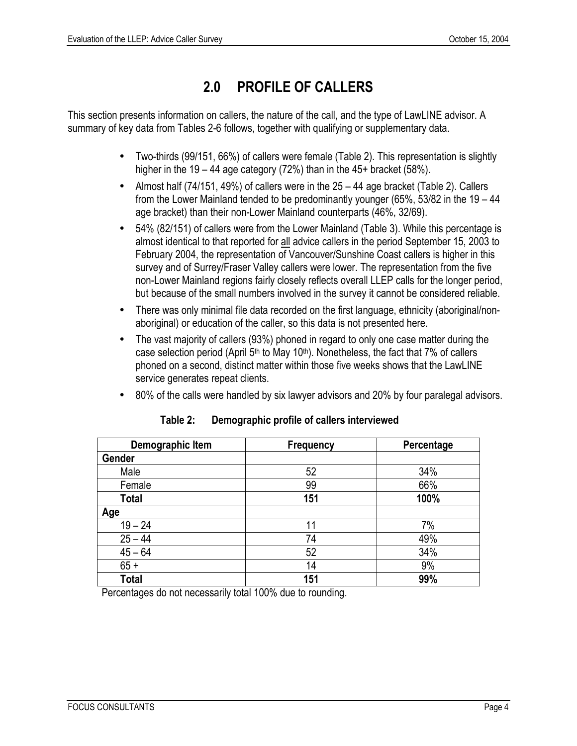# 2.0 PROFILE OF CALLERS

This section presents information on callers, the nature of the call, and the type of LawLINE advisor. A summary of key data from Tables 2-6 follows, together with qualifying or supplementary data.

- Two-thirds (99/151, 66%) of callers were female (Table 2). This representation is slightly higher in the 19 – 44 age category (72%) than in the 45+ bracket (58%).
- Almost half (74/151, 49%) of callers were in the 25 – 44 age bracket (Table 2). Callers from the Lower Mainland tended to be predominantly younger (65%, 53/82 in the 19 – 44 age bracket) than their non-Lower Mainland counterparts (46%, 32/69).
- 54% (82/151) of callers were from the Lower Mainland (Table 3). While this percentage is almost identical to that reported for all advice callers in the period September 15, 2003 to February 2004, the representation of Vancouver/Sunshine Coast callers is higher in this survey and of Surrey/Fraser Valley callers were lower. The representation from the five non-Lower Mainland regions fairly closely reflects overall LLEP calls for the longer period, but because of the small numbers involved in the survey it cannot be considered reliable.
- There was only minimal file data recorded on the first language, ethnicity (aboriginal/non-aboriginal) or education of the caller, so this data is not presented here.
- The vast majority of callers (93%) phoned in regard to only one case matter during the case selection period (April 5th to May 10th). Nonetheless, the fact that 7% of callers phoned on a second, distinct matter within those five weeks shows that the LawLINE service generates repeat clients.
- 80% of the calls were handled by six lawyer advisors and 20% by four paralegal advisors.

**Table 2: Demographic profile of callers interviewed**

| Demographic Item | Frequency | Percentage |
|---|---|---|
| **Gender** | | |
| Male | 52 | 34% |
| Female | 99 | 66% |
| **Total** | **151** | **100%** |
| **Age** | | |
| 19 – 24 | 11 | 7% |
| 25 – 44 | 74 | 49% |
| 45 – 64 | 52 | 34% |
| 65 + | 14 | 9% |
| **Total** | **151** | **99%** |

Percentages do not necessarily total 100% due to rounding.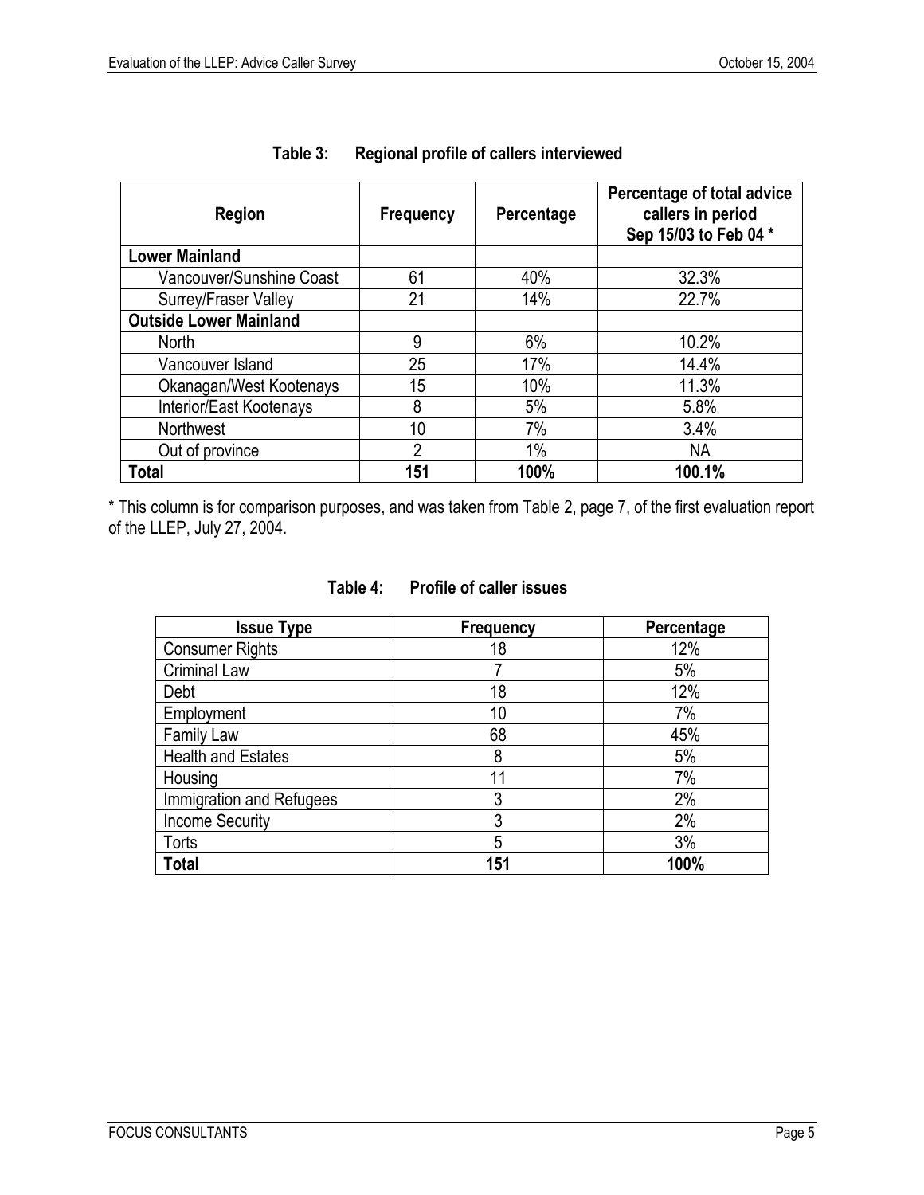**Table 3: Regional profile of callers interviewed**

| Region | Frequency | Percentage | Percentage of total advice callers in period Sep 15/03 to Feb 04 * |
|---|---|---|---|
| **Lower Mainland** | | | |
| Vancouver/Sunshine Coast | 61 | 40% | 32.3% |
| Surrey/Fraser Valley | 21 | 14% | 22.7% |
| **Outside Lower Mainland** | | | |
| North | 9 | 6% | 10.2% |
| Vancouver Island | 25 | 17% | 14.4% |
| Okanagan/West Kootenays | 15 | 10% | 11.3% |
| Interior/East Kootenays | 8 | 5% | 5.8% |
| Northwest | 10 | 7% | 3.4% |
| Out of province | 2 | 1% | NA |
| **Total** | **151** | **100%** | **100.1%** |

* This column is for comparison purposes, and was taken from Table 2, page 7, of the first evaluation report of the LLEP, July 27, 2004.

**Table 4: Profile of caller issues**

| Issue Type | Frequency | Percentage |
|---|---|---|
| Consumer Rights | 18 | 12% |
| Criminal Law | 7 | 5% |
| Debt | 18 | 12% |
| Employment | 10 | 7% |
| Family Law | 68 | 45% |
| Health and Estates | 8 | 5% |
| Housing | 11 | 7% |
| Immigration and Refugees | 3 | 2% |
| Income Security | 3 | 2% |
| Torts | 5 | 3% |
| **Total** | **151** | **100%** |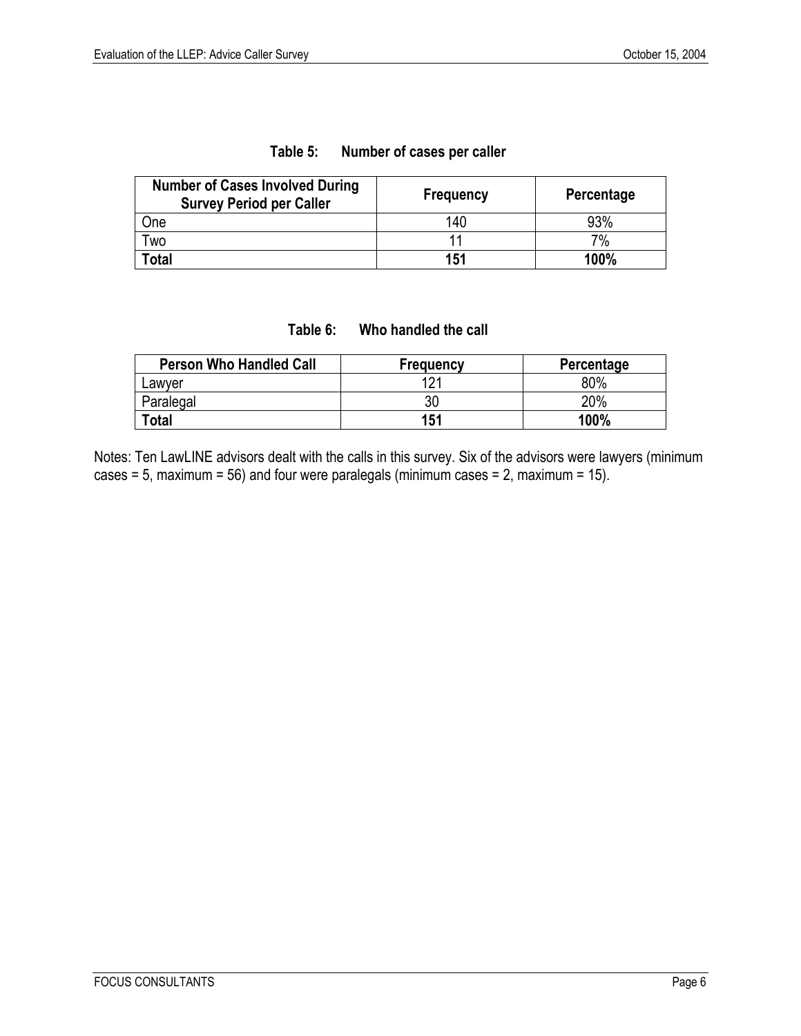**Table 5: Number of cases per caller**

| Number of Cases Involved During Survey Period per Caller | Frequency | Percentage |
|---|---|---|
| One | 140 | 93% |
| Two | 11 | 7% |
| **Total** | **151** | **100%** |

**Table 6: Who handled the call**

| Person Who Handled Call | Frequency | Percentage |
|---|---|---|
| Lawyer | 121 | 80% |
| Paralegal | 30 | 20% |
| **Total** | **151** | **100%** |

Notes: Ten LawLINE advisors dealt with the calls in this survey. Six of the advisors were lawyers (minimum cases = 5, maximum = 56) and four were paralegals (minimum cases = 2, maximum = 15).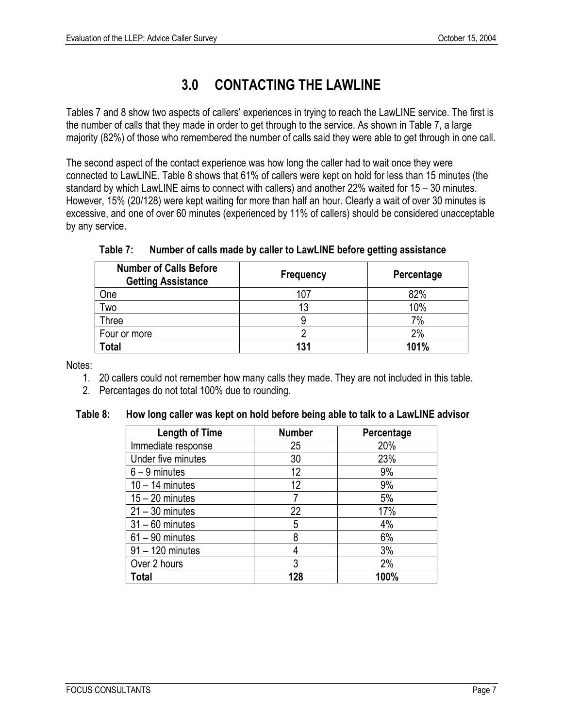# 3.0 CONTACTING THE LAWLINE

Tables 7 and 8 show two aspects of callers' experiences in trying to reach the LawLINE service. The first is the number of calls that they made in order to get through to the service. As shown in Table 7, a large majority (82%) of those who remembered the number of calls said they were able to get through in one call.

The second aspect of the contact experience was how long the caller had to wait once they were connected to LawLINE. Table 8 shows that 61% of callers were kept on hold for less than 15 minutes (the standard by which LawLINE aims to connect with callers) and another 22% waited for 15 – 30 minutes. However, 15% (20/128) were kept waiting for more than half an hour. Clearly a wait of over 30 minutes is excessive, and one of over 60 minutes (experienced by 11% of callers) should be considered unacceptable by any service.

**Table 7: Number of calls made by caller to LawLINE before getting assistance**

| Number of Calls Before Getting Assistance | Frequency | Percentage |
|---|---|---|
| One | 107 | 82% |
| Two | 13 | 10% |
| Three | 9 | 7% |
| Four or more | 2 | 2% |
| **Total** | **131** | **101%** |

Notes:

1. 20 callers could not remember how many calls they made. They are not included in this table.
2. Percentages do not total 100% due to rounding.

**Table 8: How long caller was kept on hold before being able to talk to a LawLINE advisor**

| Length of Time | Number | Percentage |
|---|---|---|
| Immediate response | 25 | 20% |
| Under five minutes | 30 | 23% |
| 6 – 9 minutes | 12 | 9% |
| 10 – 14 minutes | 12 | 9% |
| 15 – 20 minutes | 7 | 5% |
| 21 – 30 minutes | 22 | 17% |
| 31 – 60 minutes | 5 | 4% |
| 61 – 90 minutes | 8 | 6% |
| 91 – 120 minutes | 4 | 3% |
| Over 2 hours | 3 | 2% |
| **Total** | **128** | **100%** |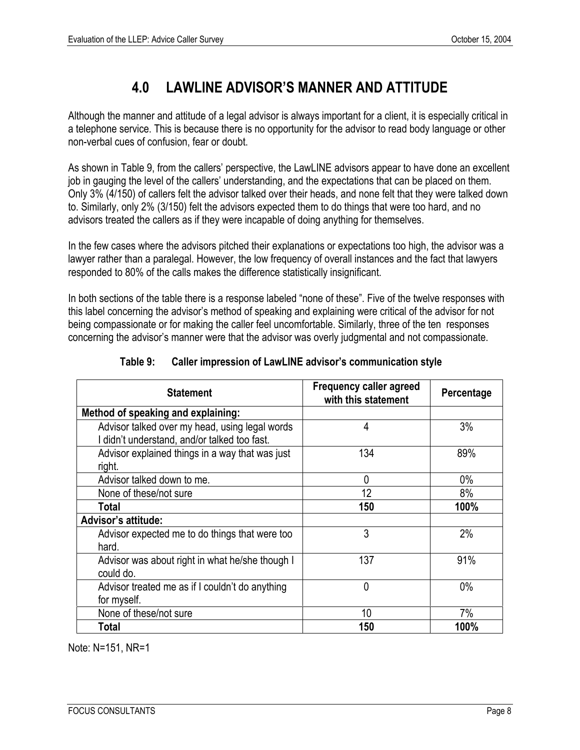# 4.0 LAWLINE ADVISOR'S MANNER AND ATTITUDE

Although the manner and attitude of a legal advisor is always important for a client, it is especially critical in a telephone service. This is because there is no opportunity for the advisor to read body language or other non-verbal cues of confusion, fear or doubt.

As shown in Table 9, from the callers' perspective, the LawLINE advisors appear to have done an excellent job in gauging the level of the callers' understanding, and the expectations that can be placed on them. Only 3% (4/150) of callers felt the advisor talked over their heads, and none felt that they were talked down to. Similarly, only 2% (3/150) felt the advisors expected them to do things that were too hard, and no advisors treated the callers as if they were incapable of doing anything for themselves.

In the few cases where the advisors pitched their explanations or expectations too high, the advisor was a lawyer rather than a paralegal. However, the low frequency of overall instances and the fact that lawyers responded to 80% of the calls makes the difference statistically insignificant.

In both sections of the table there is a response labeled "none of these". Five of the twelve responses with this label concerning the advisor's method of speaking and explaining were critical of the advisor for not being compassionate or for making the caller feel uncomfortable. Similarly, three of the ten responses concerning the advisor's manner were that the advisor was overly judgmental and not compassionate.

**Table 9: Caller impression of LawLINE advisor's communication style**

| Statement | Frequency caller agreed with this statement | Percentage |
|---|---|---|
| **Method of speaking and explaining:** | | |
| Advisor talked over my head, using legal words I didn't understand, and/or talked too fast. | 4 | 3% |
| Advisor explained things in a way that was just right. | 134 | 89% |
| Advisor talked down to me. | 0 | 0% |
| None of these/not sure | 12 | 8% |
| **Total** | **150** | **100%** |
| **Advisor's attitude:** | | |
| Advisor expected me to do things that were too hard. | 3 | 2% |
| Advisor was about right in what he/she though I could do. | 137 | 91% |
| Advisor treated me as if I couldn't do anything for myself. | 0 | 0% |
| None of these/not sure | 10 | 7% |
| **Total** | **150** | **100%** |

Note: N=151, NR=1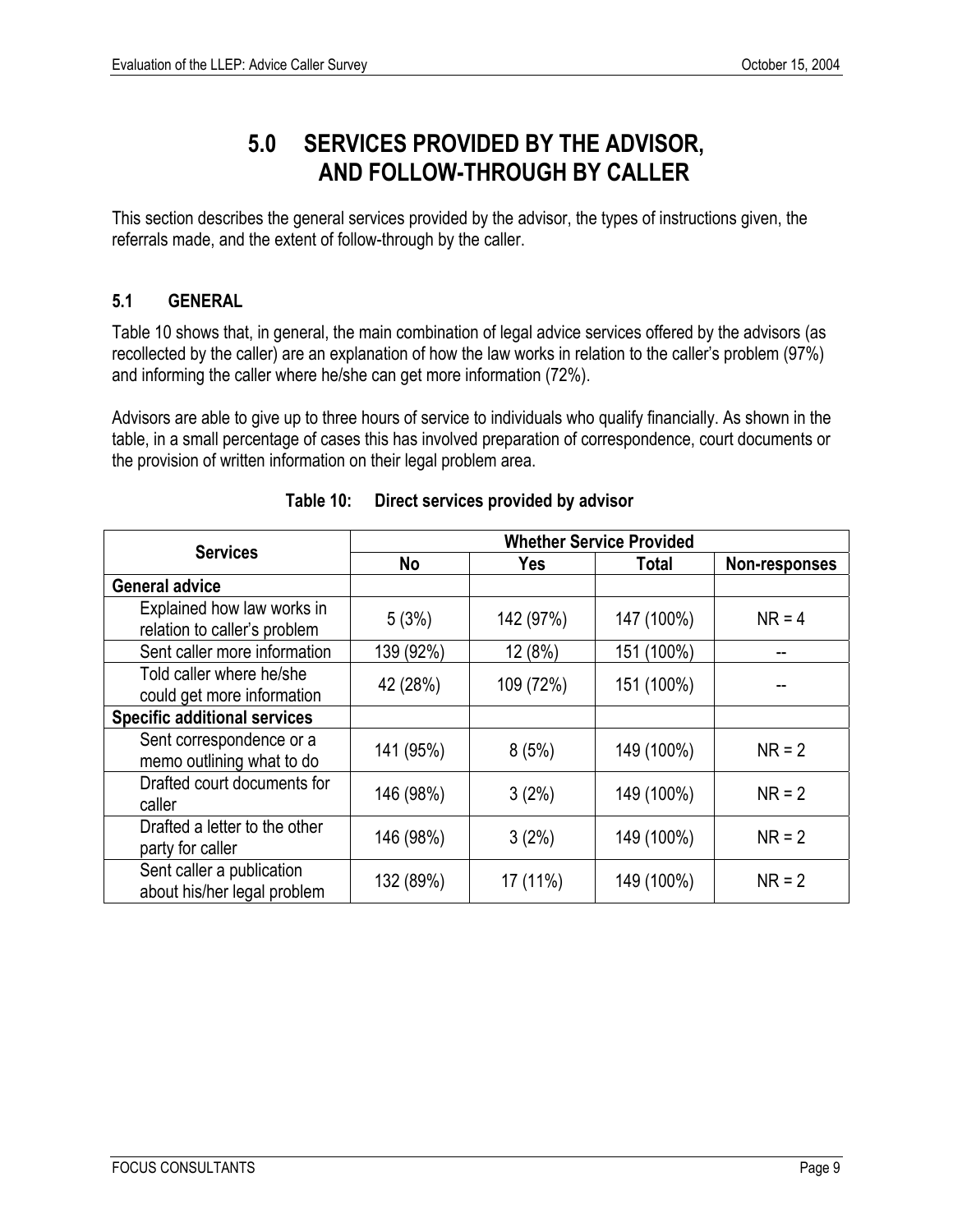# 5.0 SERVICES PROVIDED BY THE ADVISOR, AND FOLLOW-THROUGH BY CALLER

This section describes the general services provided by the advisor, the types of instructions given, the referrals made, and the extent of follow-through by the caller.

## 5.1 GENERAL

Table 10 shows that, in general, the main combination of legal advice services offered by the advisors (as recollected by the caller) are an explanation of how the law works in relation to the caller's problem (97%) and informing the caller where he/she can get more information (72%).

Advisors are able to give up to three hours of service to individuals who qualify financially. As shown in the table, in a small percentage of cases this has involved preparation of correspondence, court documents or the provision of written information on their legal problem area.

**Table 10: Direct services provided by advisor**

| Services | Whether Service Provided | | | |
|---|---|---|---|---|
| | No | Yes | Total | Non-responses |
| **General advice** | | | | |
| Explained how law works in relation to caller's problem | 5 (3%) | 142 (97%) | 147 (100%) | NR = 4 |
| Sent caller more information | 139 (92%) | 12 (8%) | 151 (100%) | -- |
| Told caller where he/she could get more information | 42 (28%) | 109 (72%) | 151 (100%) | -- |
| **Specific additional services** | | | | |
| Sent correspondence or a memo outlining what to do | 141 (95%) | 8 (5%) | 149 (100%) | NR = 2 |
| Drafted court documents for caller | 146 (98%) | 3 (2%) | 149 (100%) | NR = 2 |
| Drafted a letter to the other party for caller | 146 (98%) | 3 (2%) | 149 (100%) | NR = 2 |
| Sent caller a publication about his/her legal problem | 132 (89%) | 17 (11%) | 149 (100%) | NR = 2 |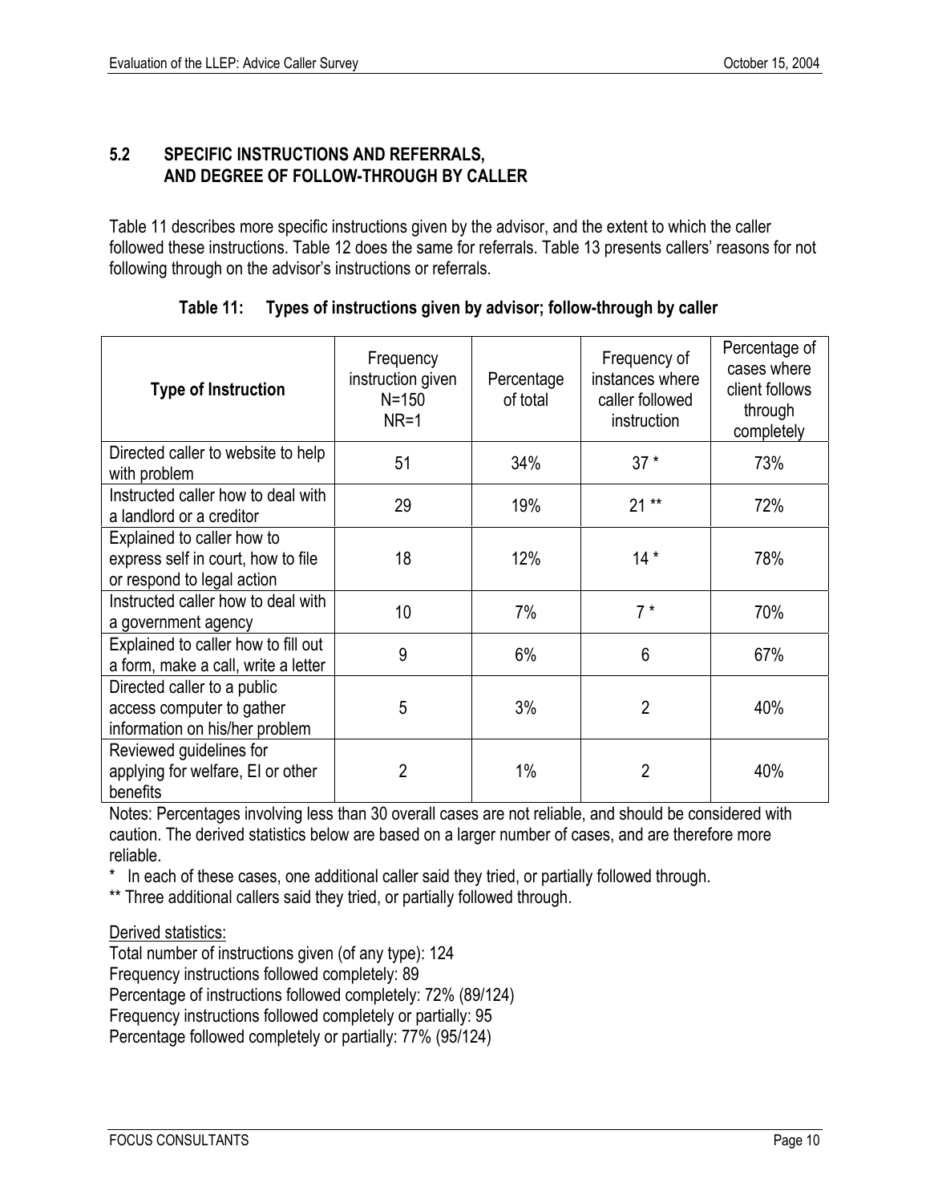### 5.2 SPECIFIC INSTRUCTIONS AND REFERRALS, AND DEGREE OF FOLLOW-THROUGH BY CALLER

Table 11 describes more specific instructions given by the advisor, and the extent to which the caller followed these instructions. Table 12 does the same for referrals. Table 13 presents callers' reasons for not following through on the advisor's instructions or referrals.

**Table 11: Types of instructions given by advisor; follow-through by caller**

| Type of Instruction | Frequency instruction given N=150 NR=1 | Percentage of total | Frequency of instances where caller followed instruction | Percentage of cases where client follows through completely |
|---|---|---|---|---|
| Directed caller to website to help with problem | 51 | 34% | 37 * | 73% |
| Instructed caller how to deal with a landlord or a creditor | 29 | 19% | 21 ** | 72% |
| Explained to caller how to express self in court, how to file or respond to legal action | 18 | 12% | 14 * | 78% |
| Instructed caller how to deal with a government agency | 10 | 7% | 7 * | 70% |
| Explained to caller how to fill out a form, make a call, write a letter | 9 | 6% | 6 | 67% |
| Directed caller to a public access computer to gather information on his/her problem | 5 | 3% | 2 | 40% |
| Reviewed guidelines for applying for welfare, EI or other benefits | 2 | 1% | 2 | 40% |

Notes: Percentages involving less than 30 overall cases are not reliable, and should be considered with caution. The derived statistics below are based on a larger number of cases, and are therefore more reliable.

\* In each of these cases, one additional caller said they tried, or partially followed through.

** Three additional callers said they tried, or partially followed through.

Derived statistics:

Total number of instructions given (of any type): 124
Frequency instructions followed completely: 89
Percentage of instructions followed completely: 72% (89/124)
Frequency instructions followed completely or partially: 95
Percentage followed completely or partially: 77% (95/124)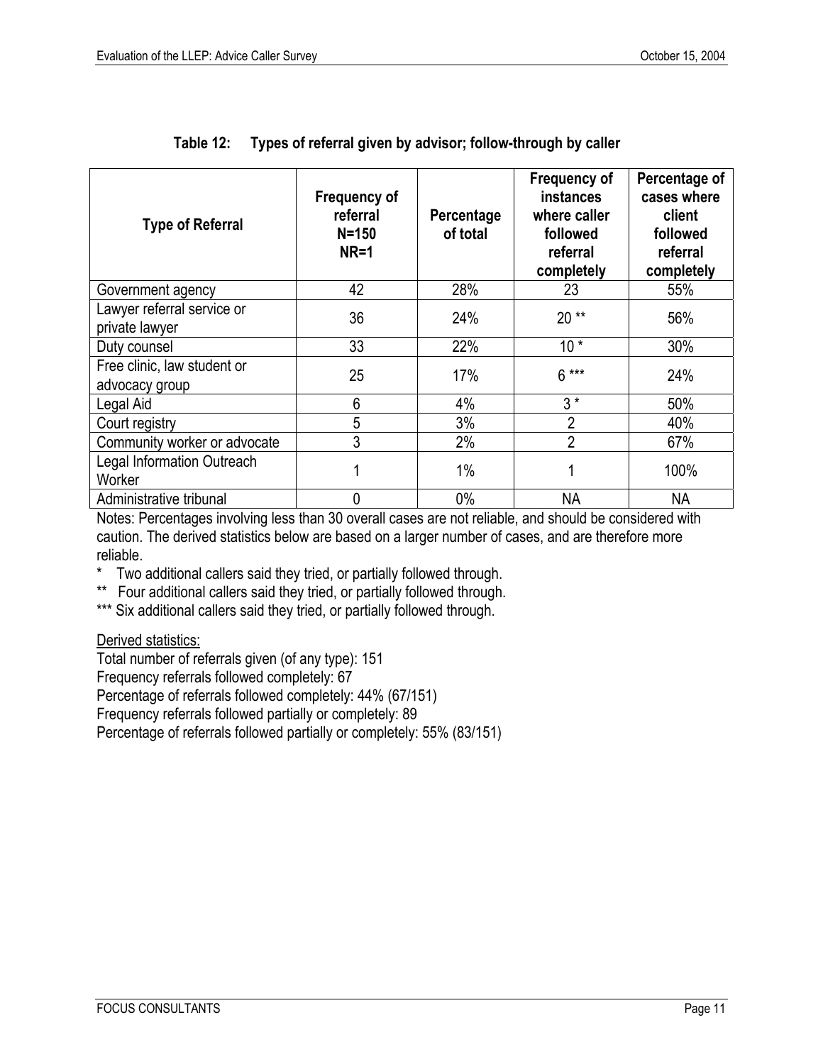**Table 12: Types of referral given by advisor; follow-through by caller**

| Type of Referral | Frequency of referral N=150 NR=1 | Percentage of total | Frequency of instances where caller followed referral completely | Percentage of cases where client followed referral completely |
|---|---|---|---|---|
| Government agency | 42 | 28% | 23 | 55% |
| Lawyer referral service or private lawyer | 36 | 24% | 20 ** | 56% |
| Duty counsel | 33 | 22% | 10 * | 30% |
| Free clinic, law student or advocacy group | 25 | 17% | 6 *** | 24% |
| Legal Aid | 6 | 4% | 3 * | 50% |
| Court registry | 5 | 3% | 2 | 40% |
| Community worker or advocate | 3 | 2% | 2 | 67% |
| Legal Information Outreach Worker | 1 | 1% | 1 | 100% |
| Administrative tribunal | 0 | 0% | NA | NA |

Notes: Percentages involving less than 30 overall cases are not reliable, and should be considered with caution. The derived statistics below are based on a larger number of cases, and are therefore more reliable.

\* Two additional callers said they tried, or partially followed through.

\** Four additional callers said they tried, or partially followed through.

\*** Six additional callers said they tried, or partially followed through.

Derived statistics:

Total number of referrals given (of any type): 151

Frequency referrals followed completely: 67

Percentage of referrals followed completely: 44% (67/151)

Frequency referrals followed partially or completely: 89

Percentage of referrals followed partially or completely: 55% (83/151)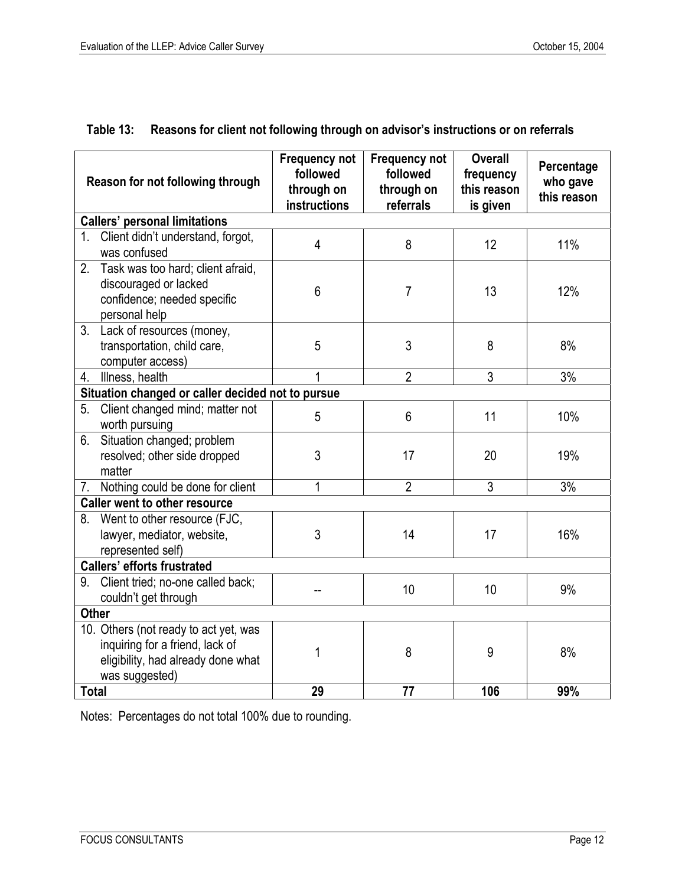**Table 13: Reasons for client not following through on advisor's instructions or on referrals**

| Reason for not following through | Frequency not followed through on instructions | Frequency not followed through on referrals | Overall frequency this reason is given | Percentage who gave this reason |
|---|---|---|---|---|
| **Callers' personal limitations** | | | | |
| 1. Client didn't understand, forgot, was confused | 4 | 8 | 12 | 11% |
| 2. Task was too hard; client afraid, discouraged or lacked confidence; needed specific personal help | 6 | 7 | 13 | 12% |
| 3. Lack of resources (money, transportation, child care, computer access) | 5 | 3 | 8 | 8% |
| 4. Illness, health | 1 | 2 | 3 | 3% |
| **Situation changed or caller decided not to pursue** | | | | |
| 5. Client changed mind; matter not worth pursuing | 5 | 6 | 11 | 10% |
| 6. Situation changed; problem resolved; other side dropped matter | 3 | 17 | 20 | 19% |
| 7. Nothing could be done for client | 1 | 2 | 3 | 3% |
| **Caller went to other resource** | | | | |
| 8. Went to other resource (FJC, lawyer, mediator, website, represented self) | 3 | 14 | 17 | 16% |
| **Callers' efforts frustrated** | | | | |
| 9. Client tried; no-one called back; couldn't get through | -- | 10 | 10 | 9% |
| **Other** | | | | |
| 10. Others (not ready to act yet, was inquiring for a friend, lack of eligibility, had already done what was suggested) | 1 | 8 | 9 | 8% |
| **Total** | **29** | **77** | **106** | **99%** |

Notes: Percentages do not total 100% due to rounding.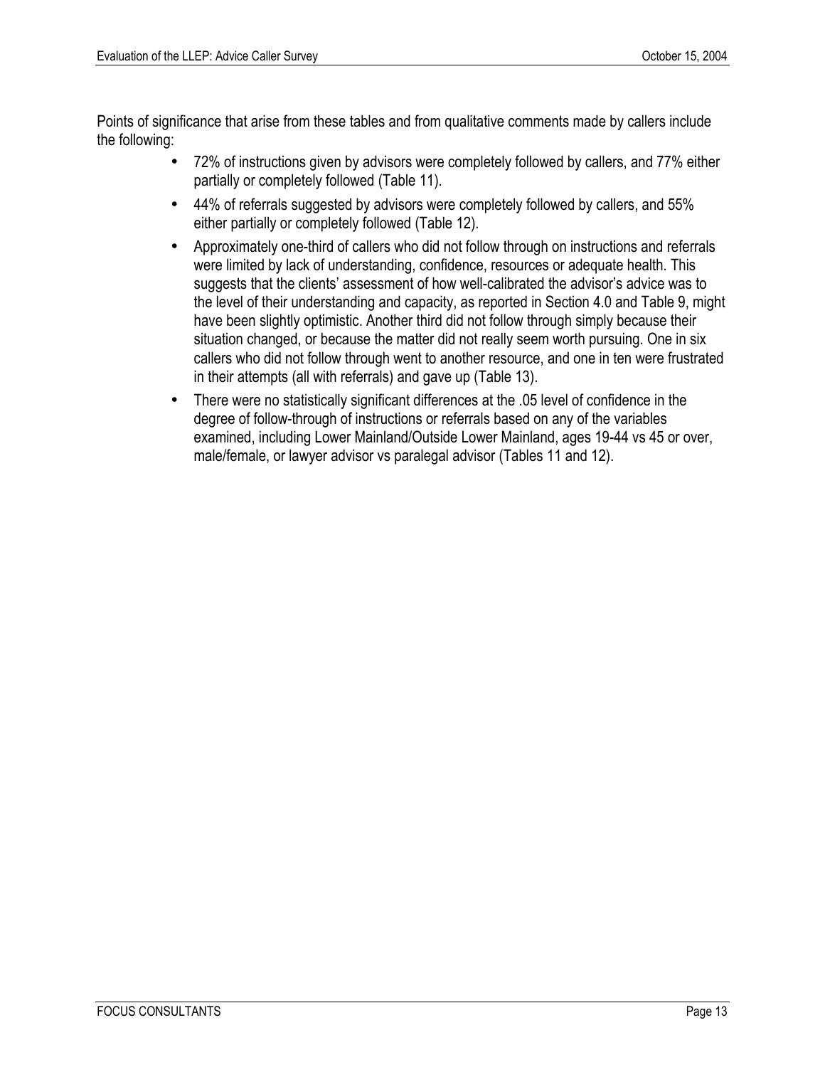Points of significance that arise from these tables and from qualitative comments made by callers include the following:

- 72% of instructions given by advisors were completely followed by callers, and 77% either partially or completely followed (Table 11).
- 44% of referrals suggested by advisors were completely followed by callers, and 55% either partially or completely followed (Table 12).
- Approximately one-third of callers who did not follow through on instructions and referrals were limited by lack of understanding, confidence, resources or adequate health. This suggests that the clients' assessment of how well-calibrated the advisor's advice was to the level of their understanding and capacity, as reported in Section 4.0 and Table 9, might have been slightly optimistic. Another third did not follow through simply because their situation changed, or because the matter did not really seem worth pursuing. One in six callers who did not follow through went to another resource, and one in ten were frustrated in their attempts (all with referrals) and gave up (Table 13).
- There were no statistically significant differences at the .05 level of confidence in the degree of follow-through of instructions or referrals based on any of the variables examined, including Lower Mainland/Outside Lower Mainland, ages 19-44 vs 45 or over, male/female, or lawyer advisor vs paralegal advisor (Tables 11 and 12).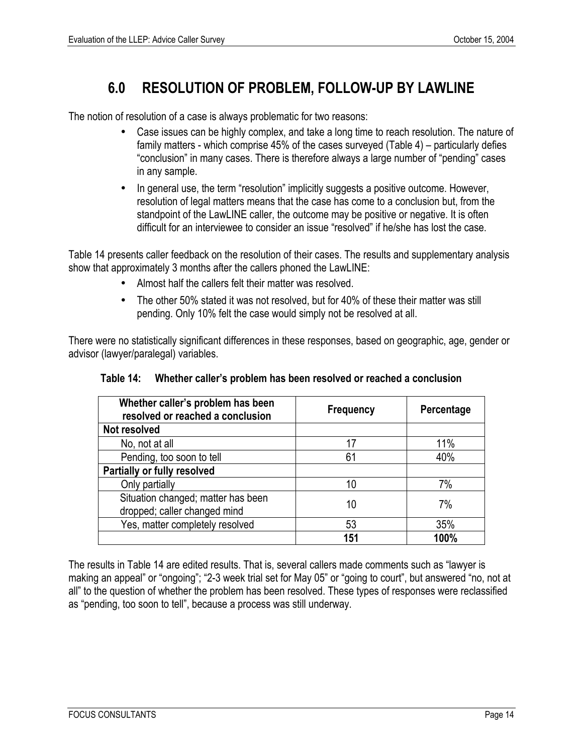# 6.0 RESOLUTION OF PROBLEM, FOLLOW-UP BY LAWLINE

The notion of resolution of a case is always problematic for two reasons:

- Case issues can be highly complex, and take a long time to reach resolution. The nature of family matters - which comprise 45% of the cases surveyed (Table 4) – particularly defies "conclusion" in many cases. There is therefore always a large number of "pending" cases in any sample.
- In general use, the term "resolution" implicitly suggests a positive outcome. However, resolution of legal matters means that the case has come to a conclusion but, from the standpoint of the LawLINE caller, the outcome may be positive or negative. It is often difficult for an interviewee to consider an issue "resolved" if he/she has lost the case.

Table 14 presents caller feedback on the resolution of their cases. The results and supplementary analysis show that approximately 3 months after the callers phoned the LawLINE:

- Almost half the callers felt their matter was resolved.
- The other 50% stated it was not resolved, but for 40% of these their matter was still pending. Only 10% felt the case would simply not be resolved at all.

There were no statistically significant differences in these responses, based on geographic, age, gender or advisor (lawyer/paralegal) variables.

**Table 14: Whether caller's problem has been resolved or reached a conclusion**

| Whether caller's problem has been resolved or reached a conclusion | Frequency | Percentage |
|---|---|---|
| **Not resolved** | | |
| No, not at all | 17 | 11% |
| Pending, too soon to tell | 61 | 40% |
| **Partially or fully resolved** | | |
| Only partially | 10 | 7% |
| Situation changed; matter has been dropped; caller changed mind | 10 | 7% |
| Yes, matter completely resolved | 53 | 35% |
| | **151** | **100%** |

The results in Table 14 are edited results. That is, several callers made comments such as "lawyer is making an appeal" or "ongoing"; "2-3 week trial set for May 05" or "going to court", but answered "no, not at all" to the question of whether the problem has been resolved. These types of responses were reclassified as "pending, too soon to tell", because a process was still underway.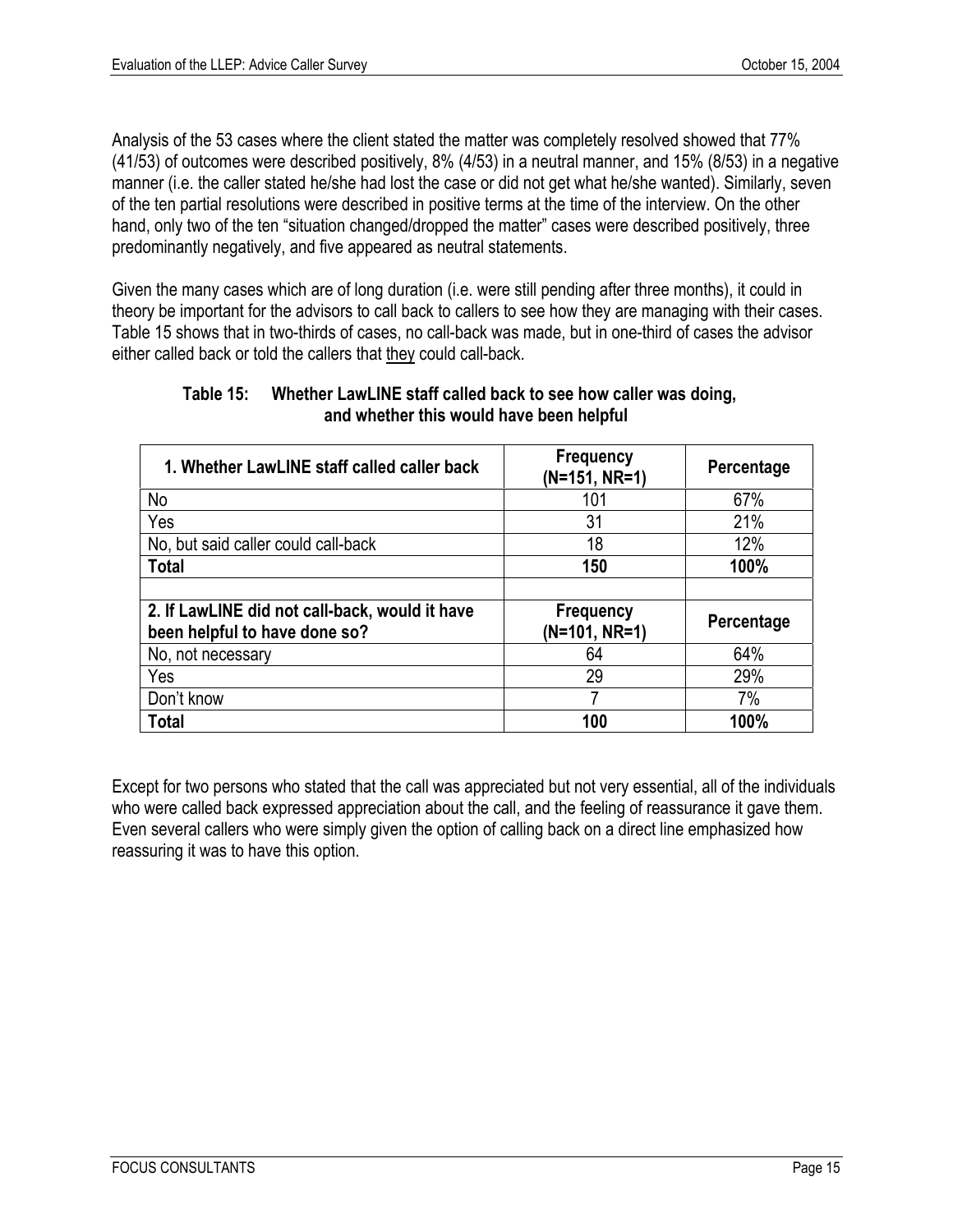Analysis of the 53 cases where the client stated the matter was completely resolved showed that 77% (41/53) of outcomes were described positively, 8% (4/53) in a neutral manner, and 15% (8/53) in a negative manner (i.e. the caller stated he/she had lost the case or did not get what he/she wanted). Similarly, seven of the ten partial resolutions were described in positive terms at the time of the interview. On the other hand, only two of the ten "situation changed/dropped the matter" cases were described positively, three predominantly negatively, and five appeared as neutral statements.

Given the many cases which are of long duration (i.e. were still pending after three months), it could in theory be important for the advisors to call back to callers to see how they are managing with their cases. Table 15 shows that in two-thirds of cases, no call-back was made, but in one-third of cases the advisor either called back or told the callers that they could call-back.

**Table 15: Whether LawLINE staff called back to see how caller was doing, and whether this would have been helpful**

| 1. Whether LawLINE staff called caller back | Frequency (N=151, NR=1) | Percentage |
|---|---|---|
| No | 101 | 67% |
| Yes | 31 | 21% |
| No, but said caller could call-back | 18 | 12% |
| **Total** | **150** | **100%** |
| | | |
| **2. If LawLINE did not call-back, would it have been helpful to have done so?** | **Frequency (N=101, NR=1)** | **Percentage** |
| No, not necessary | 64 | 64% |
| Yes | 29 | 29% |
| Don't know | 7 | 7% |
| **Total** | **100** | **100%** |

Except for two persons who stated that the call was appreciated but not very essential, all of the individuals who were called back expressed appreciation about the call, and the feeling of reassurance it gave them. Even several callers who were simply given the option of calling back on a direct line emphasized how reassuring it was to have this option.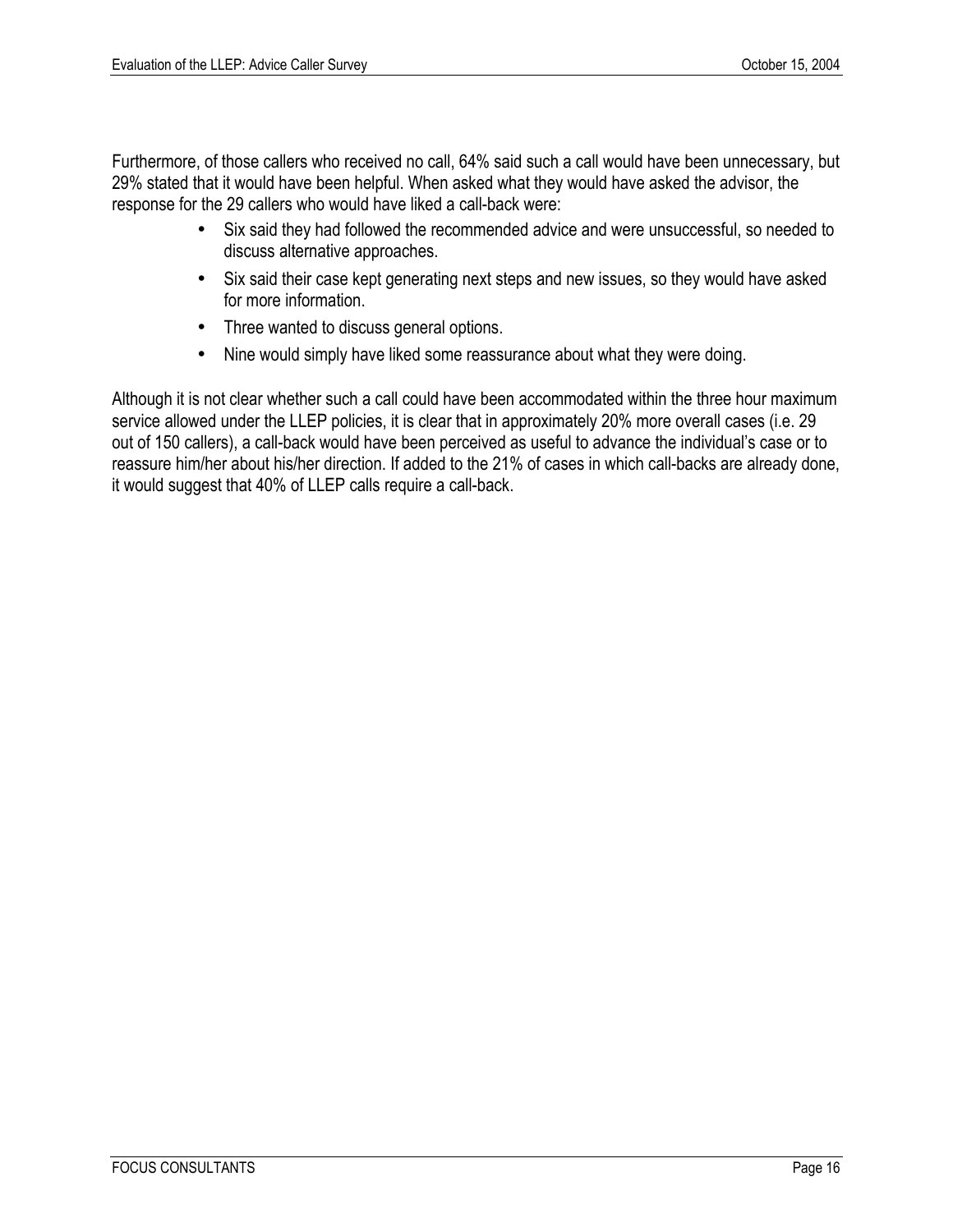Furthermore, of those callers who received no call, 64% said such a call would have been unnecessary, but 29% stated that it would have been helpful. When asked what they would have asked the advisor, the response for the 29 callers who would have liked a call-back were:

- Six said they had followed the recommended advice and were unsuccessful, so needed to discuss alternative approaches.
- Six said their case kept generating next steps and new issues, so they would have asked for more information.
- Three wanted to discuss general options.
- Nine would simply have liked some reassurance about what they were doing.

Although it is not clear whether such a call could have been accommodated within the three hour maximum service allowed under the LLEP policies, it is clear that in approximately 20% more overall cases (i.e. 29 out of 150 callers), a call-back would have been perceived as useful to advance the individual's case or to reassure him/her about his/her direction. If added to the 21% of cases in which call-backs are already done, it would suggest that 40% of LLEP calls require a call-back.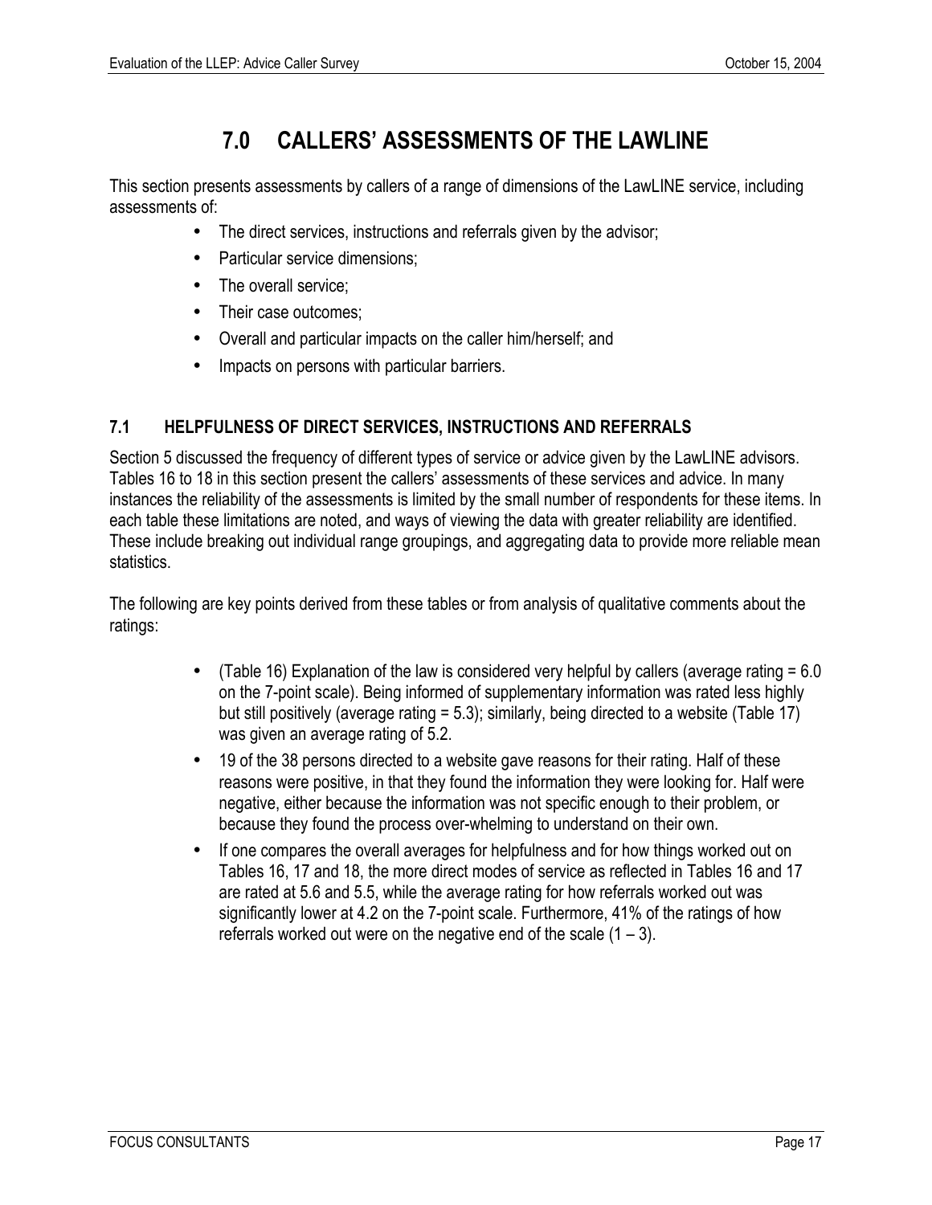# 7.0 CALLERS' ASSESSMENTS OF THE LAWLINE

This section presents assessments by callers of a range of dimensions of the LawLINE service, including assessments of:

- The direct services, instructions and referrals given by the advisor;
- Particular service dimensions;
- The overall service;
- Their case outcomes;
- Overall and particular impacts on the caller him/herself; and
- Impacts on persons with particular barriers.

## 7.1 HELPFULNESS OF DIRECT SERVICES, INSTRUCTIONS AND REFERRALS

Section 5 discussed the frequency of different types of service or advice given by the LawLINE advisors. Tables 16 to 18 in this section present the callers' assessments of these services and advice. In many instances the reliability of the assessments is limited by the small number of respondents for these items. In each table these limitations are noted, and ways of viewing the data with greater reliability are identified. These include breaking out individual range groupings, and aggregating data to provide more reliable mean statistics.

The following are key points derived from these tables or from analysis of qualitative comments about the ratings:

- (Table 16) Explanation of the law is considered very helpful by callers (average rating = 6.0 on the 7-point scale). Being informed of supplementary information was rated less highly but still positively (average rating = 5.3); similarly, being directed to a website (Table 17) was given an average rating of 5.2.
- 19 of the 38 persons directed to a website gave reasons for their rating. Half of these reasons were positive, in that they found the information they were looking for. Half were negative, either because the information was not specific enough to their problem, or because they found the process over-whelming to understand on their own.
- If one compares the overall averages for helpfulness and for how things worked out on Tables 16, 17 and 18, the more direct modes of service as reflected in Tables 16 and 17 are rated at 5.6 and 5.5, while the average rating for how referrals worked out was significantly lower at 4.2 on the 7-point scale. Furthermore, 41% of the ratings of how referrals worked out were on the negative end of the scale (1 – 3).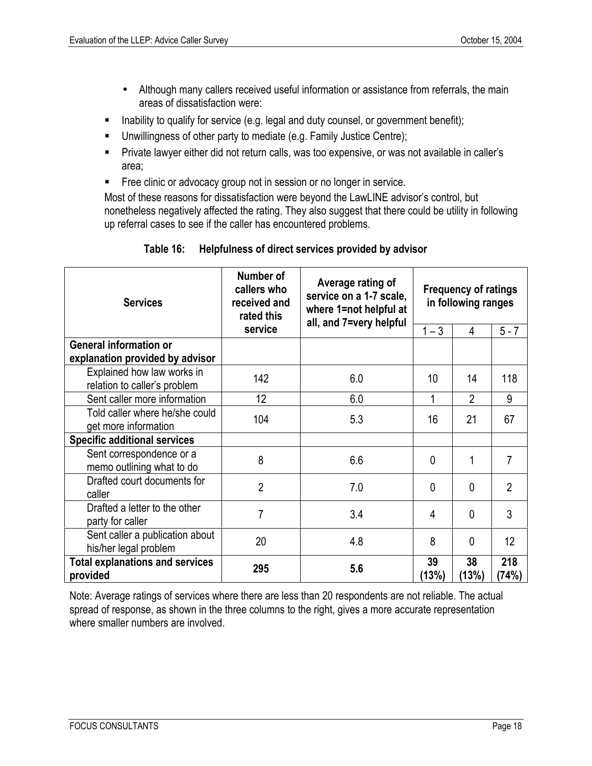- Although many callers received useful information or assistance from referrals, the main areas of dissatisfaction were:

- Inability to qualify for service (e.g. legal and duty counsel, or government benefit);
- Unwillingness of other party to mediate (e.g. Family Justice Centre);
- Private lawyer either did not return calls, was too expensive, or was not available in caller's area;
- Free clinic or advocacy group not in session or no longer in service.

Most of these reasons for dissatisfaction were beyond the LawLINE advisor's control, but nonetheless negatively affected the rating. They also suggest that there could be utility in following up referral cases to see if the caller has encountered problems.

**Table 16: Helpfulness of direct services provided by advisor**

| Services | Number of callers who received and rated this service | Average rating of service on a 1-7 scale, where 1=not helpful at all, and 7=very helpful | Frequency of ratings in following ranges | | |
|---|---|---|---|---|---|
| | | | 1 – 3 | 4 | 5 - 7 |
| **General information or explanation provided by advisor** | | | | | |
| Explained how law works in relation to caller's problem | 142 | 6.0 | 10 | 14 | 118 |
| Sent caller more information | 12 | 6.0 | 1 | 2 | 9 |
| Told caller where he/she could get more information | 104 | 5.3 | 16 | 21 | 67 |
| **Specific additional services** | | | | | |
| Sent correspondence or a memo outlining what to do | 8 | 6.6 | 0 | 1 | 7 |
| Drafted court documents for caller | 2 | 7.0 | 0 | 0 | 2 |
| Drafted a letter to the other party for caller | 7 | 3.4 | 4 | 0 | 3 |
| Sent caller a publication about his/her legal problem | 20 | 4.8 | 8 | 0 | 12 |
| **Total explanations and services provided** | **295** | **5.6** | **39 (13%)** | **38 (13%)** | **218 (74%)** |

Note: Average ratings of services where there are less than 20 respondents are not reliable. The actual spread of response, as shown in the three columns to the right, gives a more accurate representation where smaller numbers are involved.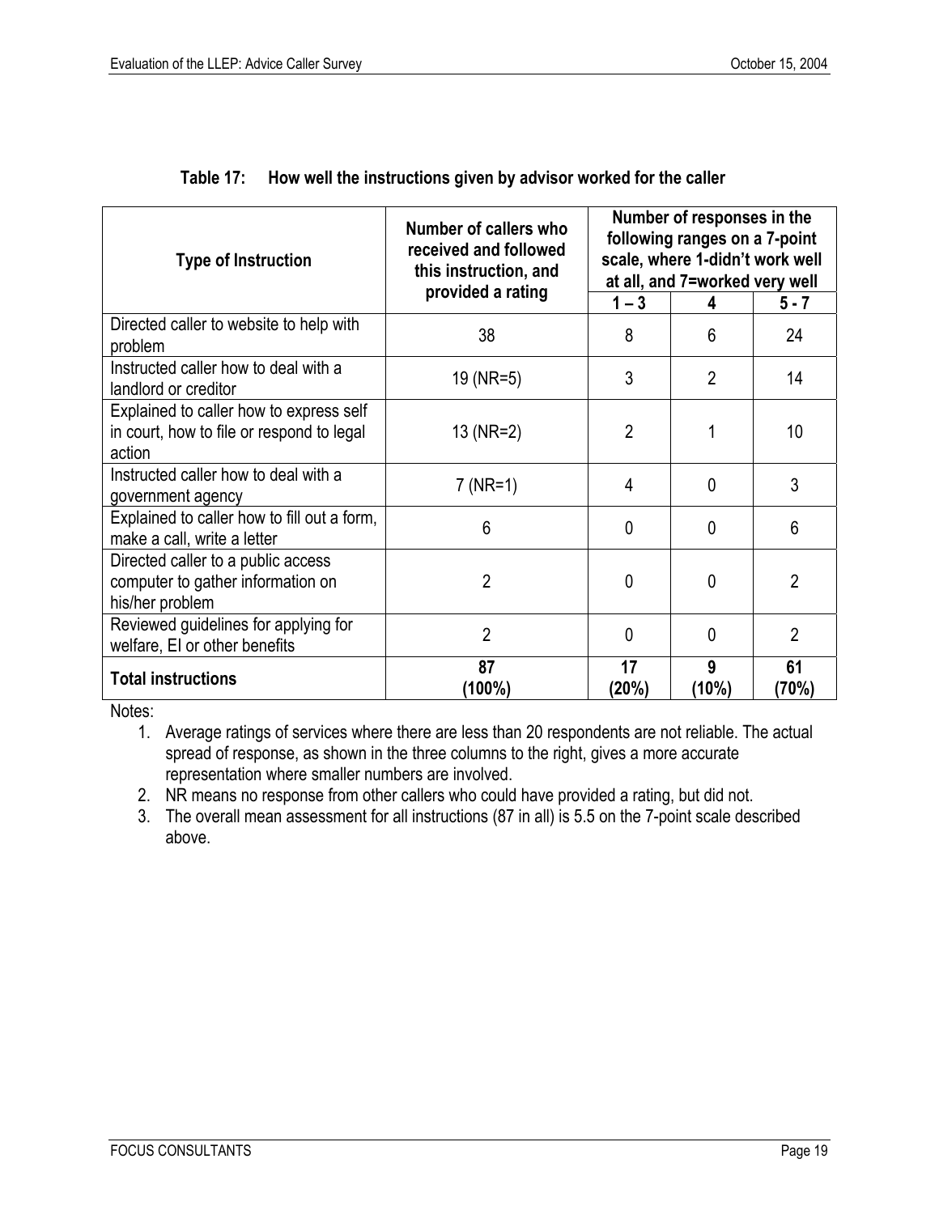**Table 17: How well the instructions given by advisor worked for the caller**

| Type of Instruction | Number of callers who received and followed this instruction, and provided a rating | Number of responses in the following ranges on a 7-point scale, where 1-didn't work well at all, and 7=worked very well | | |
|---|---|---|---|---|
| | | 1 – 3 | 4 | 5 - 7 |
| Directed caller to website to help with problem | 38 | 8 | 6 | 24 |
| Instructed caller how to deal with a landlord or creditor | 19 (NR=5) | 3 | 2 | 14 |
| Explained to caller how to express self in court, how to file or respond to legal action | 13 (NR=2) | 2 | 1 | 10 |
| Instructed caller how to deal with a government agency | 7 (NR=1) | 4 | 0 | 3 |
| Explained to caller how to fill out a form, make a call, write a letter | 6 | 0 | 0 | 6 |
| Directed caller to a public access computer to gather information on his/her problem | 2 | 0 | 0 | 2 |
| Reviewed guidelines for applying for welfare, EI or other benefits | 2 | 0 | 0 | 2 |
| **Total instructions** | **87 (100%)** | **17 (20%)** | **9 (10%)** | **61 (70%)** |

Notes:

1. Average ratings of services where there are less than 20 respondents are not reliable. The actual spread of response, as shown in the three columns to the right, gives a more accurate representation where smaller numbers are involved.
2. NR means no response from other callers who could have provided a rating, but did not.
3. The overall mean assessment for all instructions (87 in all) is 5.5 on the 7-point scale described above.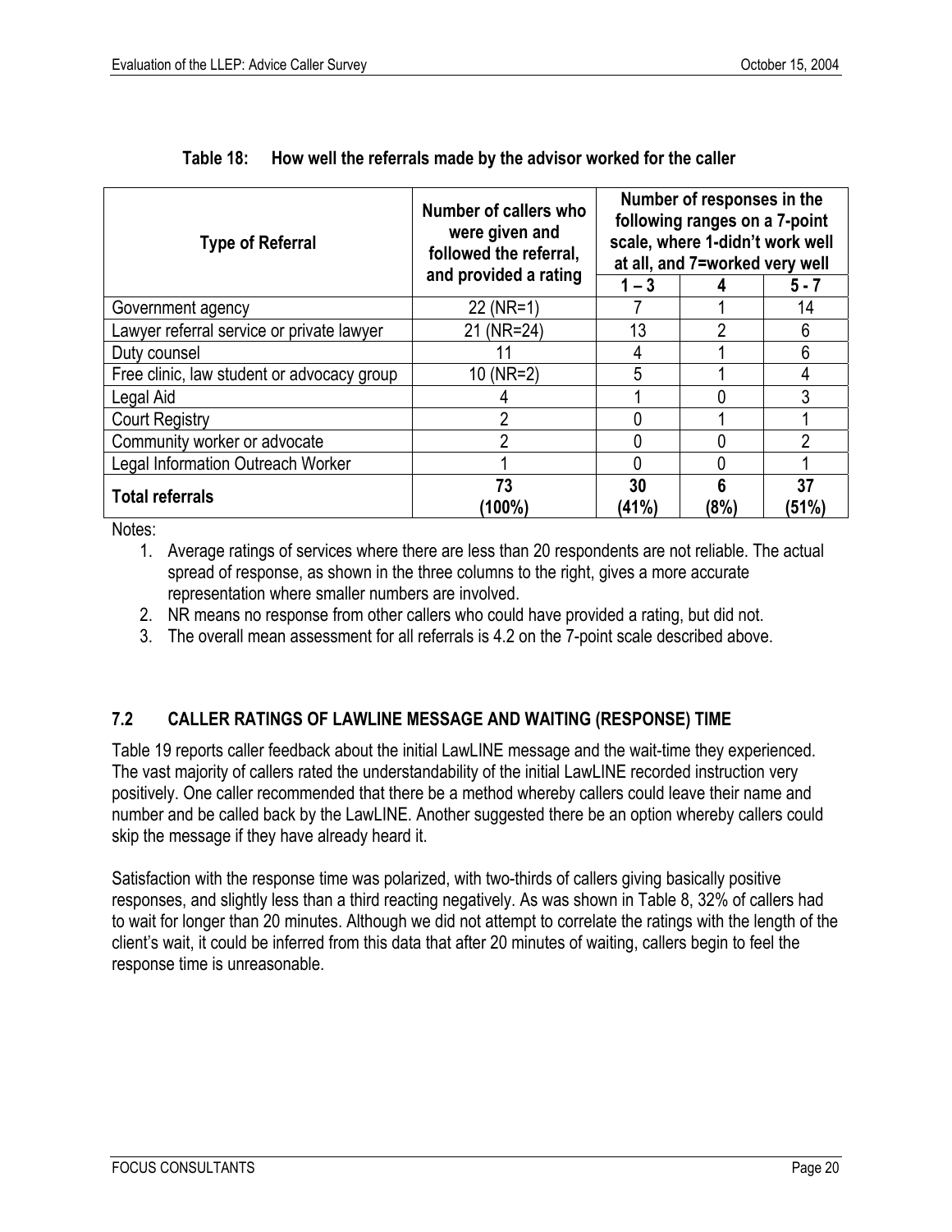**Table 18: How well the referrals made by the advisor worked for the caller**

| Type of Referral | Number of callers who were given and followed the referral, and provided a rating | Number of responses in the following ranges on a 7-point scale, where 1-didn't work well at all, and 7=worked very well | | |
|---|---|---|---|---|
| | | 1 – 3 | 4 | 5 - 7 |
| Government agency | 22 (NR=1) | 7 | 1 | 14 |
| Lawyer referral service or private lawyer | 21 (NR=24) | 13 | 2 | 6 |
| Duty counsel | 11 | 4 | 1 | 6 |
| Free clinic, law student or advocacy group | 10 (NR=2) | 5 | 1 | 4 |
| Legal Aid | 4 | 1 | 0 | 3 |
| Court Registry | 2 | 0 | 1 | 1 |
| Community worker or advocate | 2 | 0 | 0 | 2 |
| Legal Information Outreach Worker | 1 | 0 | 0 | 1 |
| **Total referrals** | **73 (100%)** | **30 (41%)** | **6 (8%)** | **37 (51%)** |

Notes:

1. Average ratings of services where there are less than 20 respondents are not reliable. The actual spread of response, as shown in the three columns to the right, gives a more accurate representation where smaller numbers are involved.
2. NR means no response from other callers who could have provided a rating, but did not.
3. The overall mean assessment for all referrals is 4.2 on the 7-point scale described above.

### 7.2 CALLER RATINGS OF LAWLINE MESSAGE AND WAITING (RESPONSE) TIME

Table 19 reports caller feedback about the initial LawLINE message and the wait-time they experienced. The vast majority of callers rated the understandability of the initial LawLINE recorded instruction very positively. One caller recommended that there be a method whereby callers could leave their name and number and be called back by the LawLINE. Another suggested there be an option whereby callers could skip the message if they have already heard it.

Satisfaction with the response time was polarized, with two-thirds of callers giving basically positive responses, and slightly less than a third reacting negatively. As was shown in Table 8, 32% of callers had to wait for longer than 20 minutes. Although we did not attempt to correlate the ratings with the length of the client's wait, it could be inferred from this data that after 20 minutes of waiting, callers begin to feel the response time is unreasonable.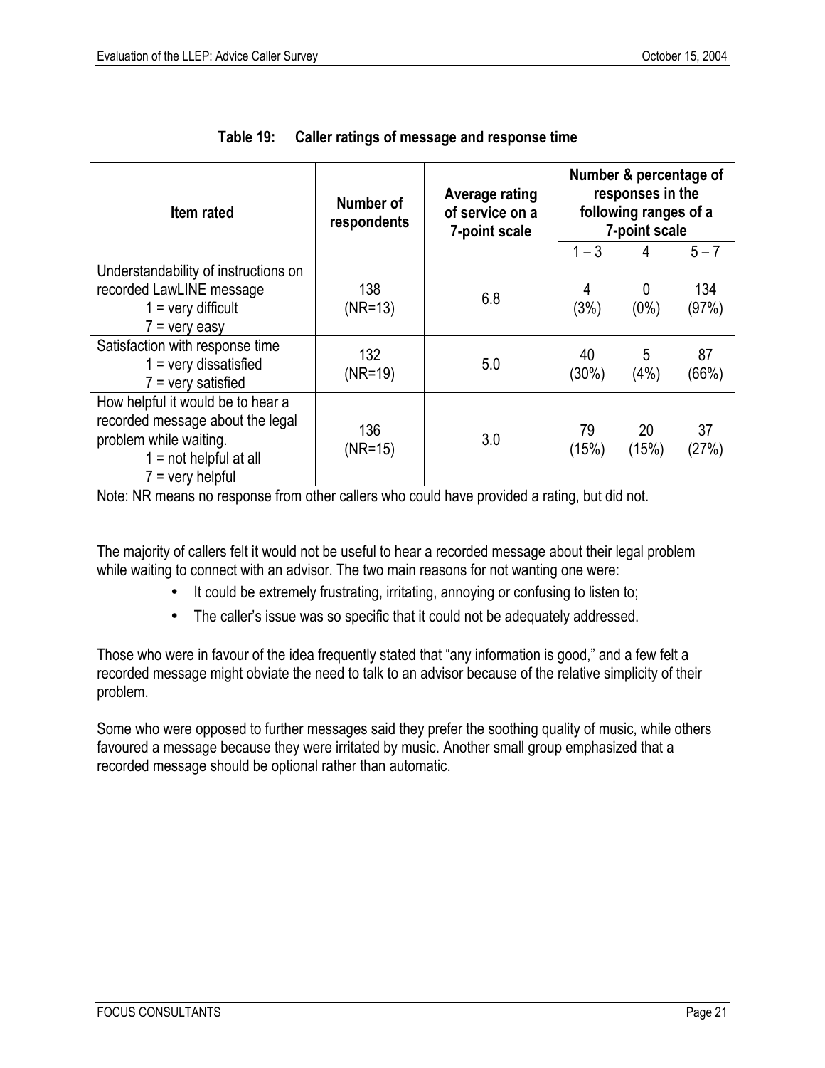**Table 19: Caller ratings of message and response time**

| Item rated | Number of respondents | Average rating of service on a 7-point scale | Number & percentage of responses in the following ranges of a 7-point scale | | |
|---|---|---|---|---|---|
| | | | 1 – 3 | 4 | 5 – 7 |
| Understandability of instructions on recorded LawLINE message<br>1 = very difficult<br>7 = very easy | 138<br>(NR=13) | 6.8 | 4<br>(3%) | 0<br>(0%) | 134<br>(97%) |
| Satisfaction with response time<br>1 = very dissatisfied<br>7 = very satisfied | 132<br>(NR=19) | 5.0 | 40<br>(30%) | 5<br>(4%) | 87<br>(66%) |
| How helpful it would be to hear a recorded message about the legal problem while waiting.<br>1 = not helpful at all<br>7 = very helpful | 136<br>(NR=15) | 3.0 | 79<br>(15%) | 20<br>(15%) | 37<br>(27%) |

Note: NR means no response from other callers who could have provided a rating, but did not.

The majority of callers felt it would not be useful to hear a recorded message about their legal problem while waiting to connect with an advisor. The two main reasons for not wanting one were:

- It could be extremely frustrating, irritating, annoying or confusing to listen to;
- The caller's issue was so specific that it could not be adequately addressed.

Those who were in favour of the idea frequently stated that "any information is good," and a few felt a recorded message might obviate the need to talk to an advisor because of the relative simplicity of their problem.

Some who were opposed to further messages said they prefer the soothing quality of music, while others favoured a message because they were irritated by music. Another small group emphasized that a recorded message should be optional rather than automatic.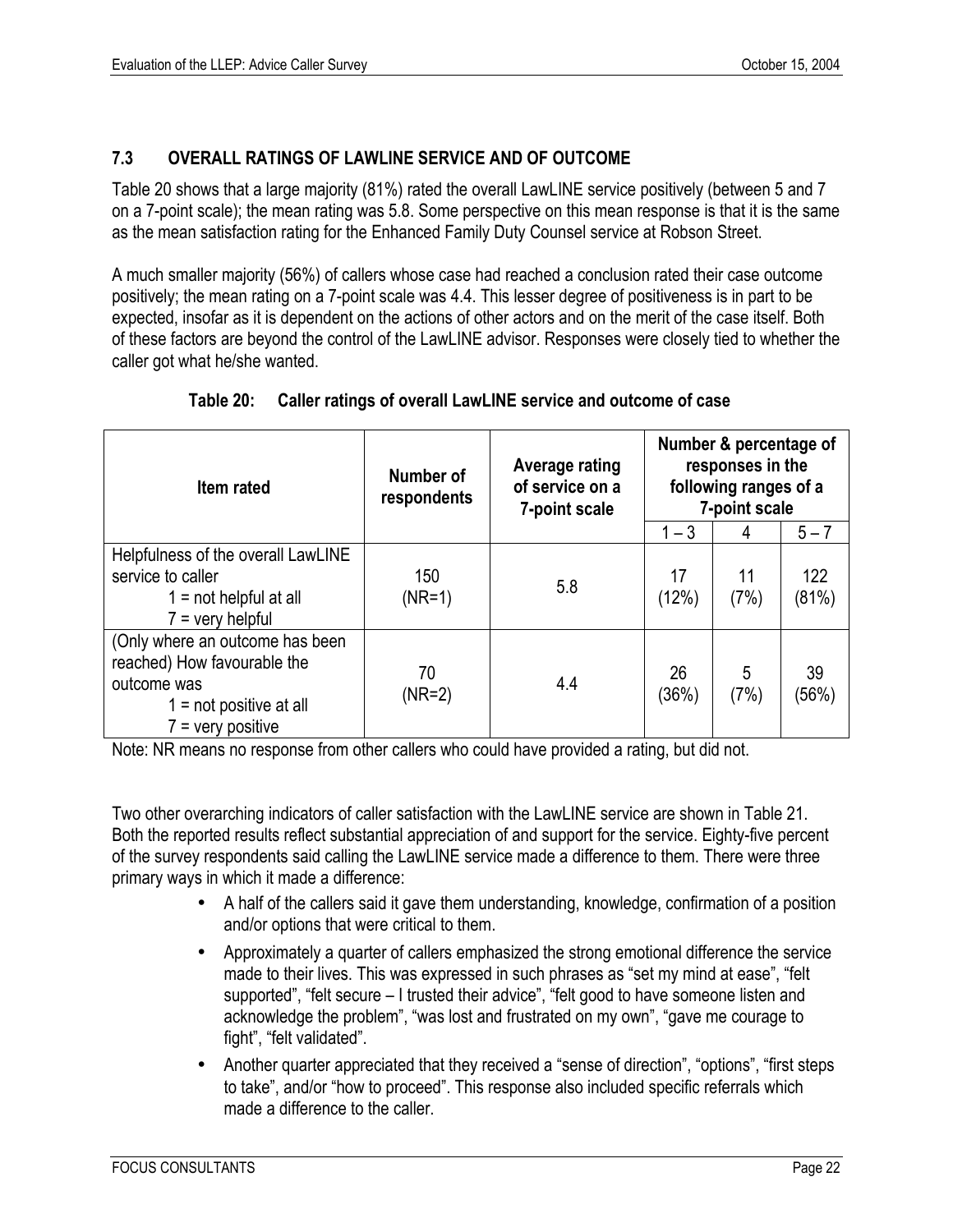### 7.3 OVERALL RATINGS OF LAWLINE SERVICE AND OF OUTCOME

Table 20 shows that a large majority (81%) rated the overall LawLINE service positively (between 5 and 7 on a 7-point scale); the mean rating was 5.8. Some perspective on this mean response is that it is the same as the mean satisfaction rating for the Enhanced Family Duty Counsel service at Robson Street.

A much smaller majority (56%) of callers whose case had reached a conclusion rated their case outcome positively; the mean rating on a 7-point scale was 4.4. This lesser degree of positiveness is in part to be expected, insofar as it is dependent on the actions of other actors and on the merit of the case itself. Both of these factors are beyond the control of the LawLINE advisor. Responses were closely tied to whether the caller got what he/she wanted.

**Table 20: Caller ratings of overall LawLINE service and outcome of case**

| Item rated | Number of respondents | Average rating of service on a 7-point scale | Number & percentage of responses in the following ranges of a 7-point scale | | |
|---|---|---|---|---|---|
| | | | 1 – 3 | 4 | 5 – 7 |
| Helpfulness of the overall LawLINE service to caller<br>1 = not helpful at all<br>7 = very helpful | 150 (NR=1) | 5.8 | 17 (12%) | 11 (7%) | 122 (81%) |
| (Only where an outcome has been reached) How favourable the outcome was<br>1 = not positive at all<br>7 = very positive | 70 (NR=2) | 4.4 | 26 (36%) | 5 (7%) | 39 (56%) |

Note: NR means no response from other callers who could have provided a rating, but did not.

Two other overarching indicators of caller satisfaction with the LawLINE service are shown in Table 21. Both the reported results reflect substantial appreciation of and support for the service. Eighty-five percent of the survey respondents said calling the LawLINE service made a difference to them. There were three primary ways in which it made a difference:

- A half of the callers said it gave them understanding, knowledge, confirmation of a position and/or options that were critical to them.
- Approximately a quarter of callers emphasized the strong emotional difference the service made to their lives. This was expressed in such phrases as "set my mind at ease", "felt supported", "felt secure – I trusted their advice", "felt good to have someone listen and acknowledge the problem", "was lost and frustrated on my own", "gave me courage to fight", "felt validated".
- Another quarter appreciated that they received a "sense of direction", "options", "first steps to take", and/or "how to proceed". This response also included specific referrals which made a difference to the caller.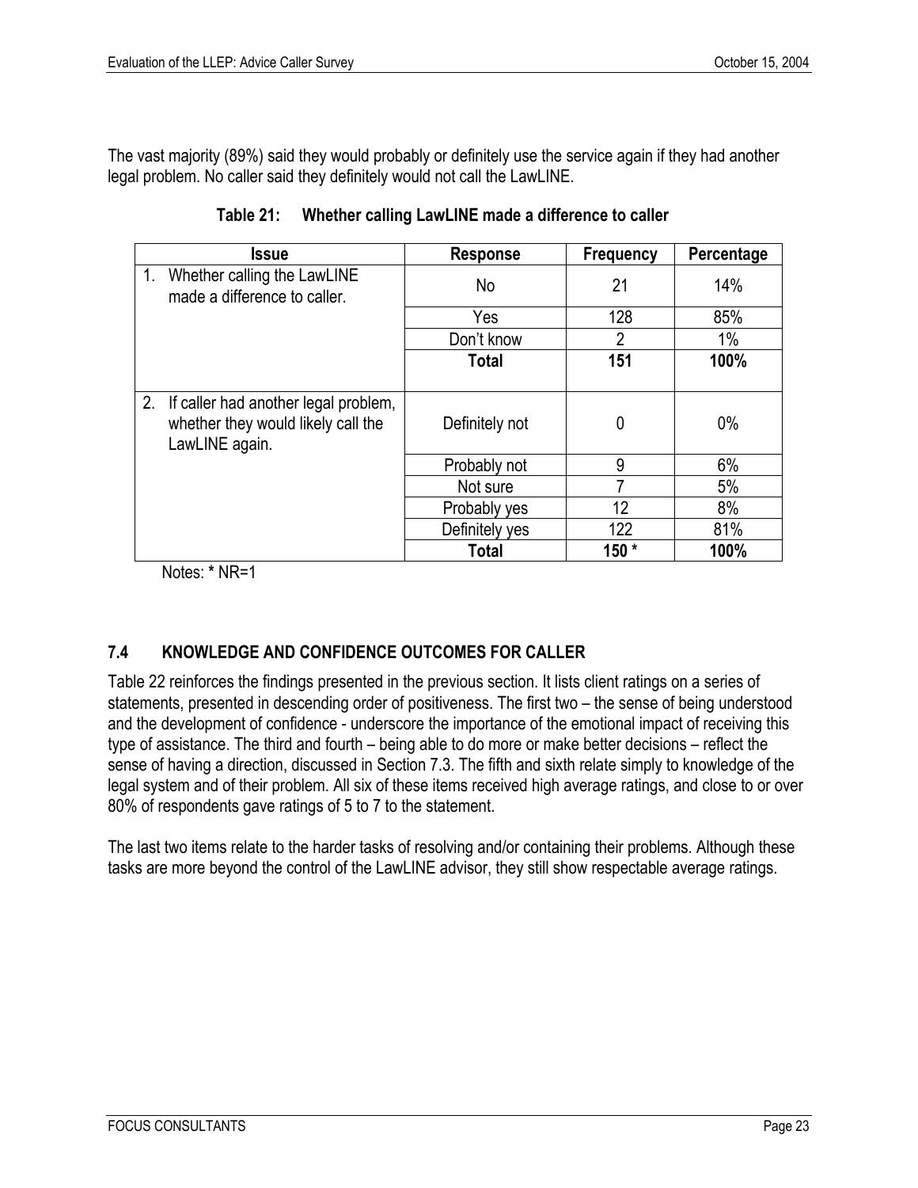The vast majority (89%) said they would probably or definitely use the service again if they had another legal problem. No caller said they definitely would not call the LawLINE.

**Table 21: Whether calling LawLINE made a difference to caller**

| Issue | Response | Frequency | Percentage |
|---|---|---|---|
| 1. Whether calling the LawLINE made a difference to caller. | No | 21 | 14% |
| | Yes | 128 | 85% |
| | Don't know | 2 | 1% |
| | **Total** | **151** | **100%** |
| 2. If caller had another legal problem, whether they would likely call the LawLINE again. | Definitely not | 0 | 0% |
| | Probably not | 9 | 6% |
| | Not sure | 7 | 5% |
| | Probably yes | 12 | 8% |
| | Definitely yes | 122 | 81% |
| | **Total** | **150 *** | **100%** |

Notes: * NR=1

## 7.4 KNOWLEDGE AND CONFIDENCE OUTCOMES FOR CALLER

Table 22 reinforces the findings presented in the previous section. It lists client ratings on a series of statements, presented in descending order of positiveness. The first two – the sense of being understood and the development of confidence - underscore the importance of the emotional impact of receiving this type of assistance. The third and fourth – being able to do more or make better decisions – reflect the sense of having a direction, discussed in Section 7.3. The fifth and sixth relate simply to knowledge of the legal system and of their problem. All six of these items received high average ratings, and close to or over 80% of respondents gave ratings of 5 to 7 to the statement.

The last two items relate to the harder tasks of resolving and/or containing their problems. Although these tasks are more beyond the control of the LawLINE advisor, they still show respectable average ratings.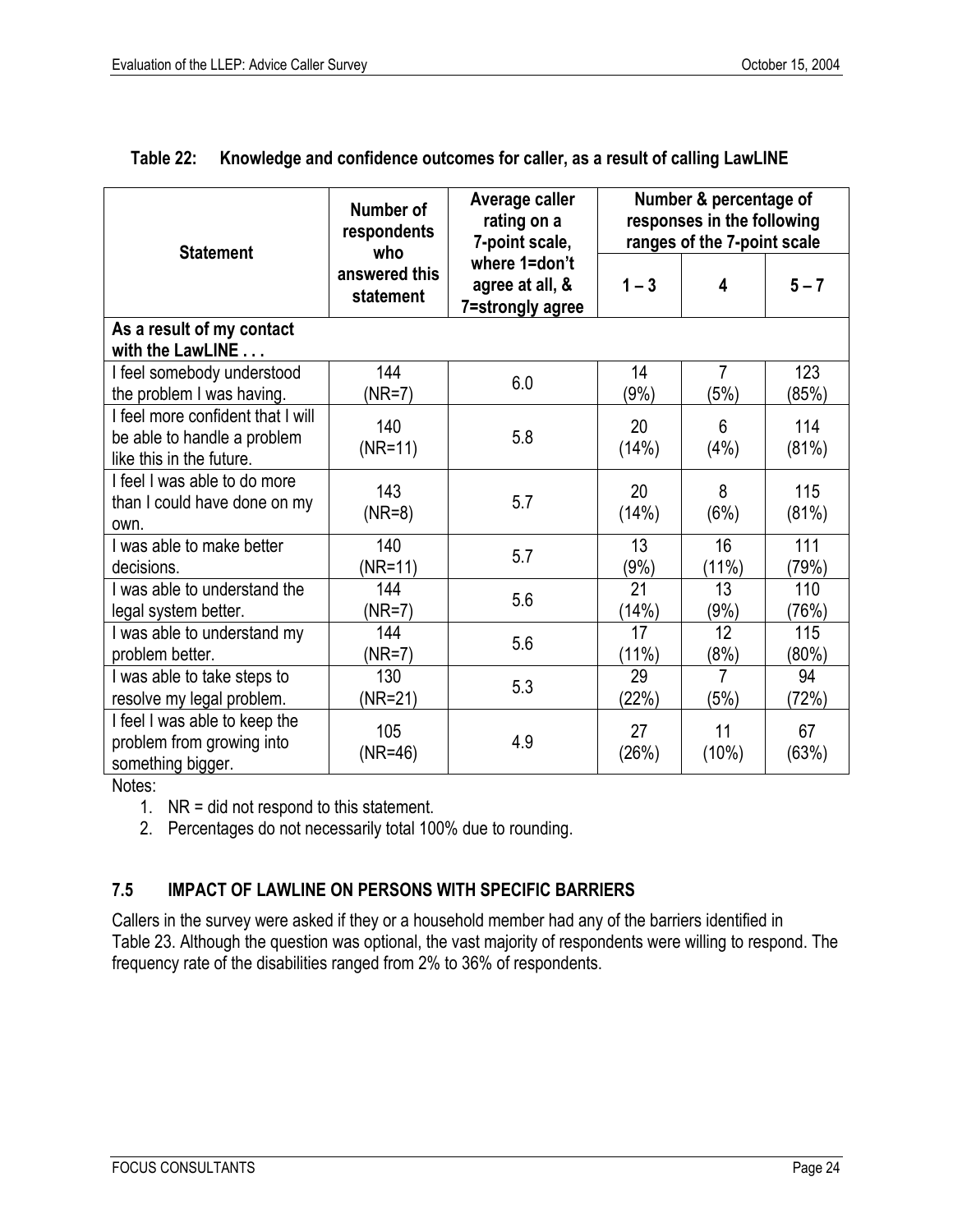**Table 22: Knowledge and confidence outcomes for caller, as a result of calling LawLINE**

| Statement | Number of respondents who answered this statement | Average caller rating on a 7-point scale, where 1=don't agree at all, & 7=strongly agree | Number & percentage of responses in the following ranges of the 7-point scale | | |
|---|---|---|---|---|---|
| | | | 1 – 3 | 4 | 5 – 7 |
| **As a result of my contact with the LawLINE . . .** | | | | | |
| I feel somebody understood the problem I was having. | 144 (NR=7) | 6.0 | 14 (9%) | 7 (5%) | 123 (85%) |
| I feel more confident that I will be able to handle a problem like this in the future. | 140 (NR=11) | 5.8 | 20 (14%) | 6 (4%) | 114 (81%) |
| I feel I was able to do more than I could have done on my own. | 143 (NR=8) | 5.7 | 20 (14%) | 8 (6%) | 115 (81%) |
| I was able to make better decisions. | 140 (NR=11) | 5.7 | 13 (9%) | 16 (11%) | 111 (79%) |
| I was able to understand the legal system better. | 144 (NR=7) | 5.6 | 21 (14%) | 13 (9%) | 110 (76%) |
| I was able to understand my problem better. | 144 (NR=7) | 5.6 | 17 (11%) | 12 (8%) | 115 (80%) |
| I was able to take steps to resolve my legal problem. | 130 (NR=21) | 5.3 | 29 (22%) | 7 (5%) | 94 (72%) |
| I feel I was able to keep the problem from growing into something bigger. | 105 (NR=46) | 4.9 | 27 (26%) | 11 (10%) | 67 (63%) |

Notes:

1. NR = did not respond to this statement.
2. Percentages do not necessarily total 100% due to rounding.

## 7.5 IMPACT OF LAWLINE ON PERSONS WITH SPECIFIC BARRIERS

Callers in the survey were asked if they or a household member had any of the barriers identified in Table 23. Although the question was optional, the vast majority of respondents were willing to respond. The frequency rate of the disabilities ranged from 2% to 36% of respondents.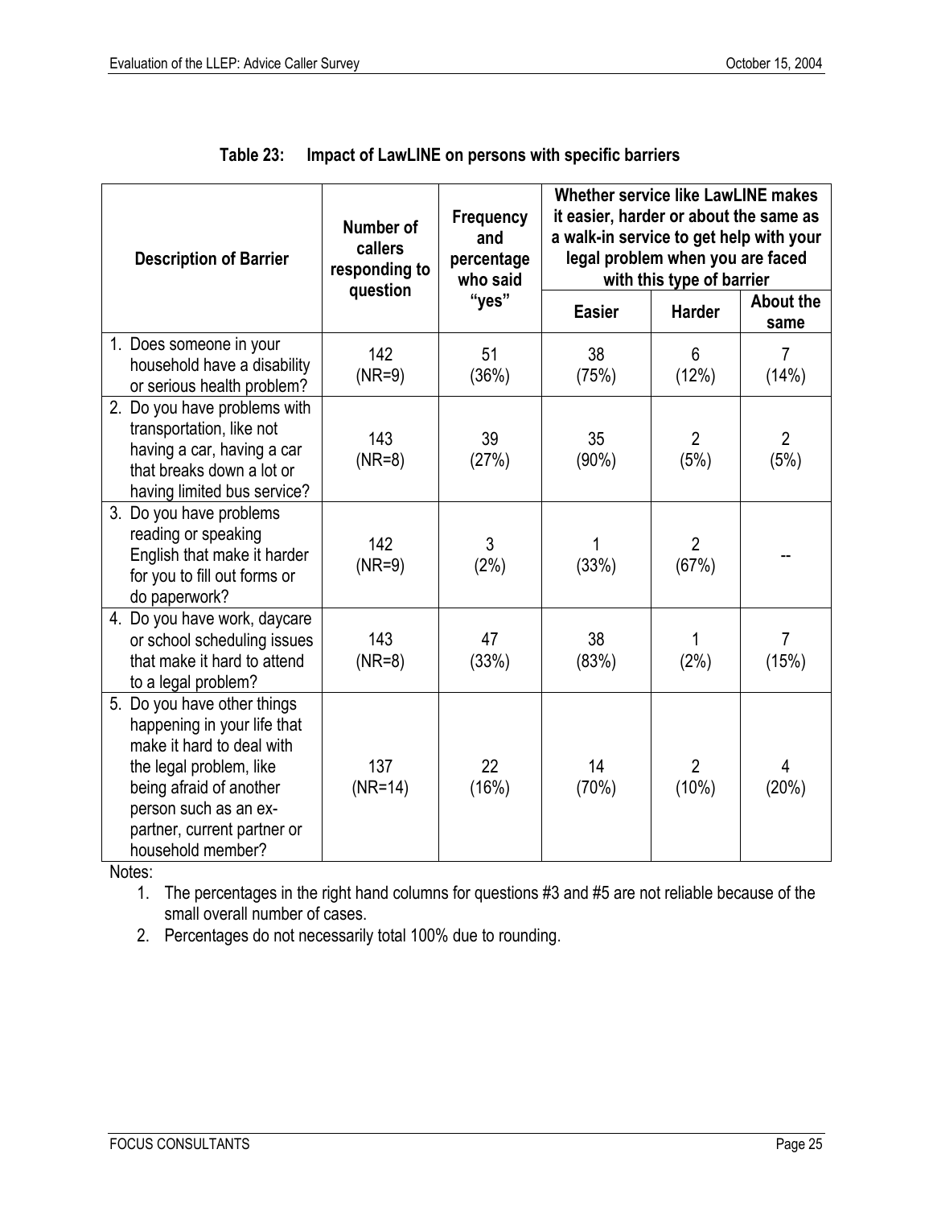**Table 23: Impact of LawLINE on persons with specific barriers**

| Description of Barrier | Number of callers responding to question | Frequency and percentage who said "yes" | Whether service like LawLINE makes it easier, harder or about the same as a walk-in service to get help with your legal problem when you are faced with this type of barrier | | |
|---|---|---|---|---|---|
| | | | Easier | Harder | About the same |
| 1. Does someone in your household have a disability or serious health problem? | 142 (NR=9) | 51 (36%) | 38 (75%) | 6 (12%) | 7 (14%) |
| 2. Do you have problems with transportation, like not having a car, having a car that breaks down a lot or having limited bus service? | 143 (NR=8) | 39 (27%) | 35 (90%) | 2 (5%) | 2 (5%) |
| 3. Do you have problems reading or speaking English that make it harder for you to fill out forms or do paperwork? | 142 (NR=9) | 3 (2%) | 1 (33%) | 2 (67%) | -- |
| 4. Do you have work, daycare or school scheduling issues that make it hard to attend to a legal problem? | 143 (NR=8) | 47 (33%) | 38 (83%) | 1 (2%) | 7 (15%) |
| 5. Do you have other things happening in your life that make it hard to deal with the legal problem, like being afraid of another person such as an ex-partner, current partner or household member? | 137 (NR=14) | 22 (16%) | 14 (70%) | 2 (10%) | 4 (20%) |

Notes:

1. The percentages in the right hand columns for questions #3 and #5 are not reliable because of the small overall number of cases.
2. Percentages do not necessarily total 100% due to rounding.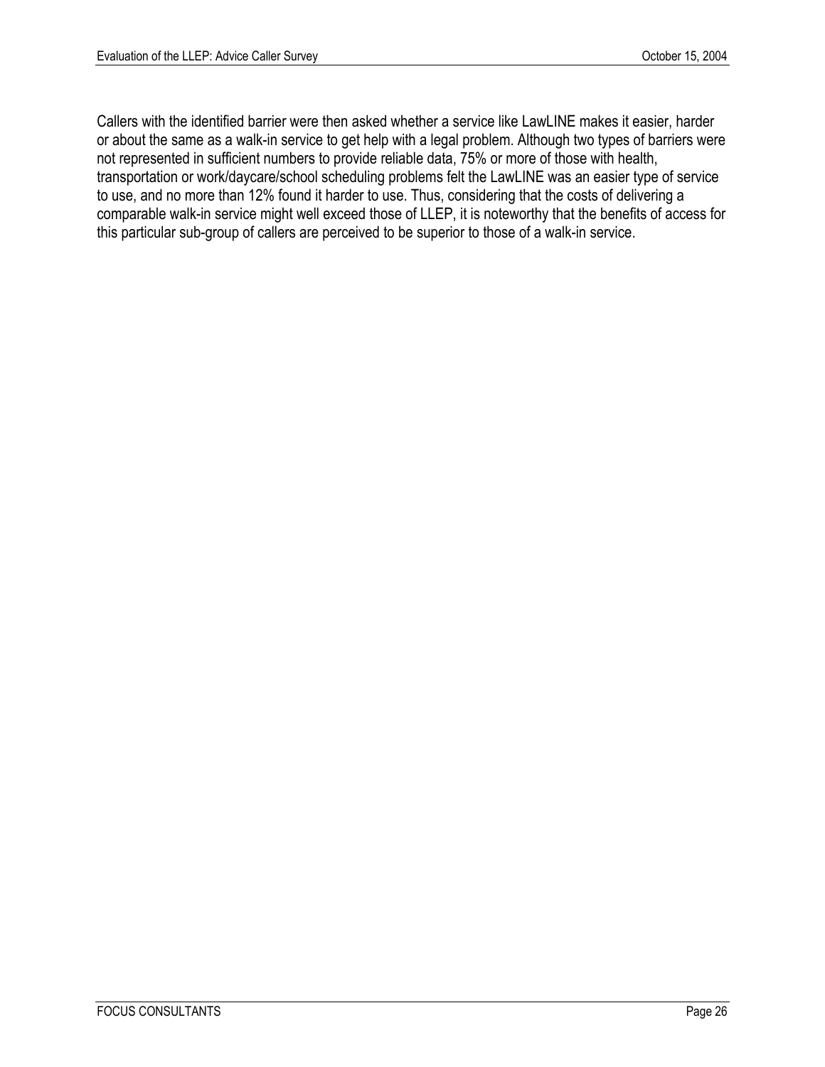Callers with the identified barrier were then asked whether a service like LawLINE makes it easier, harder or about the same as a walk-in service to get help with a legal problem. Although two types of barriers were not represented in sufficient numbers to provide reliable data, 75% or more of those with health, transportation or work/daycare/school scheduling problems felt the LawLINE was an easier type of service to use, and no more than 12% found it harder to use. Thus, considering that the costs of delivering a comparable walk-in service might well exceed those of LLEP, it is noteworthy that the benefits of access for this particular sub-group of callers are perceived to be superior to those of a walk-in service.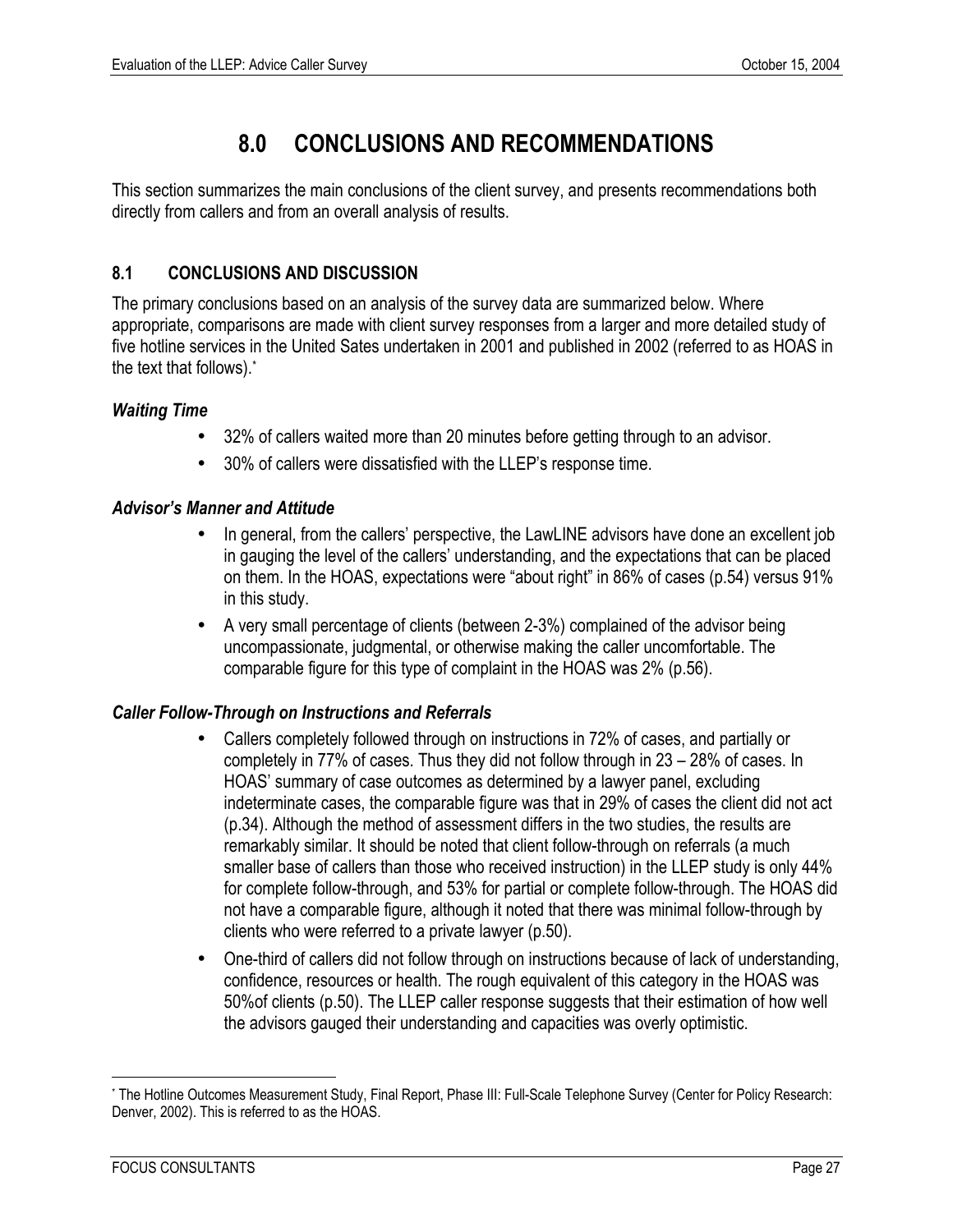# 8.0 CONCLUSIONS AND RECOMMENDATIONS

This section summarizes the main conclusions of the client survey, and presents recommendations both directly from callers and from an overall analysis of results.

## 8.1 CONCLUSIONS AND DISCUSSION

The primary conclusions based on an analysis of the survey data are summarized below. Where appropriate, comparisons are made with client survey responses from a larger and more detailed study of five hotline services in the United Sates undertaken in 2001 and published in 2002 (referred to as HOAS in the text that follows).*

### *Waiting Time*

- 32% of callers waited more than 20 minutes before getting through to an advisor.
- 30% of callers were dissatisfied with the LLEP's response time.

### *Advisor's Manner and Attitude*

- In general, from the callers' perspective, the LawLINE advisors have done an excellent job in gauging the level of the callers' understanding, and the expectations that can be placed on them. In the HOAS, expectations were "about right" in 86% of cases (p.54) versus 91% in this study.
- A very small percentage of clients (between 2-3%) complained of the advisor being uncompassionate, judgmental, or otherwise making the caller uncomfortable. The comparable figure for this type of complaint in the HOAS was 2% (p.56).

### *Caller Follow-Through on Instructions and Referrals*

- Callers completely followed through on instructions in 72% of cases, and partially or completely in 77% of cases. Thus they did not follow through in 23 – 28% of cases. In HOAS' summary of case outcomes as determined by a lawyer panel, excluding indeterminate cases, the comparable figure was that in 29% of cases the client did not act (p.34). Although the method of assessment differs in the two studies, the results are remarkably similar. It should be noted that client follow-through on referrals (a much smaller base of callers than those who received instruction) in the LLEP study is only 44% for complete follow-through, and 53% for partial or complete follow-through. The HOAS did not have a comparable figure, although it noted that there was minimal follow-through by clients who were referred to a private lawyer (p.50).
- One-third of callers did not follow through on instructions because of lack of understanding, confidence, resources or health. The rough equivalent of this category in the HOAS was 50%of clients (p.50). The LLEP caller response suggests that their estimation of how well the advisors gauged their understanding and capacities was overly optimistic.

---

* The Hotline Outcomes Measurement Study, Final Report, Phase III: Full-Scale Telephone Survey (Center for Policy Research: Denver, 2002). This is referred to as the HOAS.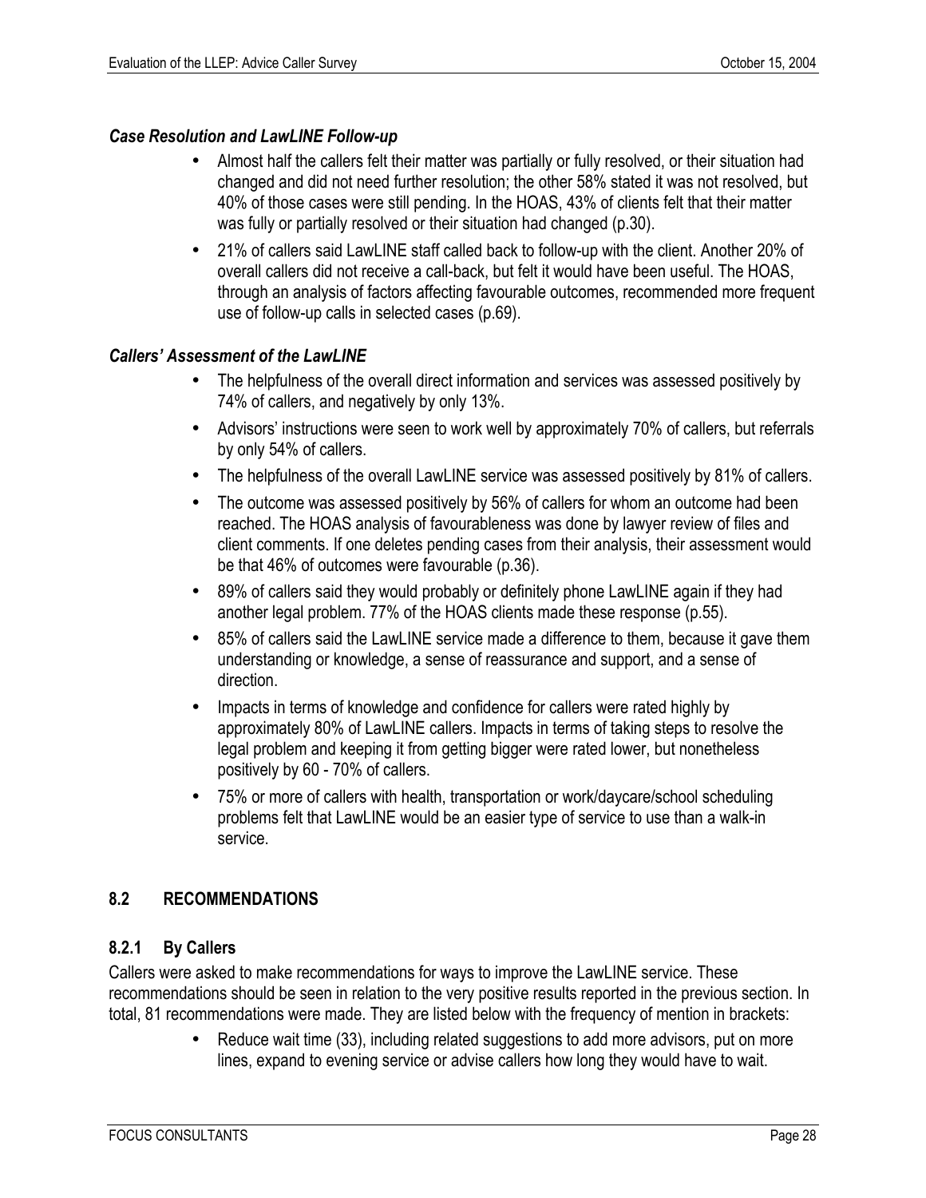### *Case Resolution and LawLINE Follow-up*

- Almost half the callers felt their matter was partially or fully resolved, or their situation had changed and did not need further resolution; the other 58% stated it was not resolved, but 40% of those cases were still pending. In the HOAS, 43% of clients felt that their matter was fully or partially resolved or their situation had changed (p.30).
- 21% of callers said LawLINE staff called back to follow-up with the client. Another 20% of overall callers did not receive a call-back, but felt it would have been useful. The HOAS, through an analysis of factors affecting favourable outcomes, recommended more frequent use of follow-up calls in selected cases (p.69).

### *Callers' Assessment of the LawLINE*

- The helpfulness of the overall direct information and services was assessed positively by 74% of callers, and negatively by only 13%.
- Advisors' instructions were seen to work well by approximately 70% of callers, but referrals by only 54% of callers.
- The helpfulness of the overall LawLINE service was assessed positively by 81% of callers.
- The outcome was assessed positively by 56% of callers for whom an outcome had been reached. The HOAS analysis of favourableness was done by lawyer review of files and client comments. If one deletes pending cases from their analysis, their assessment would be that 46% of outcomes were favourable (p.36).
- 89% of callers said they would probably or definitely phone LawLINE again if they had another legal problem. 77% of the HOAS clients made these response (p.55).
- 85% of callers said the LawLINE service made a difference to them, because it gave them understanding or knowledge, a sense of reassurance and support, and a sense of direction.
- Impacts in terms of knowledge and confidence for callers were rated highly by approximately 80% of LawLINE callers. Impacts in terms of taking steps to resolve the legal problem and keeping it from getting bigger were rated lower, but nonetheless positively by 60 - 70% of callers.
- 75% or more of callers with health, transportation or work/daycare/school scheduling problems felt that LawLINE would be an easier type of service to use than a walk-in service.

## 8.2 RECOMMENDATIONS

### 8.2.1 By Callers

Callers were asked to make recommendations for ways to improve the LawLINE service. These recommendations should be seen in relation to the very positive results reported in the previous section. In total, 81 recommendations were made. They are listed below with the frequency of mention in brackets:

- Reduce wait time (33), including related suggestions to add more advisors, put on more lines, expand to evening service or advise callers how long they would have to wait.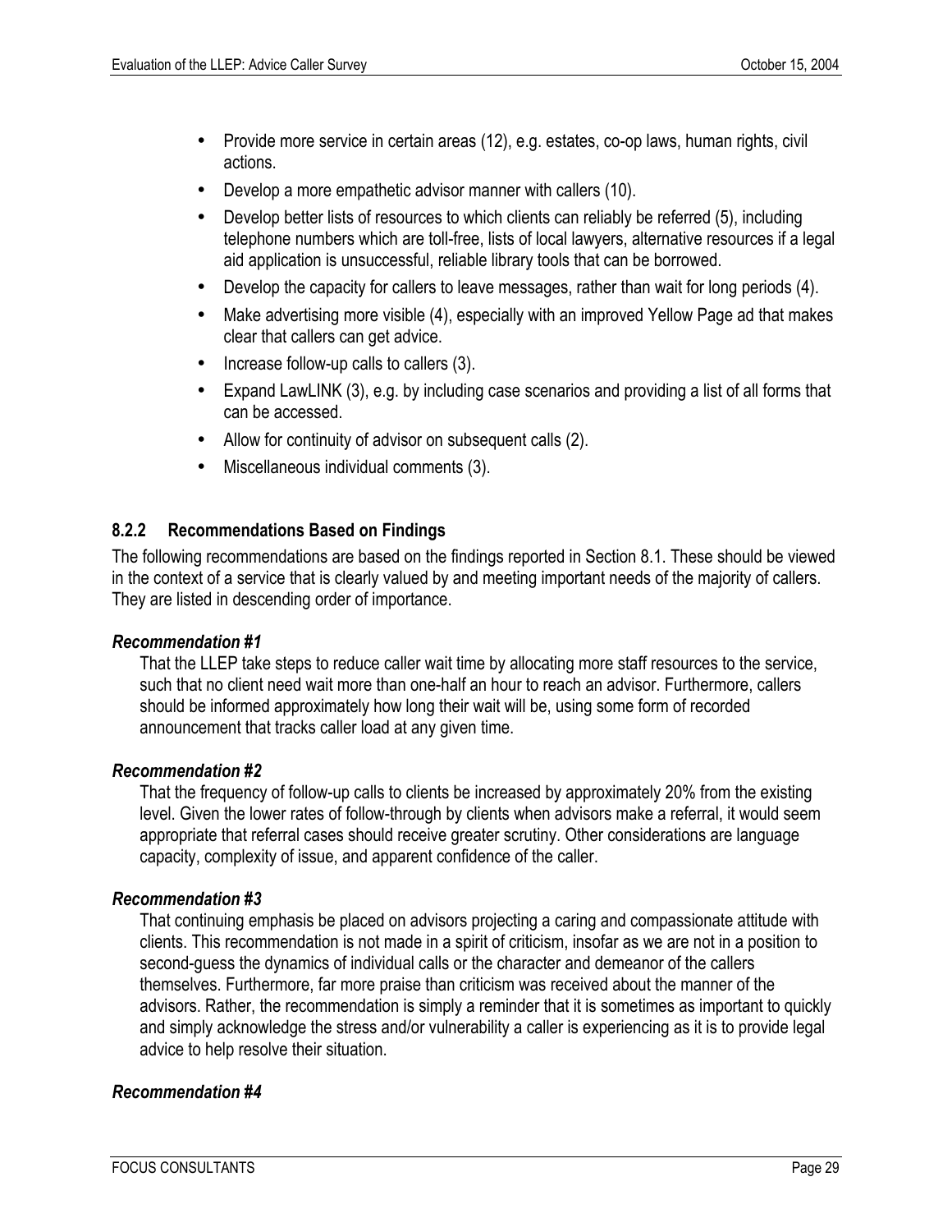- Provide more service in certain areas (12), e.g. estates, co-op laws, human rights, civil actions.
- Develop a more empathetic advisor manner with callers (10).
- Develop better lists of resources to which clients can reliably be referred (5), including telephone numbers which are toll-free, lists of local lawyers, alternative resources if a legal aid application is unsuccessful, reliable library tools that can be borrowed.
- Develop the capacity for callers to leave messages, rather than wait for long periods (4).
- Make advertising more visible (4), especially with an improved Yellow Page ad that makes clear that callers can get advice.
- Increase follow-up calls to callers (3).
- Expand LawLINK (3), e.g. by including case scenarios and providing a list of all forms that can be accessed.
- Allow for continuity of advisor on subsequent calls (2).
- Miscellaneous individual comments (3).

### 8.2.2 Recommendations Based on Findings

The following recommendations are based on the findings reported in Section 8.1. These should be viewed in the context of a service that is clearly valued by and meeting important needs of the majority of callers. They are listed in descending order of importance.

***Recommendation #1***

That the LLEP take steps to reduce caller wait time by allocating more staff resources to the service, such that no client need wait more than one-half an hour to reach an advisor. Furthermore, callers should be informed approximately how long their wait will be, using some form of recorded announcement that tracks caller load at any given time.

***Recommendation #2***

That the frequency of follow-up calls to clients be increased by approximately 20% from the existing level. Given the lower rates of follow-through by clients when advisors make a referral, it would seem appropriate that referral cases should receive greater scrutiny. Other considerations are language capacity, complexity of issue, and apparent confidence of the caller.

***Recommendation #3***

That continuing emphasis be placed on advisors projecting a caring and compassionate attitude with clients. This recommendation is not made in a spirit of criticism, insofar as we are not in a position to second-guess the dynamics of individual calls or the character and demeanor of the callers themselves. Furthermore, far more praise than criticism was received about the manner of the advisors. Rather, the recommendation is simply a reminder that it is sometimes as important to quickly and simply acknowledge the stress and/or vulnerability a caller is experiencing as it is to provide legal advice to help resolve their situation.

***Recommendation #4***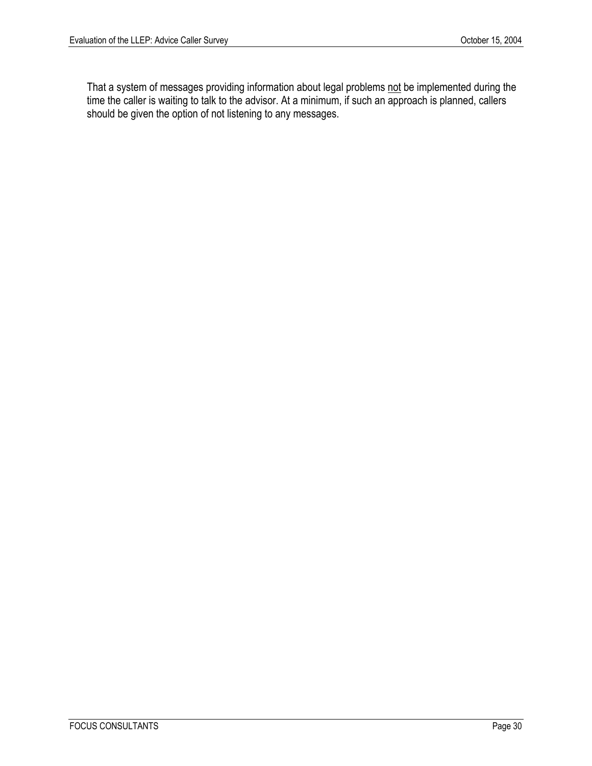That a system of messages providing information about legal problems <u>not</u> be implemented during the time the caller is waiting to talk to the advisor. At a minimum, if such an approach is planned, callers should be given the option of not listening to any messages.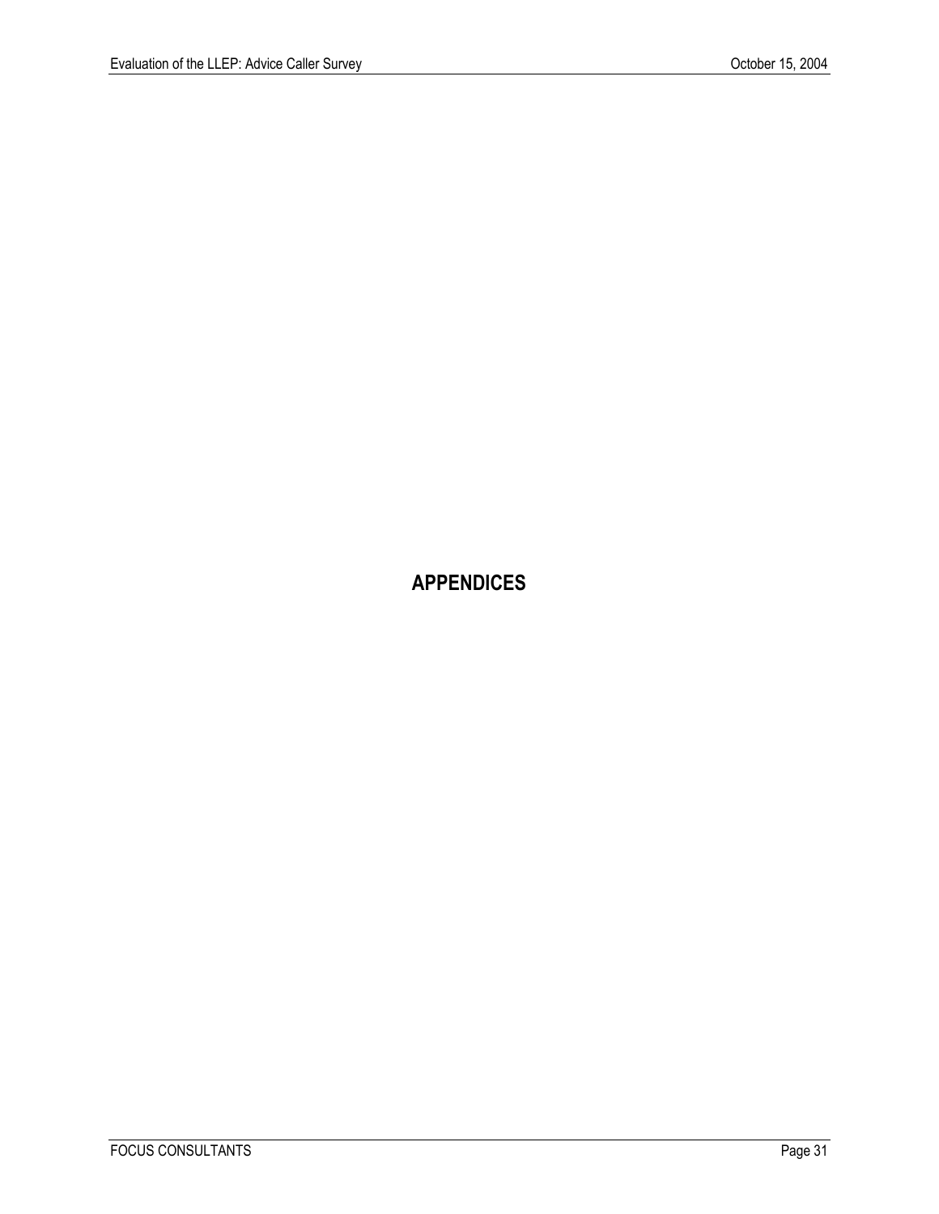# APPENDICES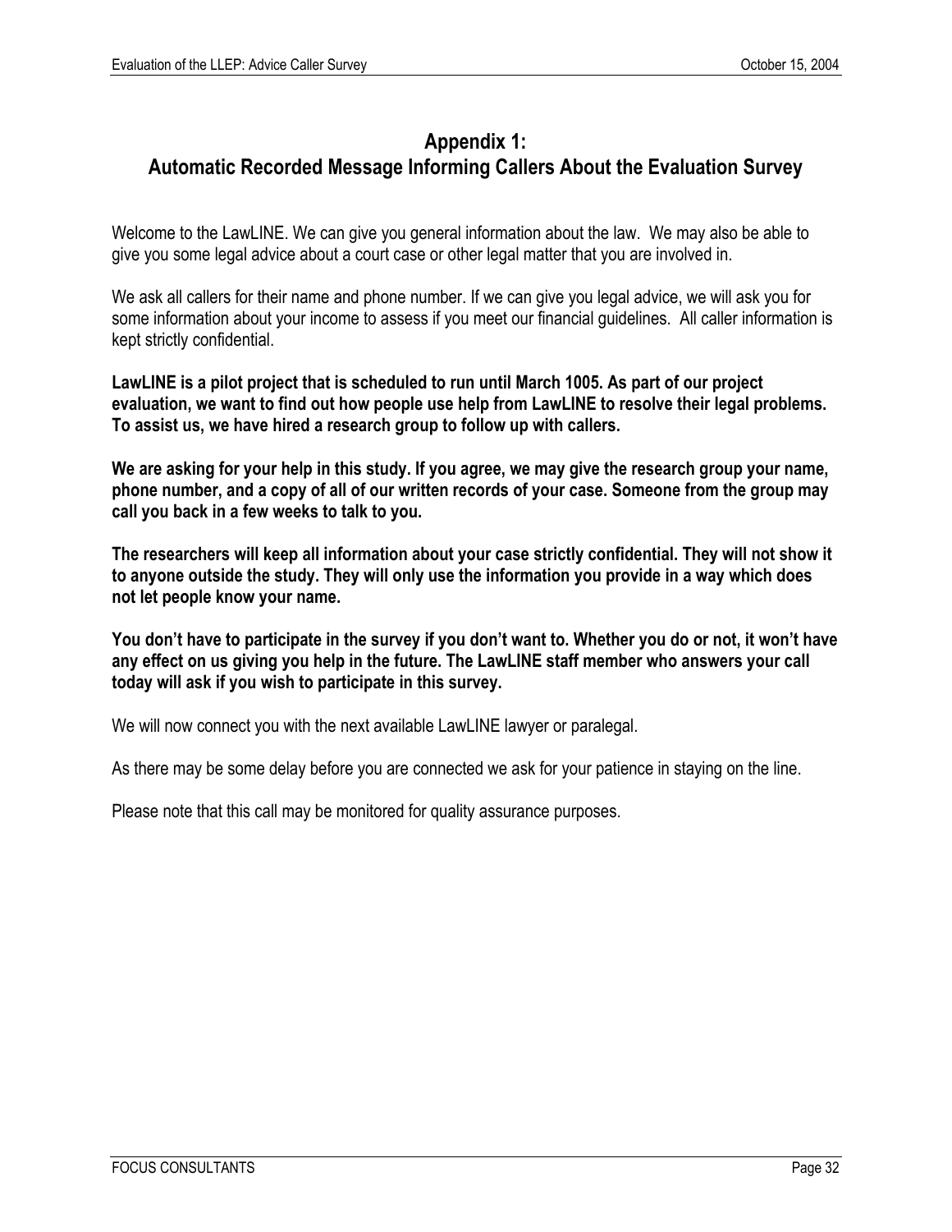## Appendix 1:
## Automatic Recorded Message Informing Callers About the Evaluation Survey

Welcome to the LawLINE. We can give you general information about the law. We may also be able to give you some legal advice about a court case or other legal matter that you are involved in.

We ask all callers for their name and phone number. If we can give you legal advice, we will ask you for some information about your income to assess if you meet our financial guidelines. All caller information is kept strictly confidential.

**LawLINE is a pilot project that is scheduled to run until March 1005. As part of our project evaluation, we want to find out how people use help from LawLINE to resolve their legal problems. To assist us, we have hired a research group to follow up with callers.**

**We are asking for your help in this study. If you agree, we may give the research group your name, phone number, and a copy of all of our written records of your case. Someone from the group may call you back in a few weeks to talk to you.**

**The researchers will keep all information about your case strictly confidential. They will not show it to anyone outside the study. They will only use the information you provide in a way which does not let people know your name.**

**You don't have to participate in the survey if you don't want to. Whether you do or not, it won't have any effect on us giving you help in the future. The LawLINE staff member who answers your call today will ask if you wish to participate in this survey.**

We will now connect you with the next available LawLINE lawyer or paralegal.

As there may be some delay before you are connected we ask for your patience in staying on the line.

Please note that this call may be monitored for quality assurance purposes.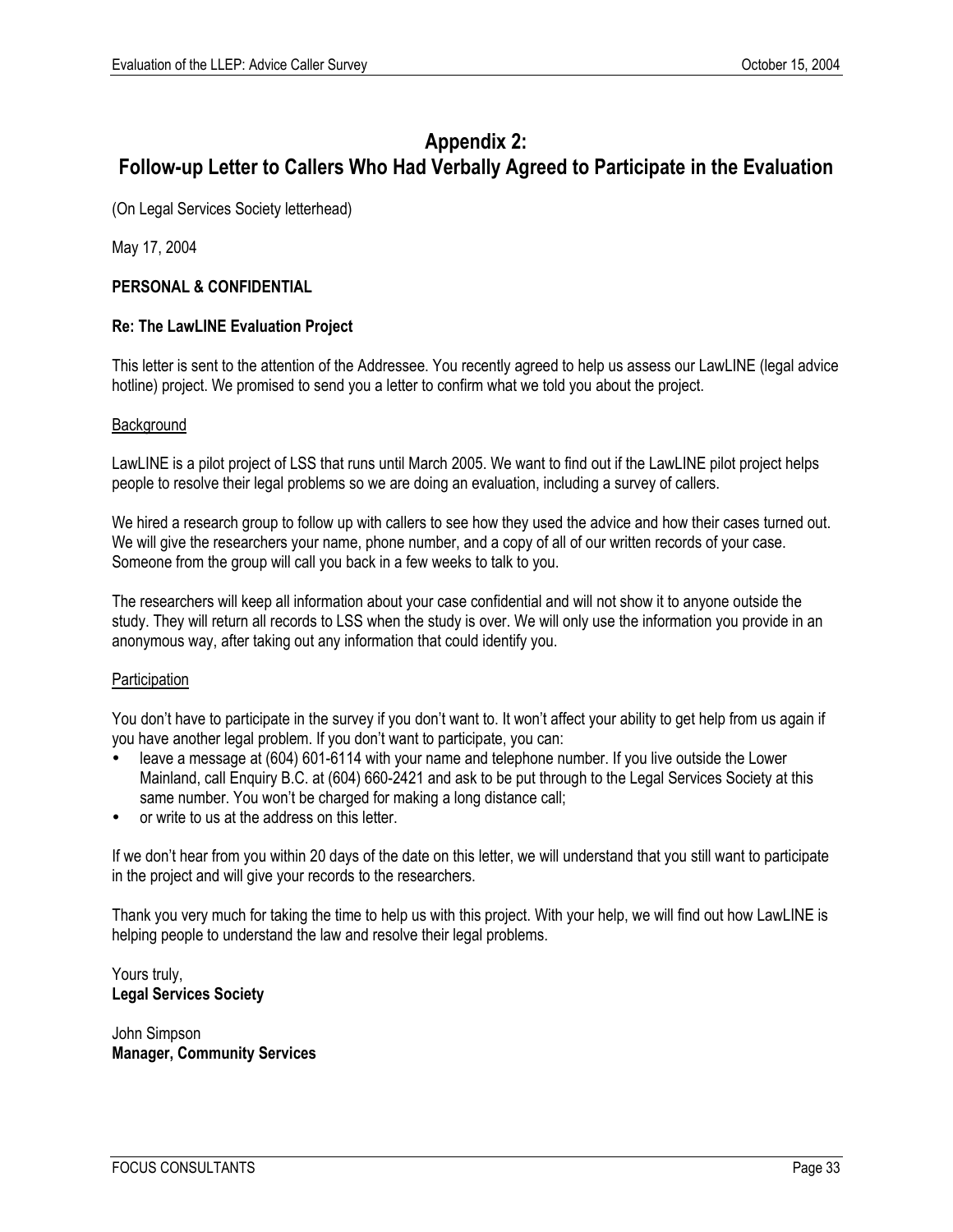# Appendix 2: Follow-up Letter to Callers Who Had Verbally Agreed to Participate in the Evaluation

(On Legal Services Society letterhead)

May 17, 2004

**PERSONAL & CONFIDENTIAL**

**Re: The LawLINE Evaluation Project**

This letter is sent to the attention of the Addressee. You recently agreed to help us assess our LawLINE (legal advice hotline) project. We promised to send you a letter to confirm what we told you about the project.

Background

LawLINE is a pilot project of LSS that runs until March 2005. We want to find out if the LawLINE pilot project helps people to resolve their legal problems so we are doing an evaluation, including a survey of callers.

We hired a research group to follow up with callers to see how they used the advice and how their cases turned out. We will give the researchers your name, phone number, and a copy of all of our written records of your case. Someone from the group will call you back in a few weeks to talk to you.

The researchers will keep all information about your case confidential and will not show it to anyone outside the study. They will return all records to LSS when the study is over. We will only use the information you provide in an anonymous way, after taking out any information that could identify you.

Participation

You don't have to participate in the survey if you don't want to. It won't affect your ability to get help from us again if you have another legal problem. If you don't want to participate, you can:

- leave a message at (604) 601-6114 with your name and telephone number. If you live outside the Lower Mainland, call Enquiry B.C. at (604) 660-2421 and ask to be put through to the Legal Services Society at this same number. You won't be charged for making a long distance call;
- or write to us at the address on this letter.

If we don't hear from you within 20 days of the date on this letter, we will understand that you still want to participate in the project and will give your records to the researchers.

Thank you very much for taking the time to help us with this project. With your help, we will find out how LawLINE is helping people to understand the law and resolve their legal problems.

Yours truly,
**Legal Services Society**

John Simpson
**Manager, Community Services**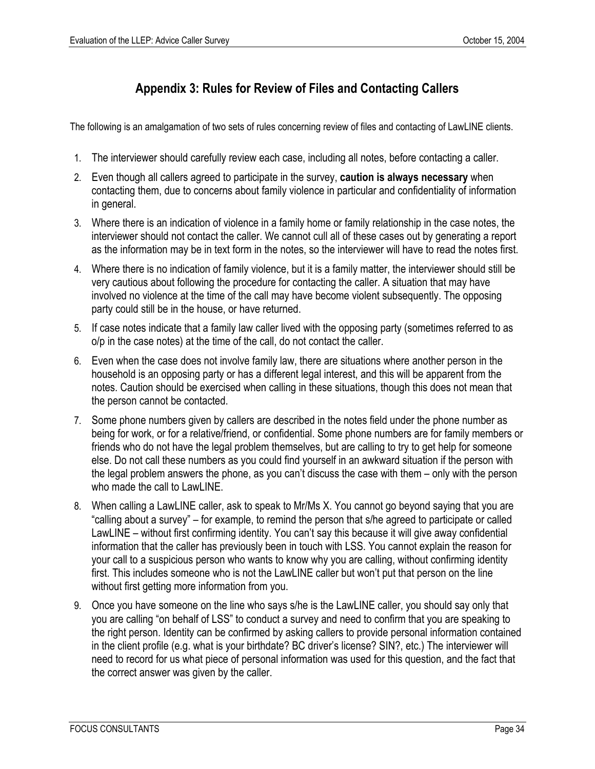## Appendix 3: Rules for Review of Files and Contacting Callers

The following is an amalgamation of two sets of rules concerning review of files and contacting of LawLINE clients.

1. The interviewer should carefully review each case, including all notes, before contacting a caller.
2. Even though all callers agreed to participate in the survey, **caution is always necessary** when contacting them, due to concerns about family violence in particular and confidentiality of information in general.
3. Where there is an indication of violence in a family home or family relationship in the case notes, the interviewer should not contact the caller. We cannot cull all of these cases out by generating a report as the information may be in text form in the notes, so the interviewer will have to read the notes first.
4. Where there is no indication of family violence, but it is a family matter, the interviewer should still be very cautious about following the procedure for contacting the caller. A situation that may have involved no violence at the time of the call may have become violent subsequently. The opposing party could still be in the house, or have returned.
5. If case notes indicate that a family law caller lived with the opposing party (sometimes referred to as o/p in the case notes) at the time of the call, do not contact the caller.
6. Even when the case does not involve family law, there are situations where another person in the household is an opposing party or has a different legal interest, and this will be apparent from the notes. Caution should be exercised when calling in these situations, though this does not mean that the person cannot be contacted.
7. Some phone numbers given by callers are described in the notes field under the phone number as being for work, or for a relative/friend, or confidential. Some phone numbers are for family members or friends who do not have the legal problem themselves, but are calling to try to get help for someone else. Do not call these numbers as you could find yourself in an awkward situation if the person with the legal problem answers the phone, as you can't discuss the case with them – only with the person who made the call to LawLINE.
8. When calling a LawLINE caller, ask to speak to Mr/Ms X. You cannot go beyond saying that you are "calling about a survey" – for example, to remind the person that s/he agreed to participate or called LawLINE – without first confirming identity. You can't say this because it will give away confidential information that the caller has previously been in touch with LSS. You cannot explain the reason for your call to a suspicious person who wants to know why you are calling, without confirming identity first. This includes someone who is not the LawLINE caller but won't put that person on the line without first getting more information from you.
9. Once you have someone on the line who says s/he is the LawLINE caller, you should say only that you are calling "on behalf of LSS" to conduct a survey and need to confirm that you are speaking to the right person. Identity can be confirmed by asking callers to provide personal information contained in the client profile (e.g. what is your birthdate? BC driver's license? SIN?, etc.) The interviewer will need to record for us what piece of personal information was used for this question, and the fact that the correct answer was given by the caller.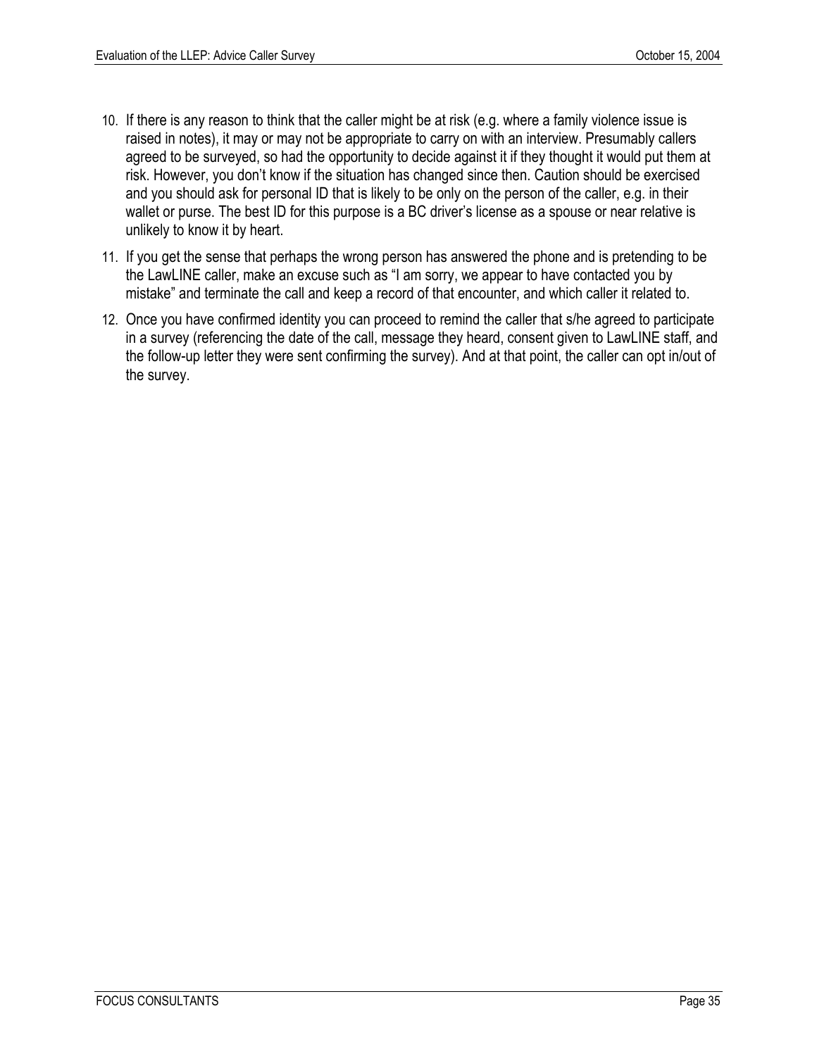10. If there is any reason to think that the caller might be at risk (e.g. where a family violence issue is raised in notes), it may or may not be appropriate to carry on with an interview. Presumably callers agreed to be surveyed, so had the opportunity to decide against it if they thought it would put them at risk. However, you don't know if the situation has changed since then. Caution should be exercised and you should ask for personal ID that is likely to be only on the person of the caller, e.g. in their wallet or purse. The best ID for this purpose is a BC driver's license as a spouse or near relative is unlikely to know it by heart.
11. If you get the sense that perhaps the wrong person has answered the phone and is pretending to be the LawLINE caller, make an excuse such as "I am sorry, we appear to have contacted you by mistake" and terminate the call and keep a record of that encounter, and which caller it related to.
12. Once you have confirmed identity you can proceed to remind the caller that s/he agreed to participate in a survey (referencing the date of the call, message they heard, consent given to LawLINE staff, and the follow-up letter they were sent confirming the survey). And at that point, the caller can opt in/out of the survey.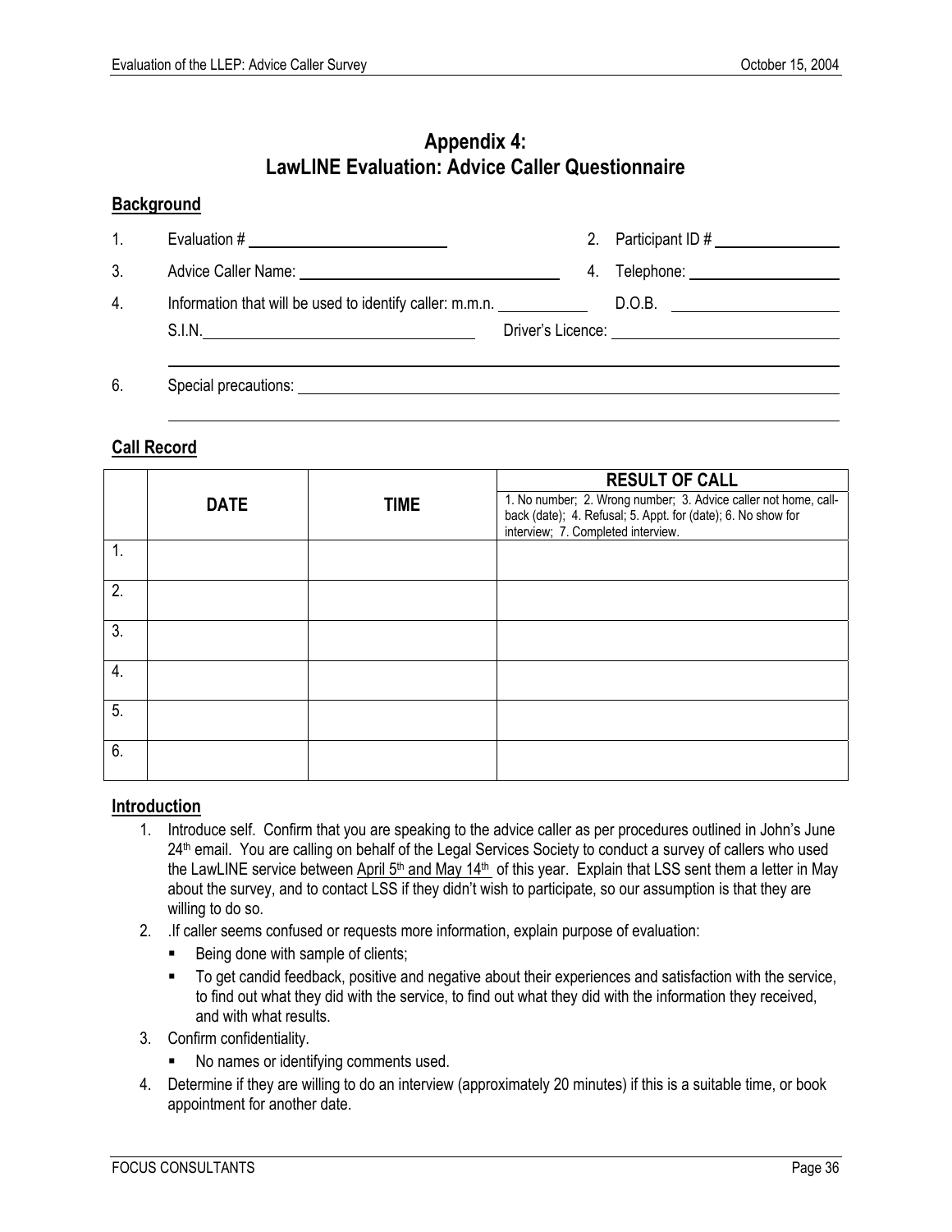# Appendix 4:
# LawLINE Evaluation: Advice Caller Questionnaire

## Background

1. Evaluation # ______________________ 2. Participant ID # ______________

3. Advice Caller Name: ____________________________ 4. Telephone: ________________

4. Information that will be used to identify caller: m.m.n. __________ D.O.B. __________________

   S.I.N. ______________________________ Driver's Licence: ________________________

   ______________________________________________________________________________

6. Special precautions: _____________________________________________________________

   ______________________________________________________________________________

## Call Record

| | DATE | TIME | RESULT OF CALL<br>1. No number; 2. Wrong number; 3. Advice caller not home, call-back (date); 4. Refusal; 5. Appt. for (date); 6. No show for interview; 7. Completed interview. |
|---|---|---|---|
| 1. | | | |
| 2. | | | |
| 3. | | | |
| 4. | | | |
| 5. | | | |
| 6. | | | |

## Introduction

1. Introduce self. Confirm that you are speaking to the advice caller as per procedures outlined in John's June 24th email. You are calling on behalf of the Legal Services Society to conduct a survey of callers who used the LawLINE service between April 5th and May 14th of this year. Explain that LSS sent them a letter in May about the survey, and to contact LSS if they didn't wish to participate, so our assumption is that they are willing to do so.
2. .If caller seems confused or requests more information, explain purpose of evaluation:
   - Being done with sample of clients;
   - To get candid feedback, positive and negative about their experiences and satisfaction with the service, to find out what they did with the service, to find out what they did with the information they received, and with what results.
3. Confirm confidentiality.
   - No names or identifying comments used.
4. Determine if they are willing to do an interview (approximately 20 minutes) if this is a suitable time, or book appointment for another date.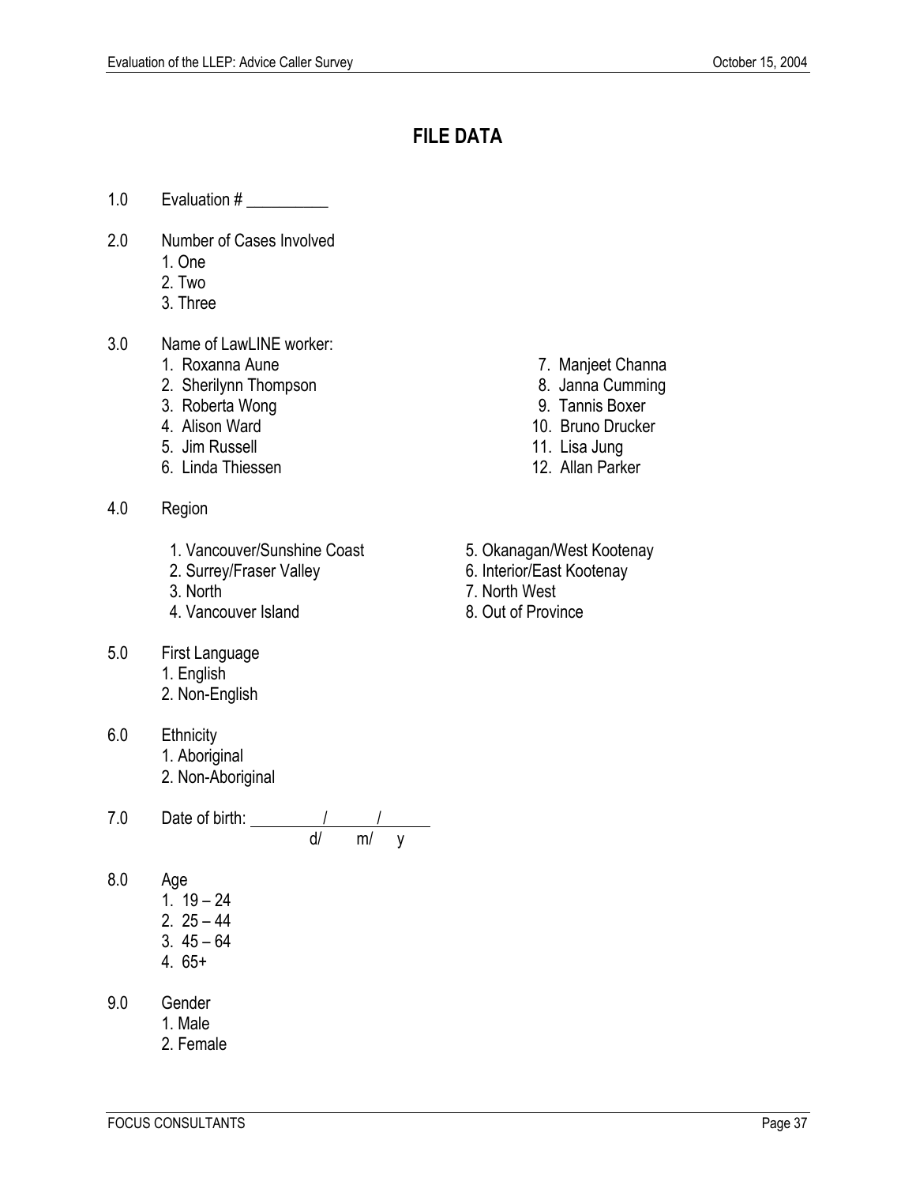# FILE DATA

1.0 Evaluation # __________

2.0 Number of Cases Involved
1. One
2. Two
3. Three

3.0 Name of LawLINE worker:
1. Roxanna Aune
2. Sherilynn Thompson
3. Roberta Wong
4. Alison Ward
5. Jim Russell
6. Linda Thiessen
7. Manjeet Channa
8. Janna Cumming
9. Tannis Boxer
10. Bruno Drucker
11. Lisa Jung
12. Allan Parker

4.0 Region
1. Vancouver/Sunshine Coast
2. Surrey/Fraser Valley
3. North
4. Vancouver Island
5. Okanagan/West Kootenay
6. Interior/East Kootenay
7. North West
8. Out of Province

5.0 First Language
1. English
2. Non-English

6.0 Ethnicity
1. Aboriginal
2. Non-Aboriginal

7.0 Date of birth: ________/______/______
d/ m/ y

8.0 Age
1. 19 – 24
2. 25 – 44
3. 45 – 64
4. 65+

9.0 Gender
1. Male
2. Female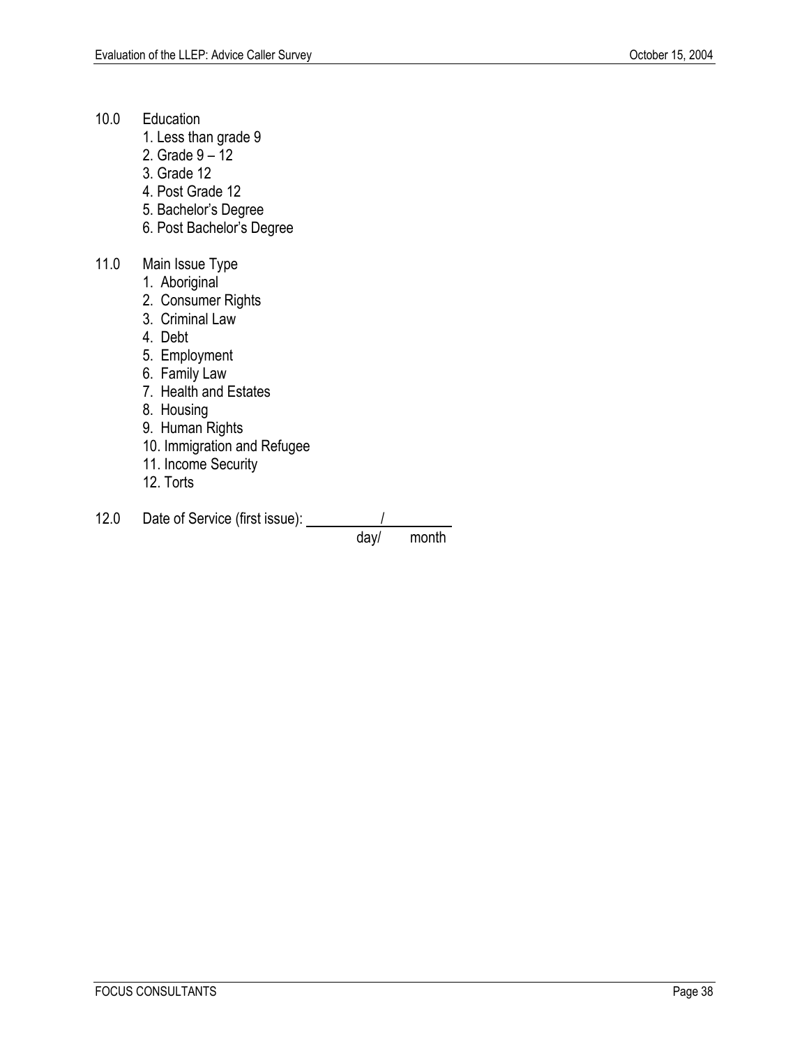10.0 Education

1. Less than grade 9
2. Grade 9 – 12
3. Grade 12
4. Post Grade 12
5. Bachelor's Degree
6. Post Bachelor's Degree

11.0 Main Issue Type

1. Aboriginal
2. Consumer Rights
3. Criminal Law
4. Debt
5. Employment
6. Family Law
7. Health and Estates
8. Housing
9. Human Rights
10. Immigration and Refugee
11. Income Security
12. Torts

12.0 Date of Service (first issue): ___________/__________

day/ month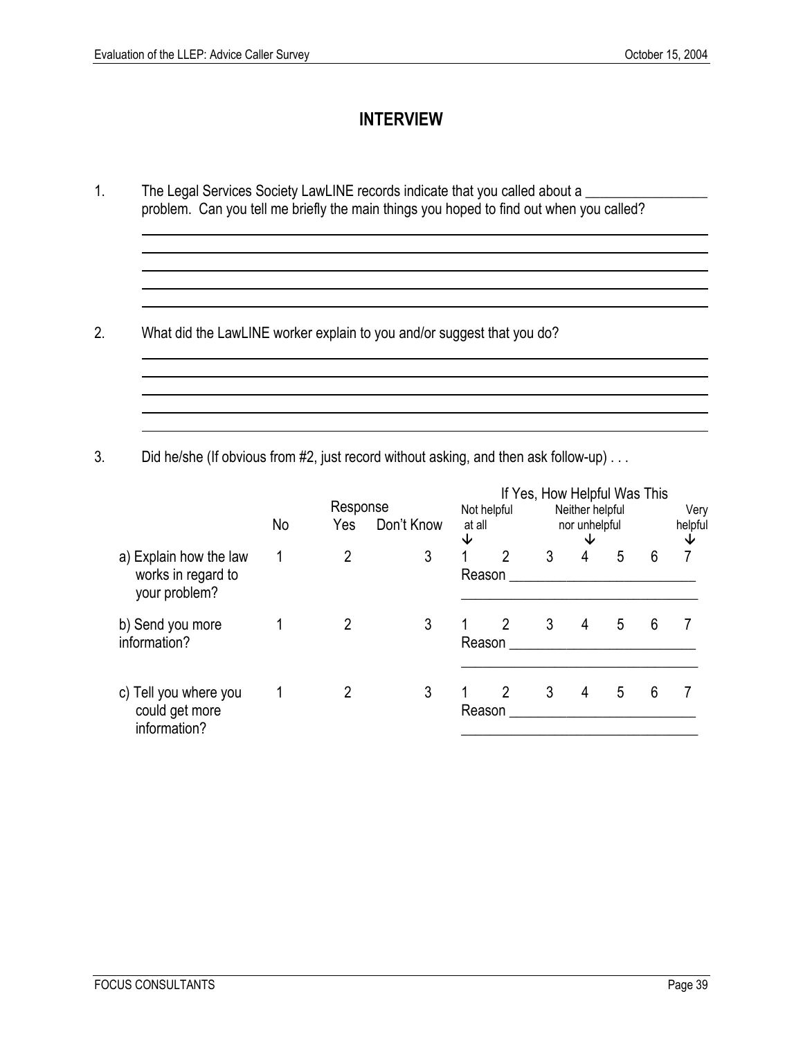## INTERVIEW

1. The Legal Services Society LawLINE records indicate that you called about a ________________ problem. Can you tell me briefly the main things you hoped to find out when you called?

______________________________________________________________________

______________________________________________________________________

______________________________________________________________________

______________________________________________________________________

______________________________________________________________________

2. What did the LawLINE worker explain to you and/or suggest that you do?

______________________________________________________________________

______________________________________________________________________

______________________________________________________________________

______________________________________________________________________

______________________________________________________________________

3. Did he/she (If obvious from #2, just record without asking, and then ask follow-up) . . .

| | Response | | | If Yes, How Helpful Was This | | | | | | |
|---|---|---|---|---|---|---|---|---|---|---|
| | No | Yes | Don't Know | Not helpful at all ↓ | | | Neither helpful nor unhelpful ↓ | | | Very helpful ↓ |
| a) Explain how the law works in regard to your problem? | 1 | 2 | 3 | 1 | 2 | 3 | 4 | 5 | 6 | 7 |
| | | | | Reason ______________________________ | | | | | | |
| b) Send you more information? | 1 | 2 | 3 | 1 | 2 | 3 | 4 | 5 | 6 | 7 |
| | | | | Reason ______________________________ | | | | | | |
| c) Tell you where you could get more information? | 1 | 2 | 3 | 1 | 2 | 3 | 4 | 5 | 6 | 7 |
| | | | | Reason ______________________________ | | | | | | |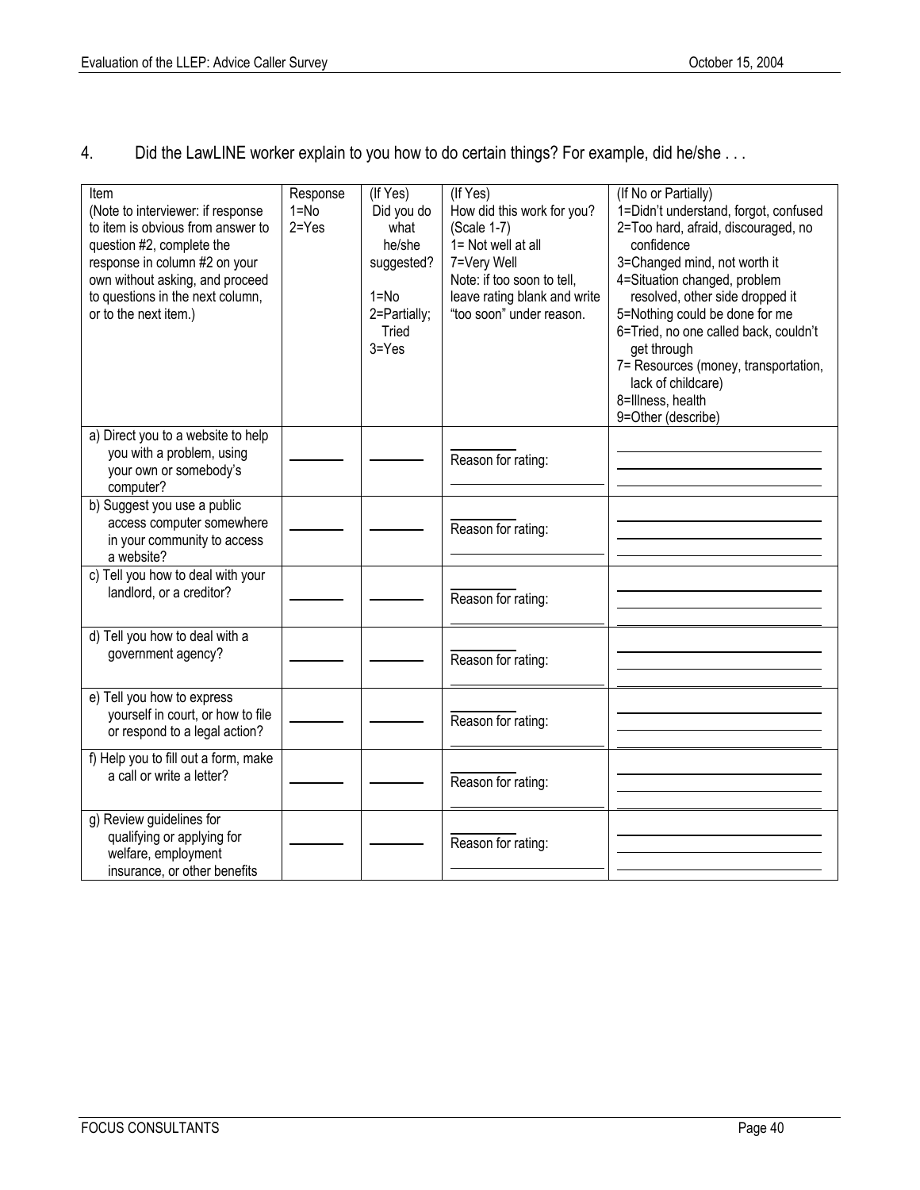4. Did the LawLINE worker explain to you how to do certain things? For example, did he/she . . .

| Item (Note to interviewer: if response to item is obvious from answer to question #2, complete the response in column #2 on your own without asking, and proceed to questions in the next column, or to the next item.) | Response 1=No 2=Yes | (If Yes) Did you do what he/she suggested? 1=No 2=Partially; Tried 3=Yes | (If Yes) How did this work for you? (Scale 1-7) 1= Not well at all 7=Very Well Note: if too soon to tell, leave rating blank and write "too soon" under reason. | (If No or Partially) 1=Didn't understand, forgot, confused 2=Too hard, afraid, discouraged, no confidence 3=Changed mind, not worth it 4=Situation changed, problem resolved, other side dropped it 5=Nothing could be done for me 6=Tried, no one called back, couldn't get through 7= Resources (money, transportation, lack of childcare) 8=Illness, health 9=Other (describe) |
|---|---|---|---|---|
| a) Direct you to a website to help you with a problem, using your own or somebody's computer? | ______ | ______ | ______ Reason for rating: ______ | ______ |
| b) Suggest you use a public access computer somewhere in your community to access a website? | ______ | ______ | ______ Reason for rating: ______ | ______ |
| c) Tell you how to deal with your landlord, or a creditor? | ______ | ______ | ______ Reason for rating: ______ | ______ |
| d) Tell you how to deal with a government agency? | ______ | ______ | ______ Reason for rating: ______ | ______ |
| e) Tell you how to express yourself in court, or how to file or respond to a legal action? | ______ | ______ | ______ Reason for rating: ______ | ______ |
| f) Help you to fill out a form, make a call or write a letter? | ______ | ______ | ______ Reason for rating: ______ | ______ |
| g) Review guidelines for qualifying or applying for welfare, employment insurance, or other benefits | ______ | ______ | ______ Reason for rating: ______ | ______ |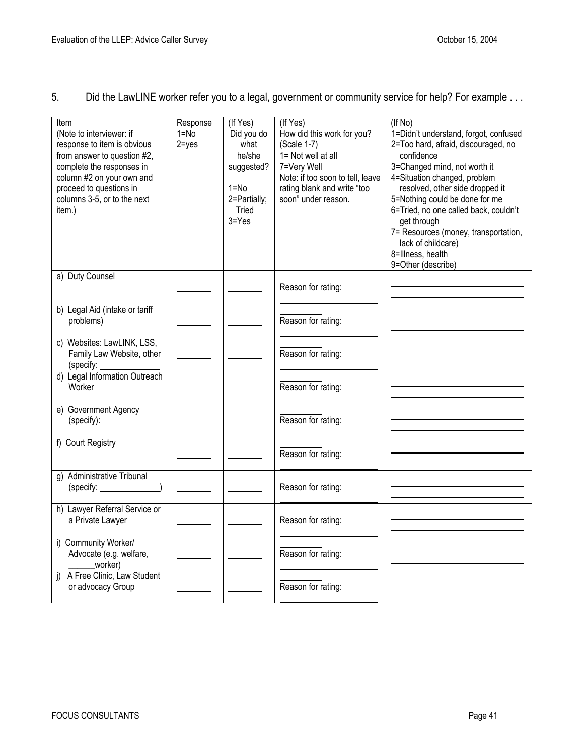5. Did the LawLINE worker refer you to a legal, government or community service for help? For example . . .

| Item (Note to interviewer: if response to item is obvious from answer to question #2, complete the responses in column #2 on your own and proceed to questions in columns 3-5, or to the next item.) | Response 1=No 2=yes | (If Yes) Did you do what he/she suggested? 1=No 2=Partially; Tried 3=Yes | (If Yes) How did this work for you? (Scale 1-7) 1= Not well at all 7=Very Well Note: if too soon to tell, leave rating blank and write "too soon" under reason. | (If No) 1=Didn't understand, forgot, confused 2=Too hard, afraid, discouraged, no confidence 3=Changed mind, not worth it 4=Situation changed, problem resolved, other side dropped it 5=Nothing could be done for me 6=Tried, no one called back, couldn't get through 7= Resources (money, transportation, lack of childcare) 8=Illness, health 9=Other (describe) |
|---|---|---|---|---|
| a) Duty Counsel | ______ | ______ | ______ Reason for rating: ______ | ______ |
| b) Legal Aid (intake or tariff problems) | ______ | ______ | ______ Reason for rating: ______ | ______ |
| c) Websites: LawLINK, LSS, Family Law Website, other (specify: ______ | ______ | ______ | ______ Reason for rating: ______ | ______ |
| d) Legal Information Outreach Worker | ______ | ______ | ______ Reason for rating: ______ | ______ |
| e) Government Agency (specify): ______ | ______ | ______ | ______ Reason for rating: ______ | ______ |
| f) Court Registry | ______ | ______ | ______ Reason for rating: ______ | ______ |
| g) Administrative Tribunal (specify: ______) | ______ | ______ | ______ Reason for rating: ______ | ______ |
| h) Lawyer Referral Service or a Private Lawyer | ______ | ______ | ______ Reason for rating: ______ | ______ |
| i) Community Worker/ Advocate (e.g. welfare, ______worker) | ______ | ______ | ______ Reason for rating: ______ | ______ |
| j) A Free Clinic, Law Student or advocacy Group | ______ | ______ | ______ Reason for rating: ______ | ______ |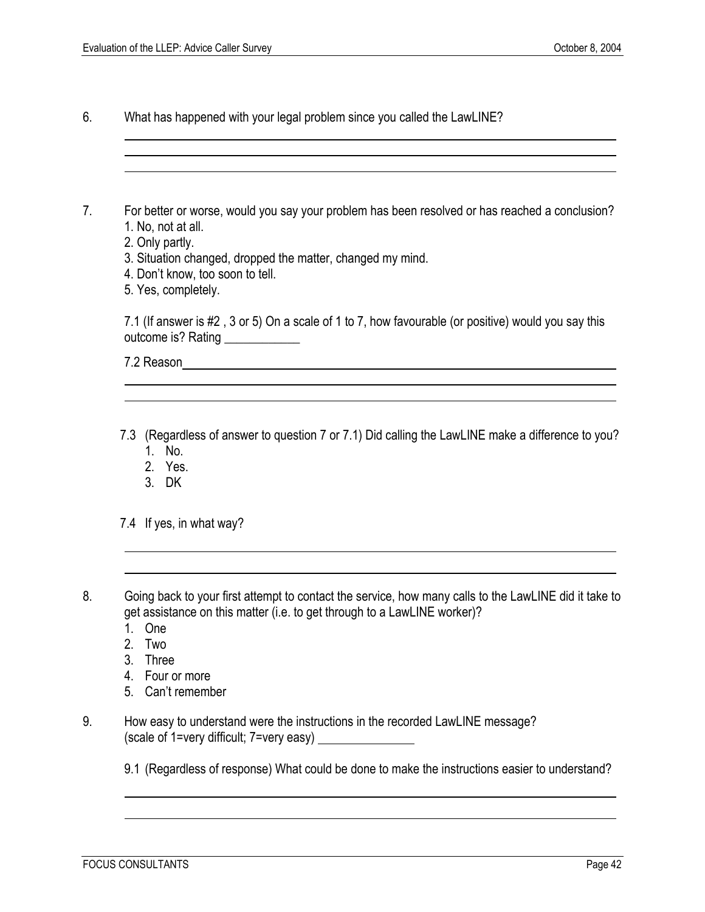6. What has happened with your legal problem since you called the LawLINE?

______________________________________________________________________________

______________________________________________________________________________

______________________________________________________________________________

7. For better or worse, would you say your problem has been resolved or has reached a conclusion?
   1. No, not at all.
   2. Only partly.
   3. Situation changed, dropped the matter, changed my mind.
   4. Don't know, too soon to tell.
   5. Yes, completely.

   7.1 (If answer is #2 , 3 or 5) On a scale of 1 to 7, how favourable (or positive) would you say this outcome is? Rating ____________

   7.2 Reason______________________________________________________________________

   ______________________________________________________________________________

   ______________________________________________________________________________

   7.3 (Regardless of answer to question 7 or 7.1) Did calling the LawLINE make a difference to you?
   1. No.
   2. Yes.
   3. DK

   7.4 If yes, in what way?

   ______________________________________________________________________________

   ______________________________________________________________________________

8. Going back to your first attempt to contact the service, how many calls to the LawLINE did it take to get assistance on this matter (i.e. to get through to a LawLINE worker)?
   1. One
   2. Two
   3. Three
   4. Four or more
   5. Can't remember

9. How easy to understand were the instructions in the recorded LawLINE message? (scale of 1=very difficult; 7=very easy) _______________

   9.1 (Regardless of response) What could be done to make the instructions easier to understand?

   ______________________________________________________________________________

   ______________________________________________________________________________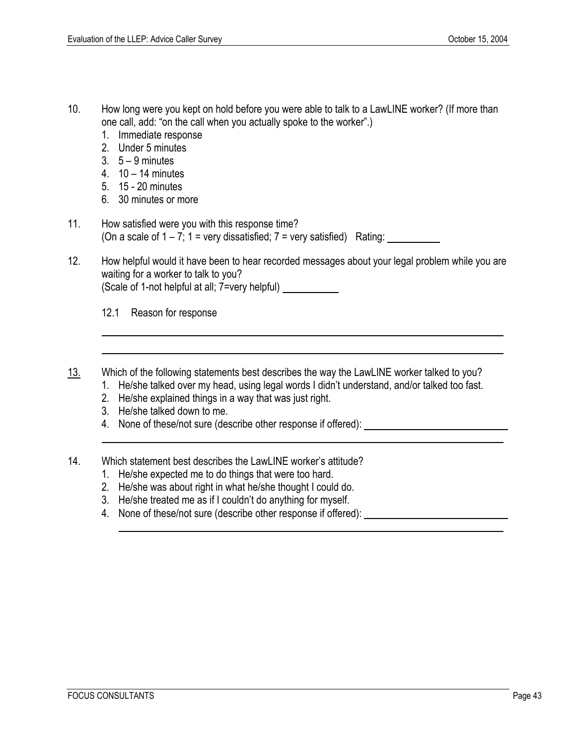10. How long were you kept on hold before you were able to talk to a LawLINE worker? (If more than one call, add: “on the call when you actually spoke to the worker”.)
    1. Immediate response
    2. Under 5 minutes
    3. 5 – 9 minutes
    4. 10 – 14 minutes
    5. 15 - 20 minutes
    6. 30 minutes or more

11. How satisfied were you with this response time?
    (On a scale of 1 – 7; 1 = very dissatisfied; 7 = very satisfied) Rating: __________

12. How helpful would it have been to hear recorded messages about your legal problem while you are waiting for a worker to talk to you?
    (Scale of 1-not helpful at all; 7=very helpful) __________

    12.1 Reason for response

    ______________________________________________________________________

    ______________________________________________________________________

<u>13.</u> Which of the following statements best describes the way the LawLINE worker talked to you?
    1. He/she talked over my head, using legal words I didn’t understand, and/or talked too fast.
    2. He/she explained things in a way that was just right.
    3. He/she talked down to me.
    4. None of these/not sure (describe other response if offered): __________________________

    ______________________________________________________________________

14. Which statement best describes the LawLINE worker’s attitude?
    1. He/she expected me to do things that were too hard.
    2. He/she was about right in what he/she thought I could do.
    3. He/she treated me as if I couldn’t do anything for myself.
    4. None of these/not sure (describe other response if offered): __________________________

    ______________________________________________________________________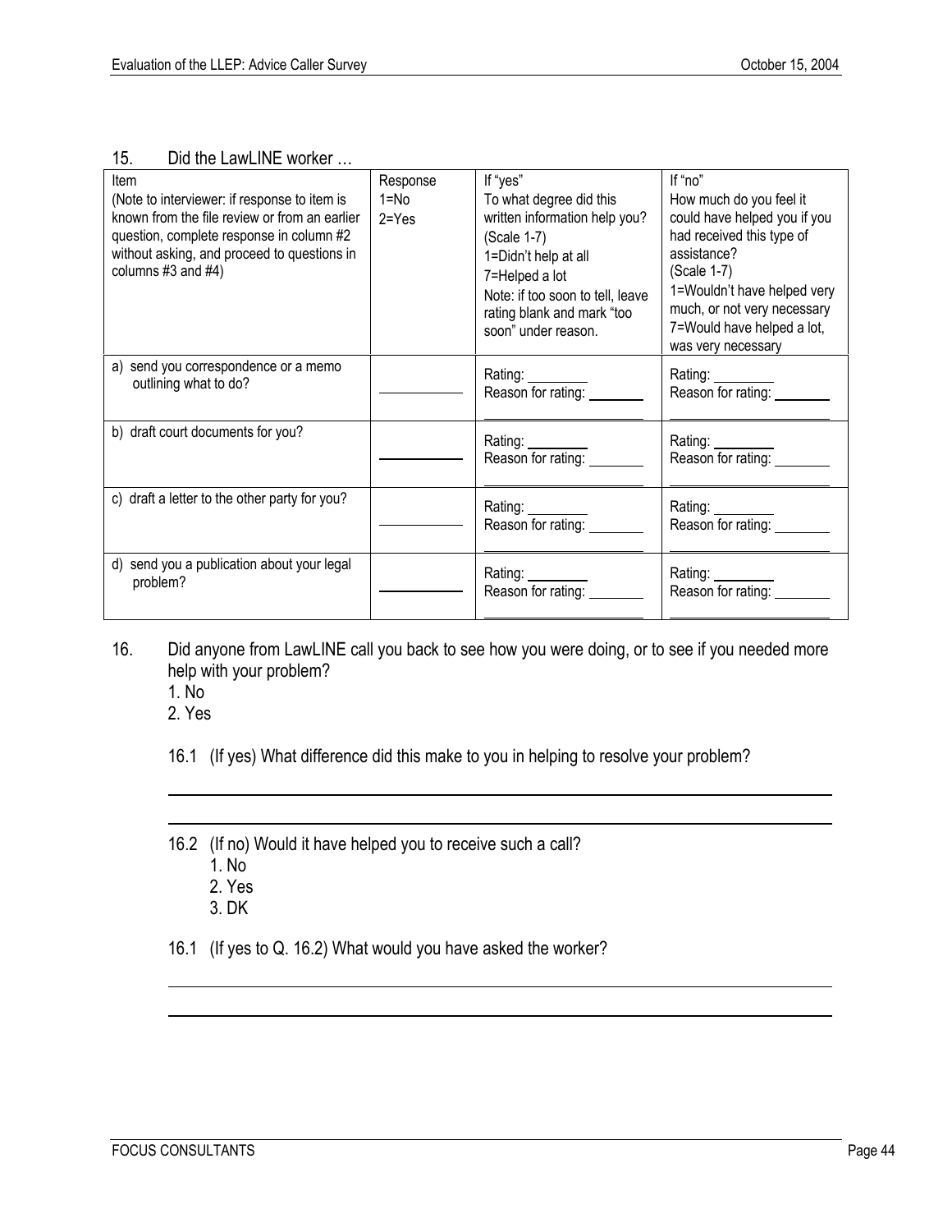15. Did the LawLINE worker …

| Item (Note to interviewer: if response to item is known from the file review or from an earlier question, complete response in column #2 without asking, and proceed to questions in columns #3 and #4) | Response 1=No 2=Yes | If "yes" To what degree did this written information help you? (Scale 1-7) 1=Didn't help at all 7=Helped a lot Note: if too soon to tell, leave rating blank and mark "too soon" under reason. | If "no" How much do you feel it could have helped you if you had received this type of assistance? (Scale 1-7) 1=Wouldn't have helped very much, or not very necessary 7=Would have helped a lot, was very necessary |
|---|---|---|---|
| a) send you correspondence or a memo outlining what to do? | ________ | Rating: ________ Reason for rating: ________ | Rating: ________ Reason for rating: ________ |
| b) draft court documents for you? | ________ | Rating: ________ Reason for rating: ________ | Rating: ________ Reason for rating: ________ |
| c) draft a letter to the other party for you? | ________ | Rating: ________ Reason for rating: ________ | Rating: ________ Reason for rating: ________ |
| d) send you a publication about your legal problem? | ________ | Rating: ________ Reason for rating: ________ | Rating: ________ Reason for rating: ________ |

16. Did anyone from LawLINE call you back to see how you were doing, or to see if you needed more help with your problem?
 1. No
 2. Yes

 16.1 (If yes) What difference did this make to you in helping to resolve your problem?

 ________________________________________________________________

 ________________________________________________________________

 16.2 (If no) Would it have helped you to receive such a call?
 1. No
 2. Yes
 3. DK

 16.1 (If yes to Q. 16.2) What would you have asked the worker?

 ________________________________________________________________

 ________________________________________________________________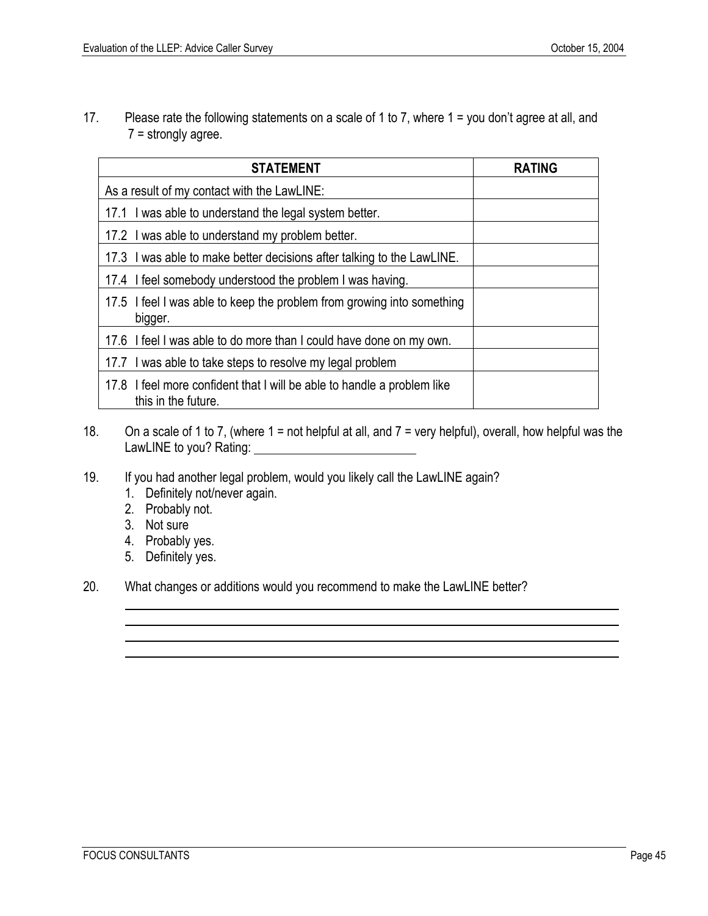17. Please rate the following statements on a scale of 1 to 7, where 1 = you don't agree at all, and 7 = strongly agree.

| STATEMENT | RATING |
|---|---|
| As a result of my contact with the LawLINE: | |
| 17.1 I was able to understand the legal system better. | |
| 17.2 I was able to understand my problem better. | |
| 17.3 I was able to make better decisions after talking to the LawLINE. | |
| 17.4 I feel somebody understood the problem I was having. | |
| 17.5 I feel I was able to keep the problem from growing into something bigger. | |
| 17.6 I feel I was able to do more than I could have done on my own. | |
| 17.7 I was able to take steps to resolve my legal problem | |
| 17.8 I feel more confident that I will be able to handle a problem like this in the future. | |

18. On a scale of 1 to 7, (where 1 = not helpful at all, and 7 = very helpful), overall, how helpful was the LawLINE to you? Rating: ________________________

19. If you had another legal problem, would you likely call the LawLINE again?
    1. Definitely not/never again.
    2. Probably not.
    3. Not sure
    4. Probably yes.
    5. Definitely yes.

20. What changes or additions would you recommend to make the LawLINE better?

_______________________________________________________________________________

_______________________________________________________________________________

_______________________________________________________________________________

_______________________________________________________________________________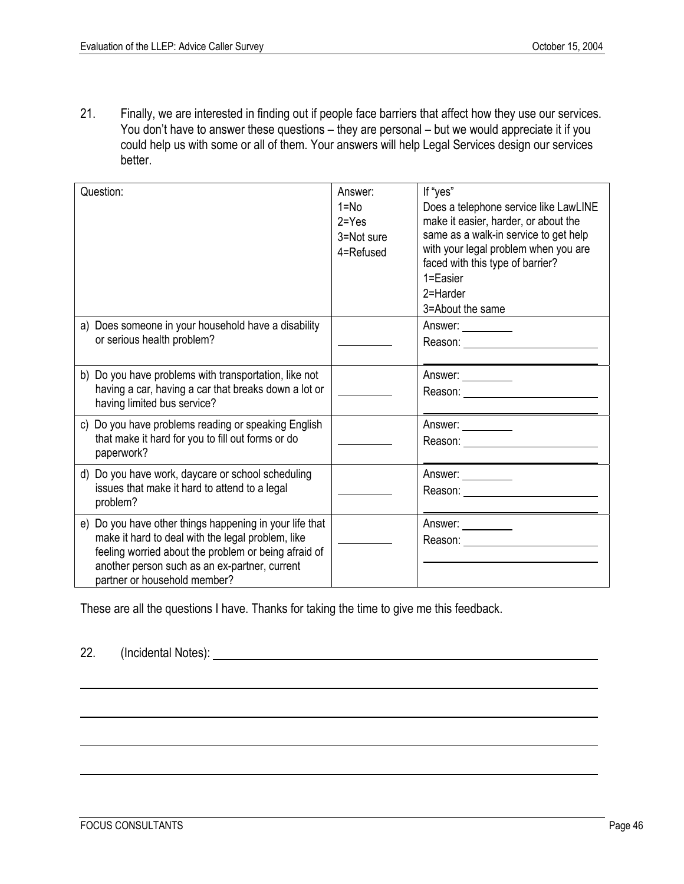21. Finally, we are interested in finding out if people face barriers that affect how they use our services. You don't have to answer these questions – they are personal – but we would appreciate it if you could help us with some or all of them. Your answers will help Legal Services design our services better.

| Question: | Answer:<br>1=No<br>2=Yes<br>3=Not sure<br>4=Refused | If "yes"<br>Does a telephone service like LawLINE make it easier, harder, or about the same as a walk-in service to get help with your legal problem when you are faced with this type of barrier?<br>1=Easier<br>2=Harder<br>3=About the same |
|---|---|---|
| a) Does someone in your household have a disability or serious health problem? | ________ | Answer: ________<br>Reason: ____________________<br>____________________________ |
| b) Do you have problems with transportation, like not having a car, having a car that breaks down a lot or having limited bus service? | ________ | Answer: ________<br>Reason: ____________________<br>____________________________ |
| c) Do you have problems reading or speaking English that make it hard for you to fill out forms or do paperwork? | ________ | Answer: ________<br>Reason: ____________________<br>____________________________ |
| d) Do you have work, daycare or school scheduling issues that make it hard to attend to a legal problem? | ________ | Answer: ________<br>Reason: ____________________<br>____________________________ |
| e) Do you have other things happening in your life that make it hard to deal with the legal problem, like feeling worried about the problem or being afraid of another person such as an ex-partner, current partner or household member? | ________ | Answer: ________<br>Reason: ____________________<br>____________________________ |

These are all the questions I have. Thanks for taking the time to give me this feedback.

22. (Incidental Notes): ____________________________________________________________

____________________________________________________________________________

____________________________________________________________________________

____________________________________________________________________________

____________________________________________________________________________